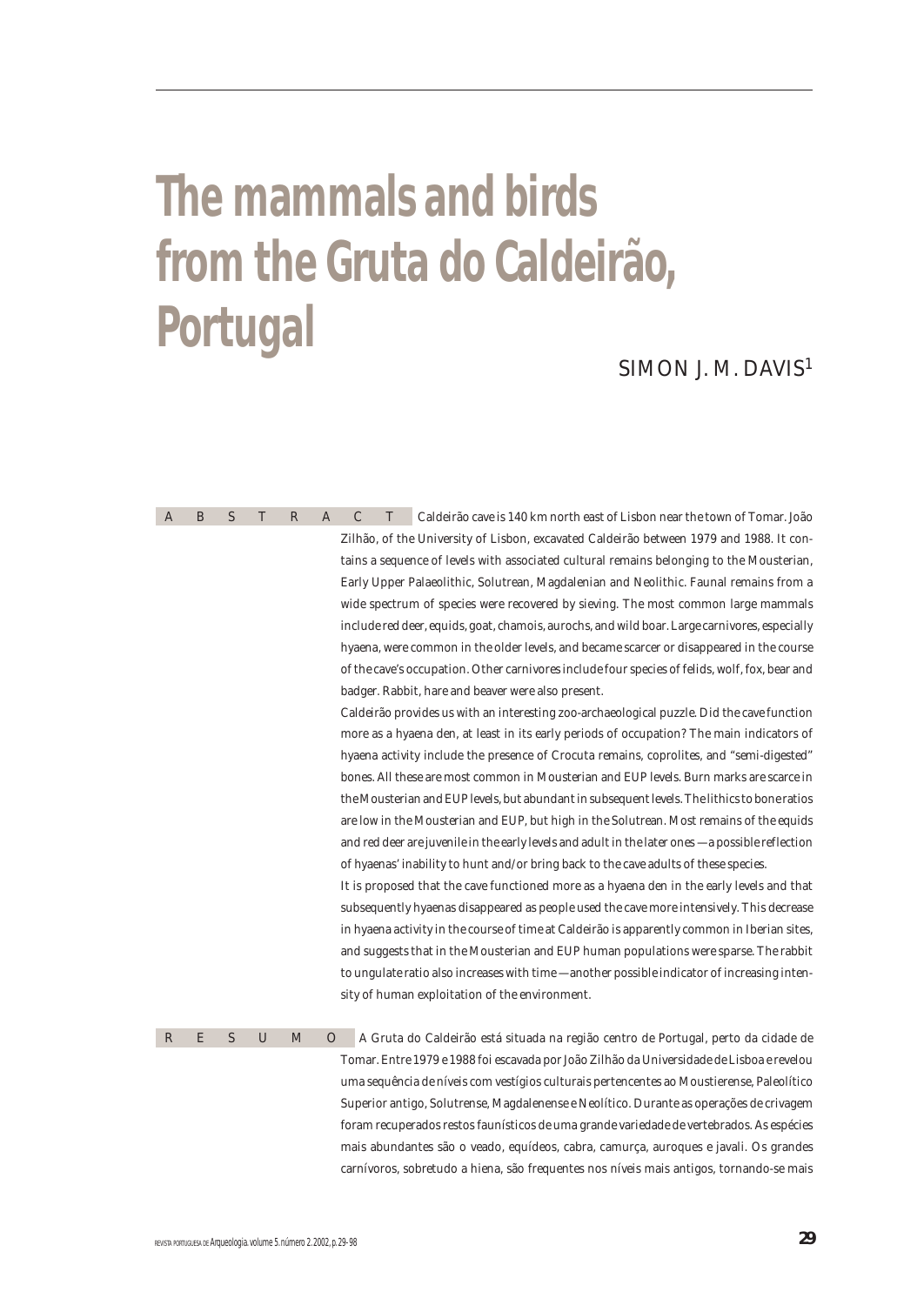# The mammals and birds from the Gruta do Caldeirão, Portugal

SIMON J. M. DAVIS[1]

**A B S T R A C T** Caldeirão cave is 140 km north east of Lisbon near the town of Tomar. João Zilhão, of the University of Lisbon, excavated Caldeirão between 1979 and 1988. It contains a sequence of levels with associated cultural remains belonging to the Mousterian, Early Upper Palaeolithic, Solutrean, Magdalenian and Neolithic. Faunal remains from a wide spectrum of species were recovered by sieving. The most common large mammals include red deer, equids, goat, chamois, aurochs, and wild boar. Large carnivores, especially hyaena, were common in the older levels, and became scarcer or disappeared in the course of the cave's occupation. Other carnivores include four species of felids, wolf, fox, bear and badger. Rabbit, hare and beaver were also present.

Caldeirão provides us with an interesting zoo-archaeological puzzle. Did the cave function more as a hyaena den, at least in its early periods of occupation? The main indicators of hyaena activity include the presence of Crocuta remains, coprolites, and "semi-digested" bones. All these are most common in Mousterian and EUP levels. Burn marks are scarce in the Mousterian and EUP levels, but abundant in subsequent levels. The lithics to bone ratios are low in the Mousterian and EUP, but high in the Solutrean. Most remains of the equids and red deer are juvenile in the early levels and adult in the later ones — a possible reflection of hyaenas' inability to hunt and/or bring back to the cave adults of these species.

It is proposed that the cave functioned more as a hyaena den in the early levels and that subsequently hyaenas disappeared as people used the cave more intensively. This decrease in hyaena activity in the course of time at Caldeirão is apparently common in Iberian sites, and suggests that in the Mousterian and EUP human populations were sparse. The rabbit to ungulate ratio also increases with time — another possible indicator of increasing intensity of human exploitation of the environment.

**R E S U M O** A Gruta do Caldeirão está situada na região centro de Portugal, perto da cidade de Tomar. Entre 1979 e 1988 foi escavada por João Zilhão da Universidade de Lisboa e revelou uma sequência de níveis com vestígios culturais pertencentes ao Moustierense, Paleolítico Superior antigo, Solutrense, Magdalenense e Neolítico. Durante as operações de crivagem foram recuperados restos faunísticos de uma grande variedade de vertebrados. As espécies mais abundantes são o veado, equídeos, cabra, camurça, auroques e javali. Os grandes carnívoros, sobretudo a hiena, são frequentes nos níveis mais antigos, tornando-se mais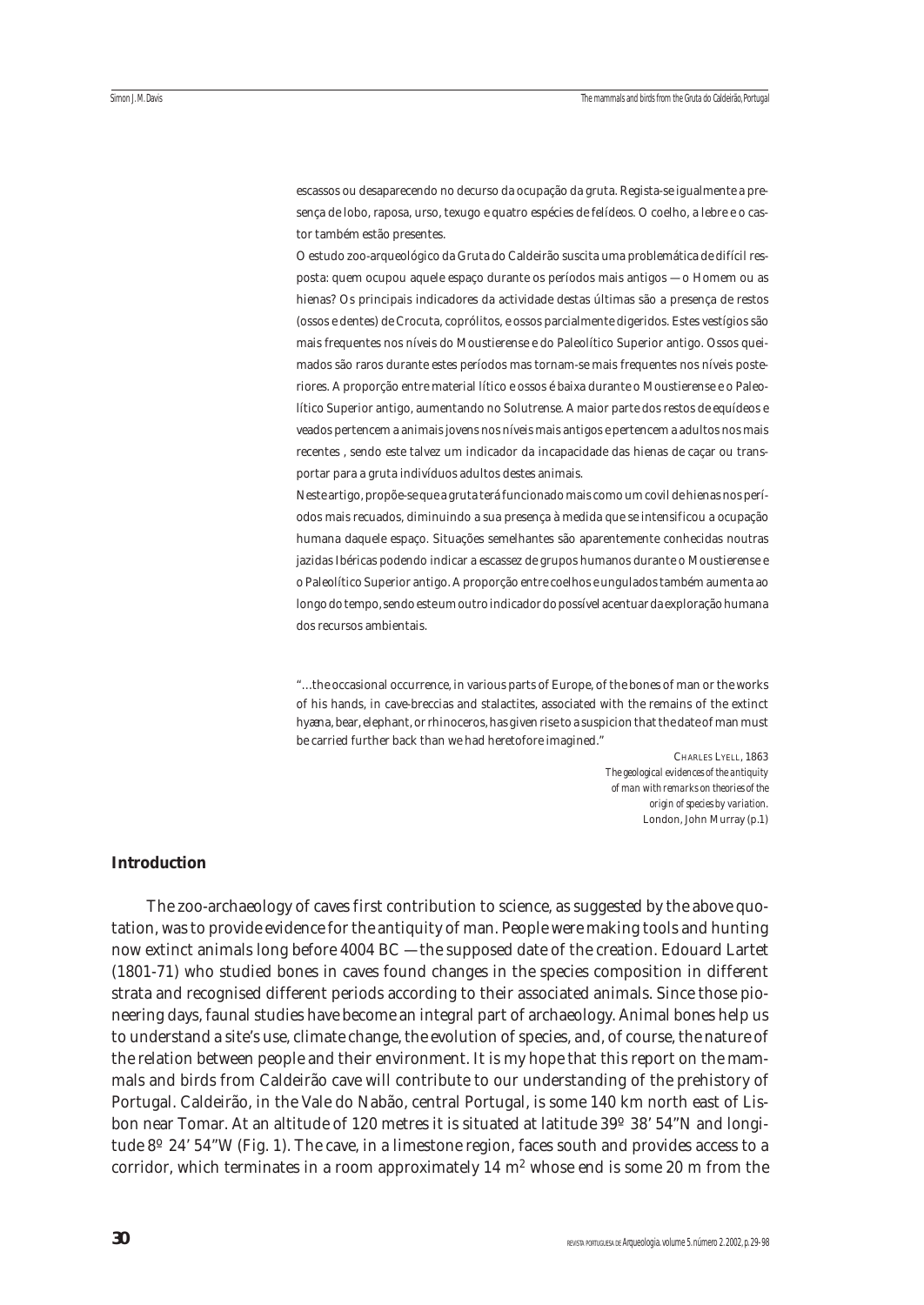escassos ou desaparecendo no decurso da ocupação da gruta. Regista-se igualmente a presença de lobo, raposa, urso, texugo e quatro espécies de felídeos. O coelho, a lebre e o castor também estão presentes.

O estudo zoo-arqueológico da Gruta do Caldeirão suscita uma problemática de difícil resposta: quem ocupou aquele espaço durante os períodos mais antigos — o Homem ou as hienas? Os principais indicadores da actividade destas últimas são a presença de restos (ossos e dentes) de Crocuta, coprólitos, e ossos parcialmente digeridos. Estes vestígios são mais frequentes nos níveis do Moustierense e do Paleolítico Superior antigo. Ossos queimados são raros durante estes períodos mas tornam-se mais frequentes nos níveis posteriores. A proporção entre material lítico e ossos é baixa durante o Moustierense e o Paleolítico Superior antigo, aumentando no Solutrense. A maior parte dos restos de equídeos e veados pertencem a animais jovens nos níveis mais antigos e pertencem a adultos nos mais recentes , sendo este talvez um indicador da incapacidade das hienas de caçar ou transportar para a gruta indivíduos adultos destes animais.

Neste artigo, propõe-se que a gruta terá funcionado mais como um covil de hienas nos períodos mais recuados, diminuindo a sua presença à medida que se intensificou a ocupação humana daquele espaço. Situações semelhantes são aparentemente conhecidas noutras jazidas Ibéricas podendo indicar a escassez de grupos humanos durante o Moustierense e o Paleolítico Superior antigo. A proporção entre coelhos e ungulados também aumenta ao longo do tempo, sendo este um outro indicador do possível acentuar da exploração humana dos recursos ambientais.

"…the occasional occurrence, in various parts of Europe, of the bones of man or the works of his hands, in cave-breccias and stalactites, associated with the remains of the extinct hyæna, bear, elephant, or rhinoceros, has given rise to a suspicion that the date of man must be carried further back than we had heretofore imagined."

CHARLES LYELL, 1863
*The geological evidences of the antiquity of man with remarks on theories of the origin of species by variation.*
London, John Murray (p.1)

## Introduction

The zoo-archaeology of caves first contribution to science, as suggested by the above quotation, was to provide evidence for the antiquity of man. People were making tools and hunting now extinct animals long before 4004 BC — the supposed date of the creation. Edouard Lartet (1801-71) who studied bones in caves found changes in the species composition in different strata and recognised different periods according to their associated animals. Since those pioneering days, faunal studies have become an integral part of archaeology. Animal bones help us to understand a site's use, climate change, the evolution of species, and, of course, the nature of the relation between people and their environment. It is my hope that this report on the mammals and birds from Caldeirão cave will contribute to our understanding of the prehistory of Portugal. Caldeirão, in the Vale do Nabão, central Portugal, is some 140 km north east of Lisbon near Tomar. At an altitude of 120 metres it is situated at latitude 39º 38' 54"N and longitude 8º 24' 54"W (Fig. 1). The cave, in a limestone region, faces south and provides access to a corridor, which terminates in a room approximately 14 m² whose end is some 20 m from the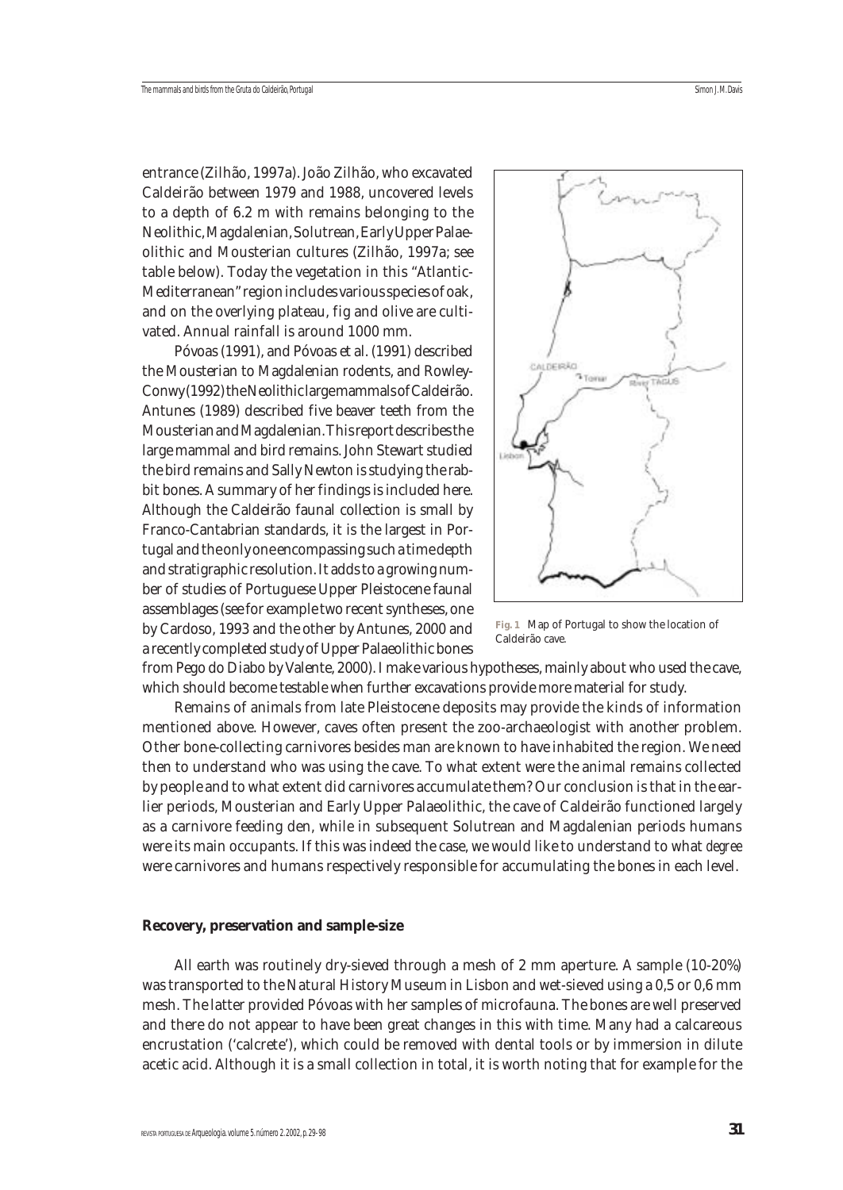entrance (Zilhão, 1997a). João Zilhão, who excavated Caldeirão between 1979 and 1988, uncovered levels to a depth of 6.2 m with remains belonging to the Neolithic, Magdalenian, Solutrean, Early Upper Palaeolithic and Mousterian cultures (Zilhão, 1997a; see table below). Today the vegetation in this "Atlantic-Mediterranean" region includes various species of oak, and on the overlying plateau, fig and olive are cultivated. Annual rainfall is around 1000 mm.

Póvoas (1991), and Póvoas et al. (1991) described the Mousterian to Magdalenian rodents, and Rowley-Conwy (1992) the Neolithic large mammals of Caldeirão. Antunes (1989) described five beaver teeth from the Mousterian and Magdalenian. This report describes the large mammal and bird remains. John Stewart studied the bird remains and Sally Newton is studying the rabbit bones. A summary of her findings is included here. Although the Caldeirão faunal collection is small by Franco-Cantabrian standards, it is the largest in Portugal and the only one encompassing such a time depth and stratigraphic resolution. It adds to a growing number of studies of Portuguese Upper Pleistocene faunal assemblages (see for example two recent syntheses, one by Cardoso, 1993 and the other by Antunes, 2000 and a recently completed study of Upper Palaeolithic bones from Pego do Diabo by Valente, 2000). I make various hypotheses, mainly about who used the cave, which should become testable when further excavations provide more material for study.

**Fig. 1** Map of Portugal to show the location of Caldeirão cave.

Remains of animals from late Pleistocene deposits may provide the kinds of information mentioned above. However, caves often present the zoo-archaeologist with another problem. Other bone-collecting carnivores besides man are known to have inhabited the region. We need then to understand who was using the cave. To what extent were the animal remains collected by people and to what extent did carnivores accumulate them? Our conclusion is that in the earlier periods, Mousterian and Early Upper Palaeolithic, the cave of Caldeirão functioned largely as a carnivore feeding den, while in subsequent Solutrean and Magdalenian periods humans were its main occupants. If this was indeed the case, we would like to understand to what *degree* were carnivores and humans respectively responsible for accumulating the bones in each level.

### Recovery, preservation and sample-size

All earth was routinely dry-sieved through a mesh of 2 mm aperture. A sample (10-20%) was transported to the Natural History Museum in Lisbon and wet-sieved using a 0,5 or 0,6 mm mesh. The latter provided Póvoas with her samples of microfauna. The bones are well preserved and there do not appear to have been great changes in this with time. Many had a calcareous encrustation ('calcrete'), which could be removed with dental tools or by immersion in dilute acetic acid. Although it is a small collection in total, it is worth noting that for example for the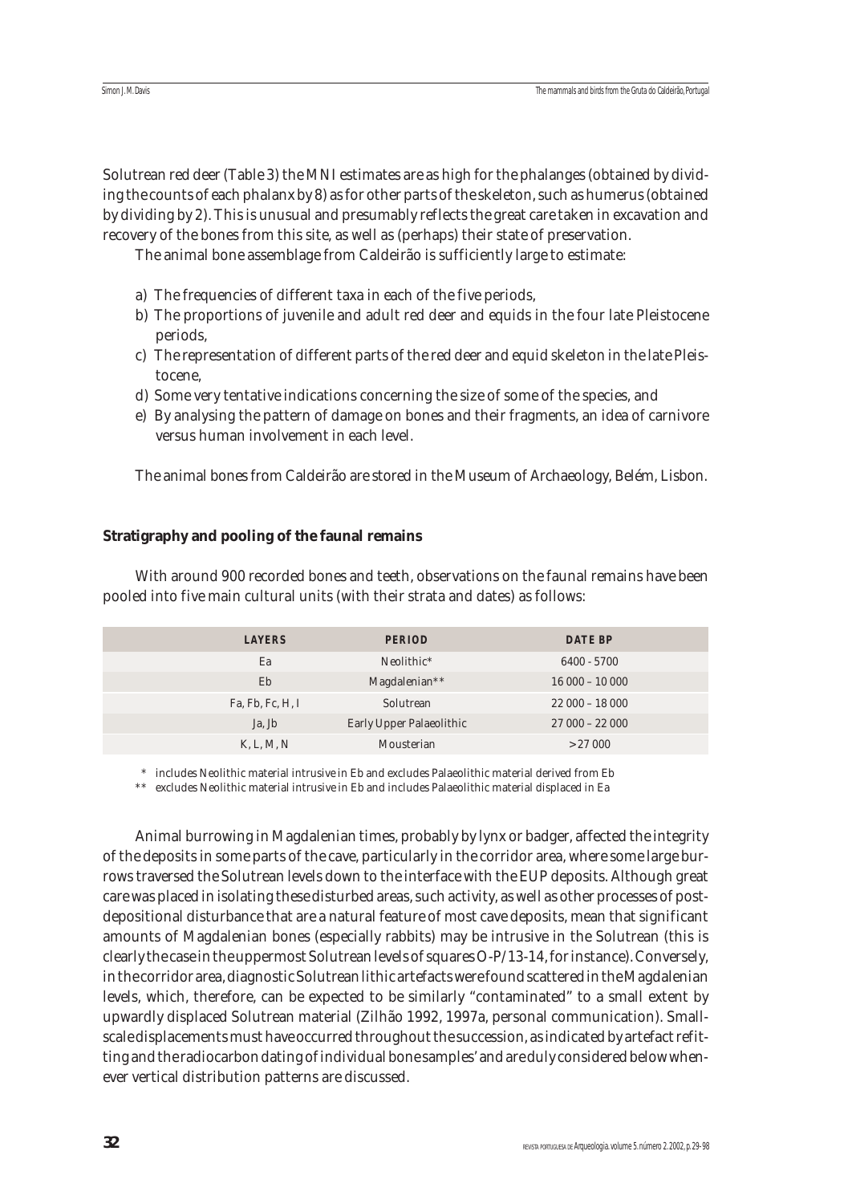Solutrean red deer (Table 3) the MNI estimates are as high for the phalanges (obtained by dividing the counts of each phalanx by 8) as for other parts of the skeleton, such as humerus (obtained by dividing by 2). This is unusual and presumably reflects the great care taken in excavation and recovery of the bones from this site, as well as (perhaps) their state of preservation.

The animal bone assemblage from Caldeirão is sufficiently large to estimate:

a) The frequencies of different taxa in each of the five periods,
b) The proportions of juvenile and adult red deer and equids in the four late Pleistocene periods,
c) The representation of different parts of the red deer and equid skeleton in the late Pleistocene,
d) Some very tentative indications concerning the size of some of the species, and
e) By analysing the pattern of damage on bones and their fragments, an idea of carnivore versus human involvement in each level.

The animal bones from Caldeirão are stored in the Museum of Archaeology, Belém, Lisbon.

**Stratigraphy and pooling of the faunal remains**

With around 900 recorded bones and teeth, observations on the faunal remains have been pooled into five main cultural units (with their strata and dates) as follows:

| LAYERS | PERIOD | DATE BP |
|---|---|---|
| Ea | Neolithic* | 6400 - 5700 |
| Eb | Magdalenian** | 16 000 – 10 000 |
| Fa, Fb, Fc, H, I | Solutrean | 22 000 – 18 000 |
| Ja, Jb | Early Upper Palaeolithic | 27 000 – 22 000 |
| K, L, M, N | Mousterian | > 27 000 |

\* includes Neolithic material intrusive in Eb and excludes Palaeolithic material derived from Eb

\*\* excludes Neolithic material intrusive in Eb and includes Palaeolithic material displaced in Ea

Animal burrowing in Magdalenian times, probably by lynx or badger, affected the integrity of the deposits in some parts of the cave, particularly in the corridor area, where some large burrows traversed the Solutrean levels down to the interface with the EUP deposits. Although great care was placed in isolating these disturbed areas, such activity, as well as other processes of post-depositional disturbance that are a natural feature of most cave deposits, mean that significant amounts of Magdalenian bones (especially rabbits) may be intrusive in the Solutrean (this is clearly the case in the uppermost Solutrean levels of squares O-P/13-14, for instance). Conversely, in the corridor area, diagnostic Solutrean lithic artefacts were found scattered in the Magdalenian levels, which, therefore, can be expected to be similarly "contaminated" to a small extent by upwardly displaced Solutrean material (Zilhão 1992, 1997a, personal communication). Small-scale displacements must have occurred throughout the succession, as indicated by artefact refitting and the radiocarbon dating of individual bone samples' and are duly considered below whenever vertical distribution patterns are discussed.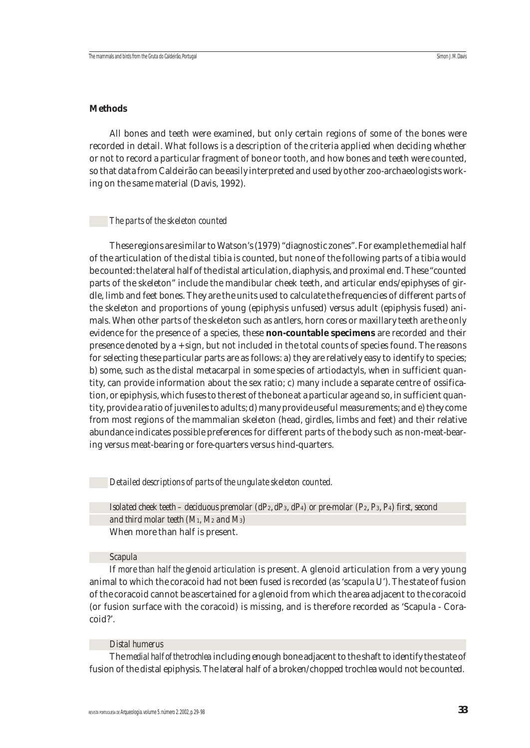## Methods

All bones and teeth were examined, but only certain regions of some of the bones were recorded in detail. What follows is a description of the criteria applied when deciding whether or not to record a particular fragment of bone or tooth, and how bones and teeth were counted, so that data from Caldeirão can be easily interpreted and used by other zoo-archaeologists working on the same material (Davis, 1992).

### *The parts of the skeleton counted*

These regions are similar to Watson's (1979) "diagnostic zones". For example the medial half of the articulation of the distal tibia is counted, but none of the following parts of a tibia would be counted: the lateral half of the distal articulation, diaphysis, and proximal end. These "counted parts of the skeleton" include the mandibular cheek teeth, and articular ends/epiphyses of girdle, limb and feet bones. They are the units used to calculate the frequencies of different parts of the skeleton and proportions of young (epiphysis unfused) versus adult (epiphysis fused) animals. When other parts of the skeleton such as antlers, horn cores or maxillary teeth are the only evidence for the presence of a species, these **non-countable specimens** are recorded and their presence denoted by a + sign, but not included in the total counts of species found. The reasons for selecting these particular parts are as follows: a) they are relatively easy to identify to species; b) some, such as the distal metacarpal in some species of artiodactyls, when in sufficient quantity, can provide information about the sex ratio; c) many include a separate centre of ossification, or epiphysis, which fuses to the rest of the bone at a particular age and so, in sufficient quantity, provide a ratio of juveniles to adults; d) many provide useful measurements; and e) they come from most regions of the mammalian skeleton (head, girdles, limbs and feet) and their relative abundance indicates possible preferences for different parts of the body such as non-meat-bearing versus meat-bearing or fore-quarters versus hind-quarters.

### *Detailed descriptions of parts of the ungulate skeleton counted.*

*Isolated cheek teeth – deciduous premolar ($dP_2$, $dP_3$, $dP_4$) or pre-molar ($P_2$, $P_3$, $P_4$) first, second and third molar teeth ($M_1$, $M_2$ and $M_3$)*

When more than half is present.

*Scapula*

If *more than half the glenoid articulation* is present. A glenoid articulation from a very young animal to which the coracoid had not been fused is recorded (as 'scapula U'). The state of fusion of the coracoid cannot be ascertained for a glenoid from which the area adjacent to the coracoid (or fusion surface with the coracoid) is missing, and is therefore recorded as 'Scapula - Coracoid?'.

*Distal humerus*

The *medial half of the trochlea* including enough bone adjacent to the shaft to identify the state of fusion of the distal epiphysis. The lateral half of a broken/chopped trochlea would not be counted.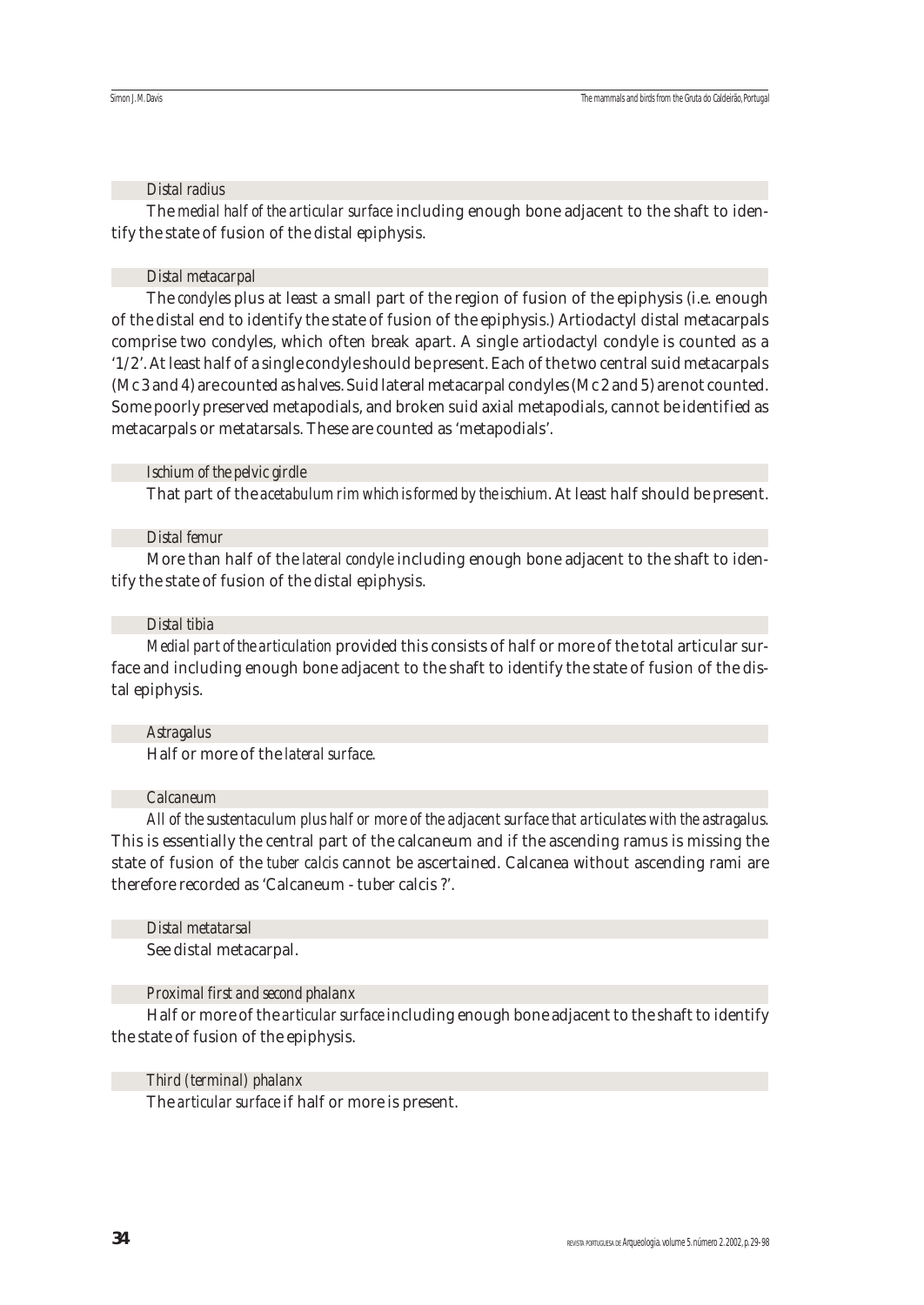#### *Distal radius*

The *medial half of the articular surface* including enough bone adjacent to the shaft to identify the state of fusion of the distal epiphysis.

#### *Distal metacarpal*

The *condyles* plus at least a small part of the region of fusion of the epiphysis (i.e. enough of the distal end to identify the state of fusion of the epiphysis.) Artiodactyl distal metacarpals comprise two condyles, which often break apart. A single artiodactyl condyle is counted as a '1/2'. At least half of a single condyle should be present. Each of the two central suid metacarpals (Mc 3 and 4) are counted as halves. Suid lateral metacarpal condyles (Mc 2 and 5) are not counted. Some poorly preserved metapodials, and broken suid axial metapodials, cannot be identified as metacarpals or metatarsals. These are counted as 'metapodials'.

#### *Ischium of the pelvic girdle*

That part of the *acetabulum rim which is formed by the ischium*. At least half should be present.

#### *Distal femur*

More than half of the *lateral condyle* including enough bone adjacent to the shaft to identify the state of fusion of the distal epiphysis.

#### *Distal tibia*

*Medial part of the articulation* provided this consists of half or more of the total articular surface and including enough bone adjacent to the shaft to identify the state of fusion of the distal epiphysis.

#### *Astragalus*

Half or more of the *lateral surface*.

#### *Calcaneum*

*All of the sustentaculum plus half or more of the adjacent surface that articulates with the astragalus*. This is essentially the central part of the calcaneum and if the ascending ramus is missing the state of fusion of the *tuber calcis* cannot be ascertained. Calcanea without ascending rami are therefore recorded as 'Calcaneum - tuber calcis ?'.

#### *Distal metatarsal*

See distal metacarpal.

#### *Proximal first and second phalanx*

Half or more of the *articular surface* including enough bone adjacent to the shaft to identify the state of fusion of the epiphysis.

#### *Third (terminal) phalanx*

The *articular surface* if half or more is present.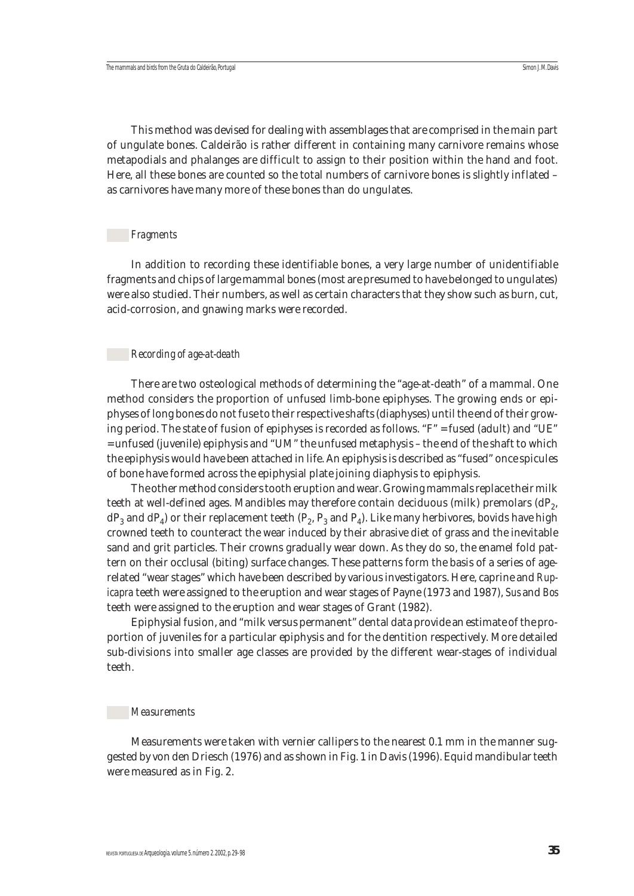This method was devised for dealing with assemblages that are comprised in the main part of ungulate bones. Caldeirão is rather different in containing many carnivore remains whose metapodials and phalanges are difficult to assign to their position within the hand and foot. Here, all these bones are counted so the total numbers of carnivore bones is slightly inflated – as carnivores have many more of these bones than do ungulates.

### *Fragments*

In addition to recording these identifiable bones, a very large number of unidentifiable fragments and chips of large mammal bones (most are presumed to have belonged to ungulates) were also studied. Their numbers, as well as certain characters that they show such as burn, cut, acid-corrosion, and gnawing marks were recorded.

### *Recording of age-at-death*

There are two osteological methods of determining the "age-at-death" of a mammal. One method considers the proportion of unfused limb-bone epiphyses. The growing ends or epiphyses of long bones do not fuse to their respective shafts (diaphyses) until the end of their growing period. The state of fusion of epiphyses is recorded as follows. "F" = fused (adult) and "UE" = unfused (juvenile) epiphysis and "UM" the unfused metaphysis – the end of the shaft to which the epiphysis would have been attached in life. An epiphysis is described as "fused" once spicules of bone have formed across the epiphysial plate joining diaphysis to epiphysis.

The other method considers tooth eruption and wear. Growing mammals replace their milk teeth at well-defined ages. Mandibles may therefore contain deciduous (milk) premolars ($dP_2$, $dP_3$ and $dP_4$) or their replacement teeth ($P_2$, $P_3$ and $P_4$). Like many herbivores, bovids have high crowned teeth to counteract the wear induced by their abrasive diet of grass and the inevitable sand and grit particles. Their crowns gradually wear down. As they do so, the enamel fold pattern on their occlusal (biting) surface changes. These patterns form the basis of a series of age-related "wear stages" which have been described by various investigators. Here, caprine and *Rupicapra* teeth were assigned to the eruption and wear stages of Payne (1973 and 1987), *Sus* and *Bos* teeth were assigned to the eruption and wear stages of Grant (1982).

Epiphysial fusion, and "milk versus permanent" dental data provide an estimate of the proportion of juveniles for a particular epiphysis and for the dentition respectively. More detailed sub-divisions into smaller age classes are provided by the different wear-stages of individual teeth.

### *Measurements*

Measurements were taken with vernier callipers to the nearest 0.1 mm in the manner suggested by von den Driesch (1976) and as shown in Fig. 1 in Davis (1996). Equid mandibular teeth were measured as in Fig. 2.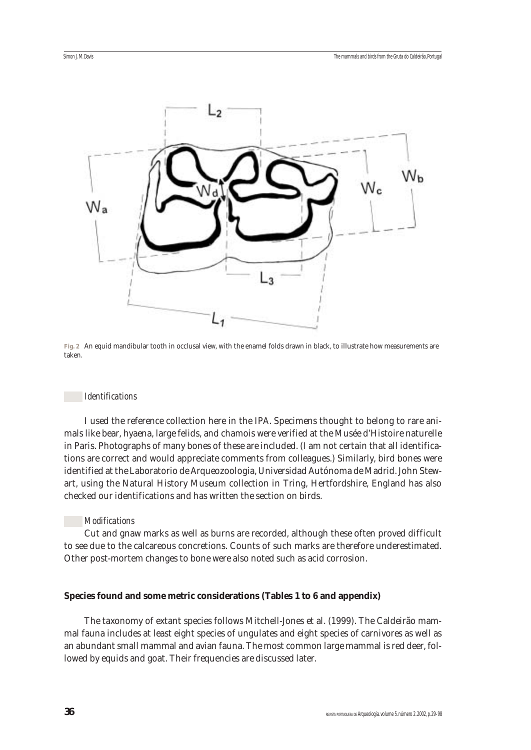**Fig. 2** An equid mandibular tooth in occlusal view, with the enamel folds drawn in black, to illustrate how measurements are taken.

### *Identifications*

I used the reference collection here in the IPA. Specimens thought to belong to rare animals like bear, hyaena, large felids, and chamois were verified at the Musée d'Histoire naturelle in Paris. Photographs of many bones of these are included. (I am not certain that all identifications are correct and would appreciate comments from colleagues.) Similarly, bird bones were identified at the Laboratorio de Arqueozoologia, Universidad Autónoma de Madrid. John Stewart, using the Natural History Museum collection in Tring, Hertfordshire, England has also checked our identifications and has written the section on birds.

### *Modifications*

Cut and gnaw marks as well as burns are recorded, although these often proved difficult to see due to the calcareous concretions. Counts of such marks are therefore underestimated. Other post-mortem changes to bone were also noted such as acid corrosion.

## **Species found and some metric considerations (Tables 1 to 6 and appendix)**

The taxonomy of extant species follows Mitchell-Jones et al. (1999). The Caldeirão mammal fauna includes at least eight species of ungulates and eight species of carnivores as well as an abundant small mammal and avian fauna. The most common large mammal is red deer, followed by equids and goat. Their frequencies are discussed later.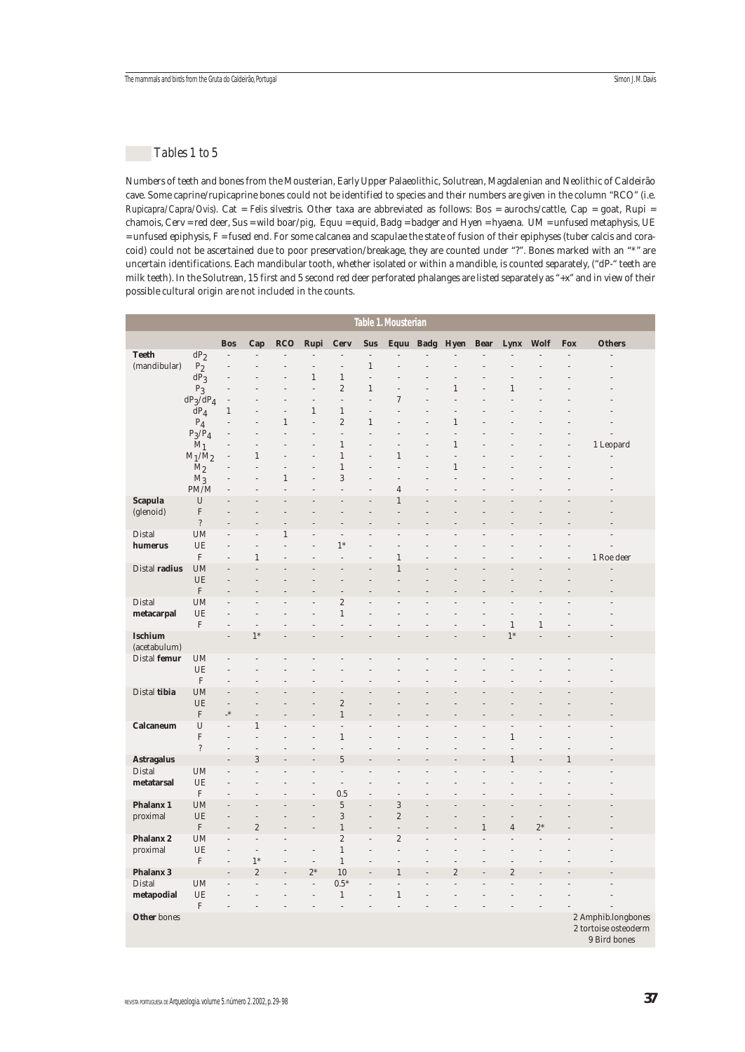## Tables 1 to 5

Numbers of teeth and bones from the Mousterian, Early Upper Palaeolithic, Solutrean, Magdalenian and Neolithic of Caldeirão cave. Some caprine/rupicaprine bones could not be identified to species and their numbers are given in the column "RCO" (i.e. *Rupicapra/Capra/Ovis*). Cat = *Felis silvestris*. Other taxa are abbreviated as follows: Bos = aurochs/cattle, Cap = goat, Rupi = chamois, Cerv = red deer, Sus = wild boar/pig, Equu = equid, Badg = badger and Hyen = hyaena. UM = unfused metaphysis, UE = unfused epiphysis, F = fused end. For some calcanea and scapulae the state of fusion of their epiphyses (tuber calcis and coracoid) could not be ascertained due to poor preservation/breakage, they are counted under "?". Bones marked with an "*" are uncertain identifications. Each mandibular tooth, whether isolated or within a mandible, is counted separately, ("dP-" teeth are milk teeth). In the Solutrean, 15 first and 5 second red deer perforated phalanges are listed separately as "+x" and in view of their possible cultural origin are not included in the counts.

**Table 1. Mousterian**

| | | Bos | Cap | RCO | Rupi | Cerv | Sus | Equu | Badg | Hyen | Bear | Lynx | Wolf | Fox | Others |
|---|---|---|---|---|---|---|---|---|---|---|---|---|---|---|---|
| **Teeth** | $dP_2$ | - | - | - | - | - | - | - | - | - | - | - | - | - | - |
| (mandibular) | $P_2$ | - | - | - | - | - | 1 | - | - | - | - | - | - | - | - |
| | $dP_3$ | - | - | - | 1 | 1 | - | - | - | - | - | - | - | - | - |
| | $P_3$ | - | - | - | - | 2 | 1 | - | - | 1 | - | 1 | - | - | - |
| | $dP_3/dP_4$ | - | - | - | - | - | - | 7 | - | - | - | - | - | - | - |
| | $dP_4$ | 1 | - | - | 1 | 1 | - | - | - | - | - | - | - | - | - |
| | $P_4$ | - | - | 1 | - | 2 | 1 | - | - | 1 | - | - | - | - | - |
| | $P_3/P_4$ | - | - | - | - | - | - | - | - | - | - | - | - | - | - |
| | $M_1$ | - | - | - | - | 1 | - | - | - | 1 | - | - | - | - | 1 Leopard |
| | $M_1/M_2$ | - | 1 | - | - | 1 | - | 1 | - | - | - | - | - | - | - |
| | $M_2$ | - | - | - | - | 1 | - | - | - | 1 | - | - | - | - | - |
| | $M_3$ | - | - | 1 | - | 3 | - | - | - | - | - | - | - | - | - |
| | PM/M | - | - | - | - | - | - | 4 | - | - | - | - | - | - | - |
| **Scapula** | U | - | - | - | - | - | - | 1 | - | - | - | - | - | - | - |
| (glenoid) | F | - | - | - | - | - | - | - | - | - | - | - | - | - | - |
| | ? | - | - | - | - | - | - | - | - | - | - | - | - | - | - |
| Distal | UM | - | - | 1 | - | - | - | - | - | - | - | - | - | - | - |
| **humerus** | UE | - | - | - | - | 1* | - | - | - | - | - | - | - | - | - |
| | F | - | 1 | - | - | - | - | 1 | - | - | - | - | - | - | 1 Roe deer |
| Distal **radius** | UM | - | - | - | - | - | - | 1 | - | - | - | - | - | - | - |
| | UE | - | - | - | - | - | - | - | - | - | - | - | - | - | - |
| | F | - | - | - | - | - | - | - | - | - | - | - | - | - | - |
| Distal | UM | - | - | - | - | 2 | - | - | - | - | - | - | - | - | - |
| **metacarpal** | UE | - | - | - | - | 1 | - | - | - | - | - | - | - | - | - |
| | F | - | - | - | - | - | - | - | - | - | - | 1 | 1 | - | - |
| **Ischium** (acetabulum) | | - | 1* | - | - | - | - | - | - | - | - | 1* | - | - | - |
| Distal **femur** | UM | - | - | - | - | - | - | - | - | - | - | - | - | - | - |
| | UE | - | - | - | - | - | - | - | - | - | - | - | - | - | - |
| | F | - | - | - | - | - | - | - | - | - | - | - | - | - | - |
| Distal **tibia** | UM | - | - | - | - | - | - | - | - | - | - | - | - | - | - |
| | UE | - | - | - | - | 2 | - | - | - | - | - | - | - | - | - |
| | F | -* | - | - | - | 1 | - | - | - | - | - | - | - | - | - |
| **Calcaneum** | U | - | 1 | - | - | - | - | - | - | - | - | - | - | - | - |
| | F | - | - | - | - | 1 | - | - | - | - | - | 1 | - | - | - |
| | ? | - | - | - | - | - | - | - | - | - | - | - | - | - | - |
| **Astragalus** | | - | 3 | - | - | 5 | - | - | - | - | - | 1 | - | 1 | - |
| Distal | UM | - | - | - | - | - | - | - | - | - | - | - | - | - | - |
| **metatarsal** | UE | - | - | - | - | - | - | - | - | - | - | - | - | - | - |
| | F | - | - | - | - | 0.5 | - | - | - | - | - | - | - | - | - |
| **Phalanx 1** | UM | - | - | - | - | 5 | - | 3 | - | - | - | - | - | - | - |
| proximal | UE | - | - | - | - | 3 | - | 2 | - | - | - | - | - | - | - |
| | F | - | 2 | - | - | 1 | - | - | - | - | 1 | 4 | 2* | - | - |
| **Phalanx 2** | UM | - | - | - | - | 2 | - | 2 | - | - | - | - | - | - | - |
| proximal | UE | - | - | - | - | 1 | - | - | - | - | - | - | - | - | - |
| | F | - | 1* | - | - | 1 | - | - | - | - | - | - | - | - | - |
| **Phalanx 3** | | - | 2 | - | 2* | 10 | - | 1 | - | 2 | - | 2 | - | - | - |
| Distal | UM | - | - | - | - | 0.5* | - | - | - | - | - | - | - | - | - |
| **metapodial** | UE | - | - | - | - | 1 | - | 1 | - | - | - | - | - | - | - |
| | F | - | - | - | - | - | - | - | - | - | - | - | - | - | - |
| **Other** bones | | | | | | | | | | | | | | | 2 Amphib.longbones<br>2 tortoise osteoderm<br>9 Bird bones |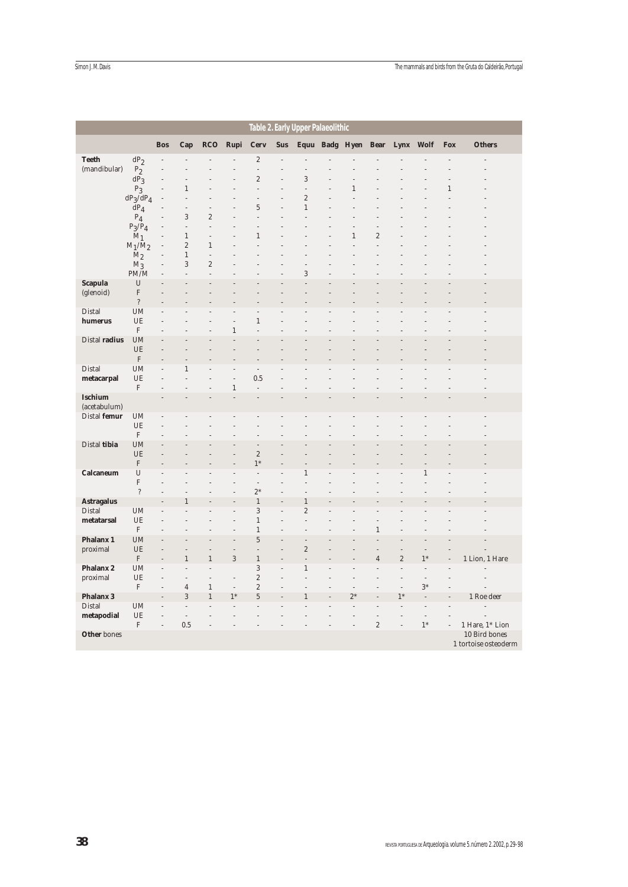**Table 2. Early Upper Palaeolithic**

| | | Bos | Cap | RCO | Rupi | Cerv | Sus | Equu | Badg | Hyen | Bear | Lynx | Wolf | Fox | Others |
|---|---|---|---|---|---|---|---|---|---|---|---|---|---|---|---|
| **Teeth** (mandibular) | $dP_2$ | - | - | - | - | 2 | - | - | - | - | - | - | - | - | - |
| | $P_2$ | - | - | - | - | - | - | - | - | - | - | - | - | - | - |
| | $dP_3$ | - | - | - | - | 2 | - | 3 | - | - | - | - | - | - | - |
| | $P_3$ | - | 1 | - | - | - | - | - | - | 1 | - | - | - | 1 | - |
| | $dP_3/dP_4$ | - | - | - | - | - | - | 2 | - | - | - | - | - | - | - |
| | $dP_4$ | - | - | - | - | 5 | - | 1 | - | - | - | - | - | - | - |
| | $P_4$ | - | 3 | 2 | - | - | - | - | - | - | - | - | - | - | - |
| | $P_3/P_4$ | - | - | - | - | - | - | - | - | - | - | - | - | - | - |
| | $M_1$ | - | 1 | - | - | 1 | - | - | - | 1 | 2 | - | - | - | - |
| | $M_1/M_2$ | - | 2 | 1 | - | - | - | - | - | - | - | - | - | - | - |
| | $M_2$ | - | 1 | - | - | - | - | - | - | - | - | - | - | - | - |
| | $M_3$ | - | 3 | 2 | - | - | - | - | - | - | - | - | - | - | - |
| | PM/M | - | - | - | - | - | - | 3 | - | - | - | - | - | - | - |
| **Scapula** (glenoid) | U | - | - | - | - | - | - | - | - | - | - | - | - | - | - |
| | F | - | - | - | - | - | - | - | - | - | - | - | - | - | - |
| | ? | - | - | - | - | - | - | - | - | - | - | - | - | - | - |
| Distal **humerus** | UM | - | - | - | - | - | - | - | - | - | - | - | - | - | - |
| | UE | - | - | - | - | 1 | - | - | - | - | - | - | - | - | - |
| | F | - | - | - | 1 | - | - | - | - | - | - | - | - | - | - |
| Distal **radius** | UM | - | - | - | - | - | - | - | - | - | - | - | - | - | - |
| | UE | - | - | - | - | - | - | - | - | - | - | - | - | - | - |
| | F | - | - | - | - | - | - | - | - | - | - | - | - | - | - |
| Distal **metacarpal** | UM | - | 1 | - | - | - | - | - | - | - | - | - | - | - | - |
| | UE | - | - | - | - | 0.5 | - | - | - | - | - | - | - | - | - |
| | F | - | - | - | 1 | - | - | - | - | - | - | - | - | - | - |
| **Ischium** (acetabulum) | | - | - | - | - | - | - | - | - | - | - | - | - | - | - |
| Distal **femur** | UM | - | - | - | - | - | - | - | - | - | - | - | - | - | - |
| | UE | - | - | - | - | - | - | - | - | - | - | - | - | - | - |
| | F | - | - | - | - | - | - | - | - | - | - | - | - | - | - |
| Distal **tibia** | UM | - | - | - | - | - | - | - | - | - | - | - | - | - | - |
| | UE | - | - | - | - | 2 | - | - | - | - | - | - | - | - | - |
| | F | - | - | - | - | 1* | - | - | - | - | - | - | - | - | - |
| **Calcaneum** | U | - | - | - | - | - | - | 1 | - | - | - | - | 1 | - | - |
| | F | - | - | - | - | - | - | - | - | - | - | - | - | - | - |
| | ? | - | - | - | - | 2* | - | - | - | - | - | - | - | - | - |
| **Astragalus** | | - | 1 | - | - | 1 | - | 1 | - | - | - | - | - | - | - |
| Distal **metatarsal** | UM | - | - | - | - | 3 | - | 2 | - | - | - | - | - | - | - |
| | UE | - | - | - | - | 1 | - | - | - | - | - | - | - | - | - |
| | F | - | - | - | - | 1 | - | - | - | - | 1 | - | - | - | - |
| **Phalanx 1** proximal | UM | - | - | - | - | 5 | - | - | - | - | - | - | - | - | - |
| | UE | - | - | - | - | - | - | 2 | - | - | - | - | - | - | - |
| | F | - | 1 | 1 | 3 | 1 | - | - | - | - | 4 | 2 | 1* | - | 1 Lion, 1 Hare |
| **Phalanx 2** proximal | UM | - | - | - | - | 3 | - | 1 | - | - | - | - | - | - | - |
| | UE | - | - | - | - | 2 | - | - | - | - | - | - | - | - | - |
| | F | - | 4 | 1 | - | 2 | - | - | - | - | - | - | 3* | - | - |
| **Phalanx 3** | | - | 3 | 1 | 1* | 5 | - | 1 | - | 2* | - | 1* | - | - | 1 Roe deer |
| Distal **metapodial** | UM | - | - | - | - | - | - | - | - | - | - | - | - | - | - |
| | UE | - | - | - | - | - | - | - | - | - | - | - | - | - | - |
| | F | - | 0.5 | - | - | - | - | - | - | - | 2 | - | 1* | - | 1 Hare, 1* Lion |
| **Other** bones | | | | | | | | | | | | | | | 10 Bird bones 1 tortoise osteoderm |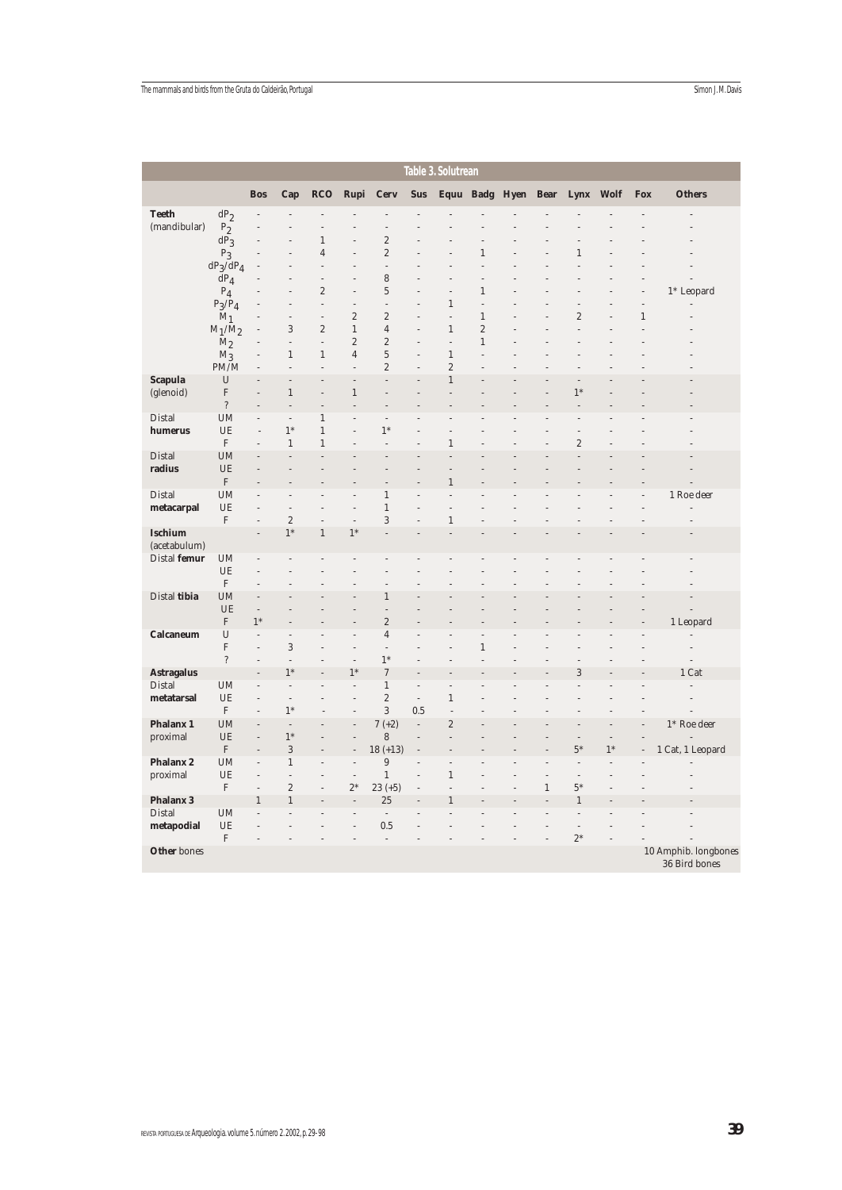**Table 3. Solutrean**

| | | Bos | Cap | RCO | Rupi | Cerv | Sus | Equu | Badg | Hyen | Bear | Lynx | Wolf | Fox | Others |
|---|---|---|---|---|---|---|---|---|---|---|---|---|---|---|---|
| **Teeth** | $dP_2$ | - | - | - | - | - | - | - | - | - | - | - | - | - | - |
| (mandibular) | $P_2$ | - | - | - | - | - | - | - | - | - | - | - | - | - | - |
| | $dP_3$ | - | - | 1 | - | 2 | - | - | - | - | - | - | - | - | - |
| | $P_3$ | - | - | 4 | - | 2 | - | - | 1 | - | - | 1 | - | - | - |
| | $dP_3/dP_4$ | - | - | - | - | - | - | - | - | - | - | - | - | - | - |
| | $dP_4$ | - | - | - | - | 8 | - | - | - | - | - | - | - | - | - |
| | $P_4$ | - | - | 2 | - | 5 | - | - | 1 | - | - | - | - | - | 1* Leopard |
| | $P_3/P_4$ | - | - | - | - | - | - | 1 | - | - | - | - | - | - | - |
| | $M_1$ | - | - | - | 2 | 2 | - | - | 1 | - | - | 2 | - | 1 | - |
| | $M_1/M_2$ | - | 3 | 2 | 1 | 4 | - | 1 | 2 | - | - | - | - | - | - |
| | $M_2$ | - | - | - | 2 | 2 | - | - | 1 | - | - | - | - | - | - |
| | $M_3$ | - | 1 | 1 | 4 | 5 | - | 1 | - | - | - | - | - | - | - |
| | PM/M | - | - | - | - | 2 | - | 2 | - | - | - | - | - | - | - |
| **Scapula** | U | - | - | - | - | - | - | 1 | - | - | - | - | - | - | - |
| (glenoid) | F | - | 1 | - | 1 | - | - | - | - | - | - | 1* | - | - | - |
| | ? | - | - | - | - | - | - | - | - | - | - | - | - | - | - |
| Distal | UM | - | - | 1 | - | - | - | - | - | - | - | - | - | - | - |
| **humerus** | UE | - | 1* | 1 | - | 1* | - | - | - | - | - | - | - | - | - |
| | F | - | 1 | 1 | - | - | - | 1 | - | - | - | 2 | - | - | - |
| Distal | UM | - | - | - | - | - | - | - | - | - | - | - | - | - | - |
| **radius** | UE | - | - | - | - | - | - | - | - | - | - | - | - | - | - |
| | F | - | - | - | - | - | - | 1 | - | - | - | - | - | - | - |
| Distal | UM | - | - | - | - | 1 | - | - | - | - | - | - | - | - | 1 Roe deer |
| **metacarpal** | UE | - | - | - | - | 1 | - | - | - | - | - | - | - | - | - |
| | F | - | 2 | - | - | 3 | - | 1 | - | - | - | - | - | - | - |
| **Ischium** (acetabulum) | | - | 1* | 1 | 1* | - | - | - | - | - | - | - | - | - | - |
| Distal **femur** | UM | - | - | - | - | - | - | - | - | - | - | - | - | - | - |
| | UE | - | - | - | - | - | - | - | - | - | - | - | - | - | - |
| | F | - | - | - | - | - | - | - | - | - | - | - | - | - | - |
| Distal **tibia** | UM | - | - | - | - | 1 | - | - | - | - | - | - | - | - | - |
| | UE | - | - | - | - | - | - | - | - | - | - | - | - | - | - |
| | F | 1* | - | - | - | 2 | - | - | - | - | - | - | - | - | 1 Leopard |
| **Calcaneum** | U | - | - | - | - | 4 | - | - | - | - | - | - | - | - | - |
| | F | - | 3 | - | - | - | - | - | 1 | - | - | - | - | - | - |
| | ? | - | - | - | - | 1* | - | - | - | - | - | - | - | - | - |
| **Astragalus** | | - | 1* | - | 1* | 7 | - | - | - | - | - | 3 | - | - | 1 Cat |
| Distal | UM | - | - | - | - | 1 | - | - | - | - | - | - | - | - | - |
| **metatarsal** | UE | - | - | - | - | 2 | - | 1 | - | - | - | - | - | - | - |
| | F | - | 1* | - | - | 3 | 0.5 | - | - | - | - | - | - | - | - |
| **Phalanx 1** | UM | - | - | - | - | 7 (+2) | - | 2 | - | - | - | - | - | - | 1* Roe deer |
| proximal | UE | - | 1* | - | - | 8 | - | - | - | - | - | - | - | - | - |
| | F | - | 3 | - | - | 18 (+13) | - | - | - | - | - | 5* | 1* | - | 1 Cat, 1 Leopard |
| **Phalanx 2** | UM | - | 1 | - | - | 9 | - | - | - | - | - | - | - | - | - |
| proximal | UE | - | - | - | - | 1 | - | 1 | - | - | - | - | - | - | - |
| | F | - | 2 | - | 2* | 23 (+5) | - | - | - | - | 1 | 5* | - | - | - |
| **Phalanx 3** | | 1 | 1 | - | - | 25 | - | 1 | - | - | - | 1 | - | - | - |
| Distal | UM | - | - | - | - | - | - | - | - | - | - | - | - | - | - |
| **metapodial** | UE | - | - | - | - | 0.5 | - | - | - | - | - | - | - | - | - |
| | F | - | - | - | - | - | - | - | - | - | - | 2* | - | - | - |
| **Other** bones | | | | | | | | | | | | | | | 10 Amphib. longbones 36 Bird bones |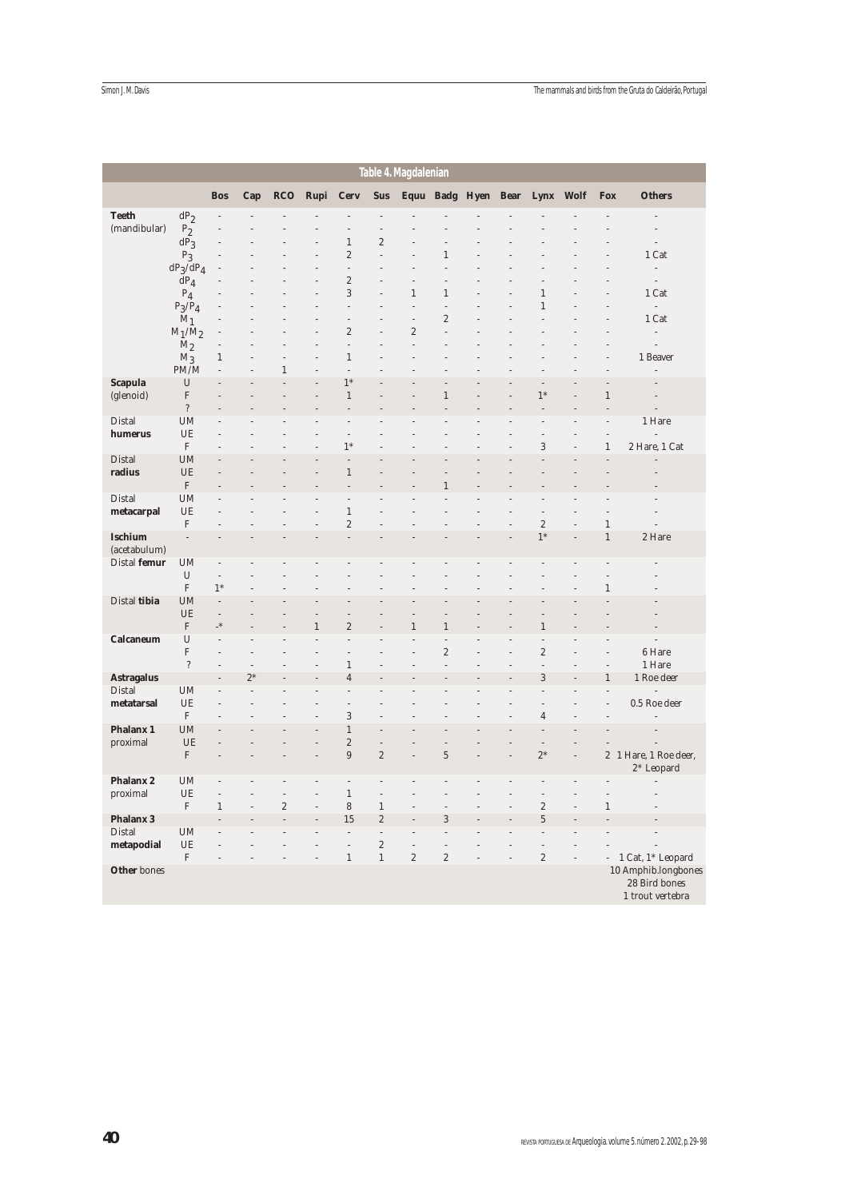**Table 4. Magdalenian**

| | | Bos | Cap | RCO | Rupi | Cerv | Sus | Equu | Badg | Hyen | Bear | Lynx | Wolf | Fox | Others |
|---|---|---|---|---|---|---|---|---|---|---|---|---|---|---|---|
| **Teeth** (mandibular) | $dP_2$ | - | - | - | - | - | - | - | - | - | - | - | - | - | - |
| | $P_2$ | - | - | - | - | - | - | - | - | - | - | - | - | - | - |
| | $dP_3$ | - | - | - | - | 1 | 2 | - | - | - | - | - | - | - | - |
| | $P_3$ | - | - | - | - | 2 | - | - | 1 | - | - | - | - | - | 1 Cat |
| | $dP_3/dP_4$ | - | - | - | - | - | - | - | - | - | - | - | - | - | - |
| | $dP_4$ | - | - | - | - | 2 | - | - | - | - | - | - | - | - | - |
| | $P_4$ | - | - | - | - | 3 | - | 1 | 1 | - | - | 1 | - | - | 1 Cat |
| | $P_3/P_4$ | - | - | - | - | - | - | - | - | - | - | 1 | - | - | - |
| | $M_1$ | - | - | - | - | - | - | - | 2 | - | - | - | - | - | 1 Cat |
| | $M_1/M_2$ | - | - | - | - | 2 | - | 2 | - | - | - | - | - | - | - |
| | $M_2$ | - | - | - | - | - | - | - | - | - | - | - | - | - | - |
| | $M_3$ | 1 | - | - | - | 1 | - | - | - | - | - | - | - | - | 1 Beaver |
| | PM/M | - | - | 1 | - | - | - | - | - | - | - | - | - | - | - |
| **Scapula** (glenoid) | U | - | - | - | - | 1* | - | - | - | - | - | - | - | - | - |
| | F | - | - | - | - | 1 | - | - | 1 | - | - | 1* | - | 1 | - |
| | ? | - | - | - | - | - | - | - | - | - | - | - | - | - | - |
| Distal **humerus** | UM | - | - | - | - | - | - | - | - | - | - | - | - | - | 1 Hare |
| | UE | - | - | - | - | - | - | - | - | - | - | - | - | - | - |
| | F | - | - | - | - | 1* | - | - | - | - | - | 3 | - | 1 | 2 Hare, 1 Cat |
| Distal **radius** | UM | - | - | - | - | - | - | - | - | - | - | - | - | - | - |
| | UE | - | - | - | - | 1 | - | - | - | - | - | - | - | - | - |
| | F | - | - | - | - | - | - | - | 1 | - | - | - | - | - | - |
| Distal **metacarpal** | UM | - | - | - | - | - | - | - | - | - | - | - | - | - | - |
| | UE | - | - | - | - | 1 | - | - | - | - | - | - | - | - | - |
| | F | - | - | - | - | 2 | - | - | - | - | - | 2 | - | 1 | - |
| **Ischium** (acetabulum) | - | - | - | - | - | - | - | - | - | - | - | 1* | - | 1 | 2 Hare |
| Distal **femur** | UM | - | - | - | - | - | - | - | - | - | - | - | - | - | - |
| | U | - | - | - | - | - | - | - | - | - | - | - | - | - | - |
| | F | 1* | - | - | - | - | - | - | - | - | - | - | - | 1 | - |
| Distal **tibia** | UM | - | - | - | - | - | - | - | - | - | - | - | - | - | - |
| | UE | - | - | - | - | - | - | - | - | - | - | - | - | - | - |
| | F | -* | - | - | 1 | 2 | - | 1 | 1 | - | - | 1 | - | - | - |
| **Calcaneum** | U | - | - | - | - | - | - | - | - | - | - | - | - | - | - |
| | F | - | - | - | - | - | - | - | 2 | - | - | 2 | - | - | 6 Hare |
| | ? | - | - | - | - | 1 | - | - | - | - | - | - | - | - | 1 Hare |
| **Astragalus** | | - | 2* | - | - | 4 | - | - | - | - | - | 3 | - | 1 | 1 Roe deer |
| Distal **metatarsal** | UM | - | - | - | - | - | - | - | - | - | - | - | - | - | - |
| | UE | - | - | - | - | - | - | - | - | - | - | - | - | - | 0.5 Roe deer |
| | F | - | - | - | - | 3 | - | - | - | - | - | 4 | - | - | - |
| **Phalanx 1** proximal | UM | - | - | - | - | 1 | - | - | - | - | - | - | - | - | - |
| | UE | - | - | - | - | 2 | - | - | - | - | - | - | - | - | - |
| | F | - | - | - | - | 9 | 2 | - | 5 | - | - | 2* | - | 2 | 1 Hare, 1 Roe deer, 2* Leopard |
| **Phalanx 2** proximal | UM | - | - | - | - | - | - | - | - | - | - | - | - | - | - |
| | UE | - | - | - | - | 1 | - | - | - | - | - | - | - | - | - |
| | F | 1 | - | 2 | - | 8 | 1 | - | - | - | - | 2 | - | 1 | - |
| **Phalanx 3** | | - | - | - | - | 15 | 2 | - | 3 | - | - | 5 | - | - | - |
| Distal **metapodial** | UM | - | - | - | - | - | - | - | - | - | - | - | - | - | - |
| | UE | - | - | - | - | - | 2 | - | - | - | - | - | - | - | - |
| | F | - | - | - | - | 1 | 1 | 2 | 2 | - | - | 2 | - | - | 1 Cat, 1* Leopard |
| **Other** bones | | | | | | | | | | | | | | | 10 Amphib.longbones, 28 Bird bones, 1 trout vertebra |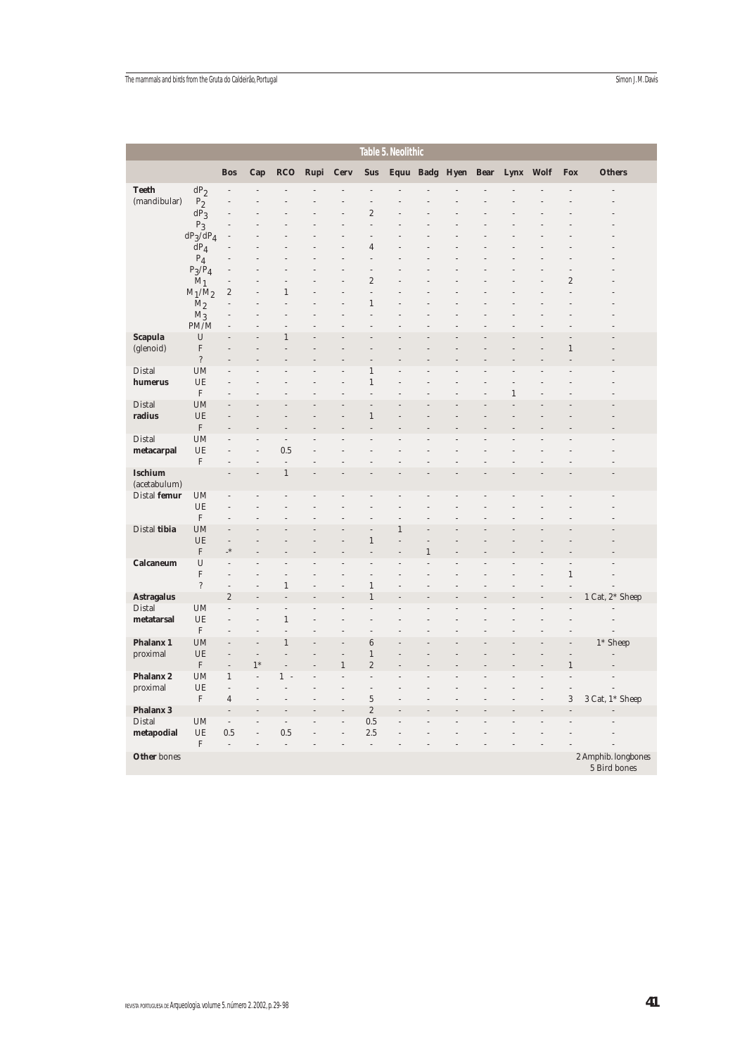| Table 5. Neolithic | | | | | | | | | | | | | | | | |
|---|---|---|---|---|---|---|---|---|---|---|---|---|---|---|---|---|
| | | **Bos** | **Cap** | **RCO** | **Rupi** | **Cerv** | **Sus** | **Equu** | **Badg** | **Hyen** | **Bear** | **Lynx** | **Wolf** | **Fox** | **Others** |
| **Teeth** (mandibular) | $dP_2$ | - | - | - | - | - | - | - | - | - | - | - | - | - | - |
| | $P_2$ | - | - | - | - | - | - | - | - | - | - | - | - | - | - |
| | $dP_3$ | - | - | - | - | - | 2 | - | - | - | - | - | - | - | - |
| | $P_3$ | - | - | - | - | - | - | - | - | - | - | - | - | - | - |
| | $dP_3/dP_4$ | - | - | - | - | - | - | - | - | - | - | - | - | - | - |
| | $dP_4$ | - | - | - | - | - | 4 | - | - | - | - | - | - | - | - |
| | $P_4$ | - | - | - | - | - | - | - | - | - | - | - | - | - | - |
| | $P_3/P_4$ | - | - | - | - | - | - | - | - | - | - | - | - | - | - |
| | $M_1$ | - | - | - | - | - | 2 | - | - | - | - | - | - | 2 | - |
| | $M_1/M_2$ | 2 | - | 1 | - | - | - | - | - | - | - | - | - | - | - |
| | $M_2$ | - | - | - | - | - | 1 | - | - | - | - | - | - | - | - |
| | $M_3$ | - | - | - | - | - | - | - | - | - | - | - | - | - | - |
| | PM/M | - | - | - | - | - | - | - | - | - | - | - | - | - | - |
| **Scapula** (glenoid) | U | - | - | 1 | - | - | - | - | - | - | - | - | - | - | - |
| | F | - | - | - | - | - | - | - | - | - | - | - | - | 1 | - |
| | ? | - | - | - | - | - | - | - | - | - | - | - | - | - | - |
| Distal **humerus** | UM | - | - | - | - | - | 1 | - | - | - | - | - | - | - | - |
| | UE | - | - | - | - | - | 1 | - | - | - | - | - | - | - | - |
| | F | - | - | - | - | - | - | - | - | - | - | 1 | - | - | - |
| Distal **radius** | UM | - | - | - | - | - | - | - | - | - | - | - | - | - | - |
| | UE | - | - | - | - | - | 1 | - | - | - | - | - | - | - | - |
| | F | - | - | - | - | - | - | - | - | - | - | - | - | - | - |
| Distal **metacarpal** | UM | - | - | - | - | - | - | - | - | - | - | - | - | - | - |
| | UE | - | - | 0.5 | - | - | - | - | - | - | - | - | - | - | - |
| | F | - | - | - | - | - | - | - | - | - | - | - | - | - | - |
| **Ischium** (acetabulum) | | - | - | 1 | - | - | - | - | - | - | - | - | - | - | - |
| Distal **femur** | UM | - | - | - | - | - | - | - | - | - | - | - | - | - | - |
| | UE | - | - | - | - | - | - | - | - | - | - | - | - | - | - |
| | F | - | - | - | - | - | - | - | - | - | - | - | - | - | - |
| Distal **tibia** | UM | - | - | - | - | - | - | 1 | - | - | - | - | - | - | - |
| | UE | - | - | - | - | - | 1 | - | - | - | - | - | - | - | - |
| | F | -* | - | - | - | - | - | - | 1 | - | - | - | - | - | - |
| **Calcaneum** | U | - | - | - | - | - | - | - | - | - | - | - | - | - | - |
| | F | - | - | - | - | - | - | - | - | - | - | - | - | 1 | - |
| | ? | - | - | 1 | - | - | 1 | - | - | - | - | - | - | - | - |
| **Astragalus** | | 2 | - | - | - | - | 1 | - | - | - | - | - | - | - | 1 Cat, 2* Sheep |
| Distal **metatarsal** | UM | - | - | - | - | - | - | - | - | - | - | - | - | - | - |
| | UE | - | - | 1 | - | - | - | - | - | - | - | - | - | - | - |
| | F | - | - | - | - | - | - | - | - | - | - | - | - | - | - |
| **Phalanx 1** proximal | UM | - | - | 1 | - | - | 6 | - | - | - | - | - | - | - | 1* Sheep |
| | UE | - | - | - | - | - | 1 | - | - | - | - | - | - | - | - |
| | F | - | 1* | - | - | 1 | 2 | - | - | - | - | - | - | 1 | - |
| **Phalanx 2** proximal | UM | 1 | - | 1 - | - | - | - | - | - | - | - | - | - | - | - |
| | UE | - | - | - | - | - | - | - | - | - | - | - | - | - | - |
| | F | 4 | - | - | - | - | 5 | - | - | - | - | - | - | 3 | 3 Cat, 1* Sheep |
| **Phalanx 3** | | - | - | - | - | - | 2 | - | - | - | - | - | - | - | - |
| Distal **metapodial** | UM | - | - | - | - | - | 0.5 | - | - | - | - | - | - | - | - |
| | UE | 0.5 | - | 0.5 | - | - | 2.5 | - | - | - | - | - | - | - | - |
| | F | - | - | - | - | - | - | - | - | - | - | - | - | - | - |
| **Other** bones | | | | | | | | | | | | | | | 2 Amphib. longbones 5 Bird bones |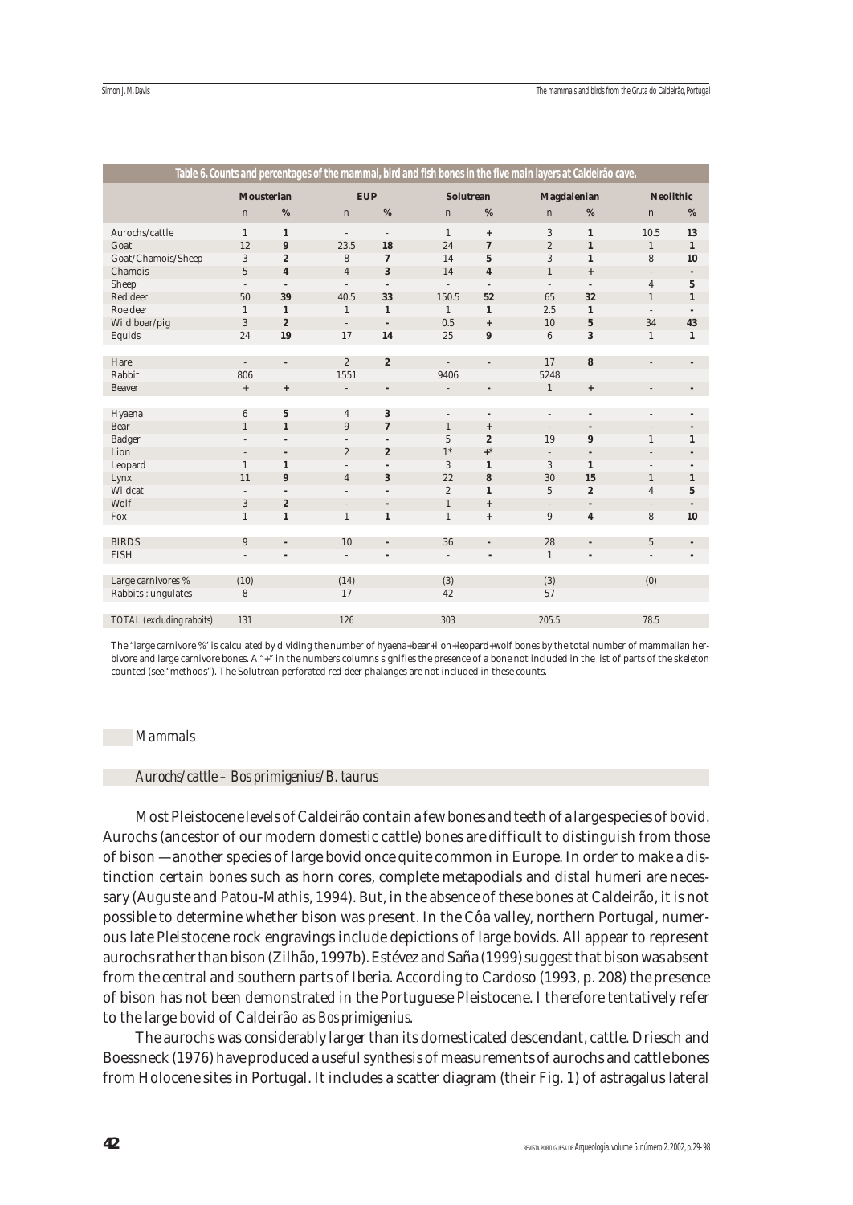**Table 6. Counts and percentages of the mammal, bird and fish bones in the five main layers at Caldeirão cave.**

| | Mousterian | | EUP | | Solutrean | | Magdalenian | | Neolithic | |
|---|---|---|---|---|---|---|---|---|---|---|
| | n | % | n | % | n | % | n | % | n | % |
| Aurochs/cattle | 1 | **1** | - | - | 1 | **+** | 3 | **1** | 10.5 | **13** |
| Goat | 12 | **9** | 23.5 | **18** | 24 | **7** | 2 | **1** | 1 | **1** |
| Goat/Chamois/Sheep | 3 | **2** | 8 | **7** | 14 | **5** | 3 | **1** | 8 | **10** |
| Chamois | 5 | **4** | 4 | **3** | 14 | **4** | 1 | **+** | - | **-** |
| Sheep | - | **-** | - | **-** | - | **-** | - | **-** | 4 | **5** |
| Red deer | 50 | **39** | 40.5 | **33** | 150.5 | **52** | 65 | **32** | 1 | **1** |
| Roe deer | 1 | **1** | 1 | **1** | 1 | **1** | 2.5 | **1** | - | **-** |
| Wild boar/pig | 3 | **2** | - | **-** | 0.5 | **+** | 10 | **5** | 34 | **43** |
| Equids | 24 | **19** | 17 | **14** | 25 | **9** | 6 | **3** | 1 | **1** |
| | | | | | | | | | | |
| Hare | - | **-** | 2 | **2** | - | **-** | 17 | **8** | - | **-** |
| Rabbit | 806 | | 1551 | | 9406 | | 5248 | | | |
| Beaver | + | **+** | - | **-** | - | **-** | 1 | **+** | - | **-** |
| | | | | | | | | | | |
| Hyaena | 6 | **5** | 4 | **3** | - | **-** | - | **-** | - | **-** |
| Bear | 1 | **1** | 9 | **7** | 1 | **+** | - | **-** | - | **-** |
| Badger | - | **-** | - | **-** | 5 | **2** | 19 | **9** | 1 | **1** |
| Lion | - | **-** | 2 | **2** | 1* | **+*** | - | **-** | - | **-** |
| Leopard | 1 | **1** | - | **-** | 3 | **1** | 3 | **1** | - | **-** |
| Lynx | 11 | **9** | 4 | **3** | 22 | **8** | 30 | **15** | 1 | **1** |
| Wildcat | - | **-** | - | **-** | 2 | **1** | 5 | **2** | 4 | **5** |
| Wolf | 3 | **2** | - | **-** | 1 | **+** | - | **-** | - | **-** |
| Fox | 1 | **1** | 1 | **1** | 1 | **+** | 9 | **4** | 8 | **10** |
| | | | | | | | | | | |
| BIRDS | 9 | **-** | 10 | **-** | 36 | **-** | 28 | **-** | 5 | **-** |
| FISH | - | **-** | - | **-** | - | **-** | 1 | **-** | - | **-** |
| | | | | | | | | | | |
| Large carnivores % | (10) | | (14) | | (3) | | (3) | | (0) | |
| Rabbits : ungulates | 8 | | 17 | | 42 | | 57 | | | |
| | | | | | | | | | | |
| TOTAL *(excluding rabbits)* | 131 | | 126 | | 303 | | 205.5 | | 78.5 | |

The "large carnivore %" is calculated by dividing the number of hyaena+bear+lion+leopard+wolf bones by the total number of mammalian herbivore and large carnivore bones. A "+" in the numbers columns signifies the presence of a bone not included in the list of parts of the skeleton counted (see "methods"). The Solutrean perforated red deer phalanges are not included in these counts.

## *Mammals*

### *Aurochs/cattle – Bos primigenius/B. taurus*

Most Pleistocene levels of Caldeirão contain a few bones and teeth of a large species of bovid. Aurochs (ancestor of our modern domestic cattle) bones are difficult to distinguish from those of bison — another species of large bovid once quite common in Europe. In order to make a distinction certain bones such as horn cores, complete metapodials and distal humeri are necessary (Auguste and Patou-Mathis, 1994). But, in the absence of these bones at Caldeirão, it is not possible to determine whether bison was present. In the Côa valley, northern Portugal, numerous late Pleistocene rock engravings include depictions of large bovids. All appear to represent aurochs rather than bison (Zilhão, 1997b). Estévez and Saña (1999) suggest that bison was absent from the central and southern parts of Iberia. According to Cardoso (1993, p. 208) the presence of bison has not been demonstrated in the Portuguese Pleistocene. I therefore tentatively refer to the large bovid of Caldeirão as *Bos primigenius*.

The aurochs was considerably larger than its domesticated descendant, cattle. Driesch and Boessneck (1976) have produced a useful synthesis of measurements of aurochs and cattle bones from Holocene sites in Portugal. It includes a scatter diagram (their Fig. 1) of astragalus lateral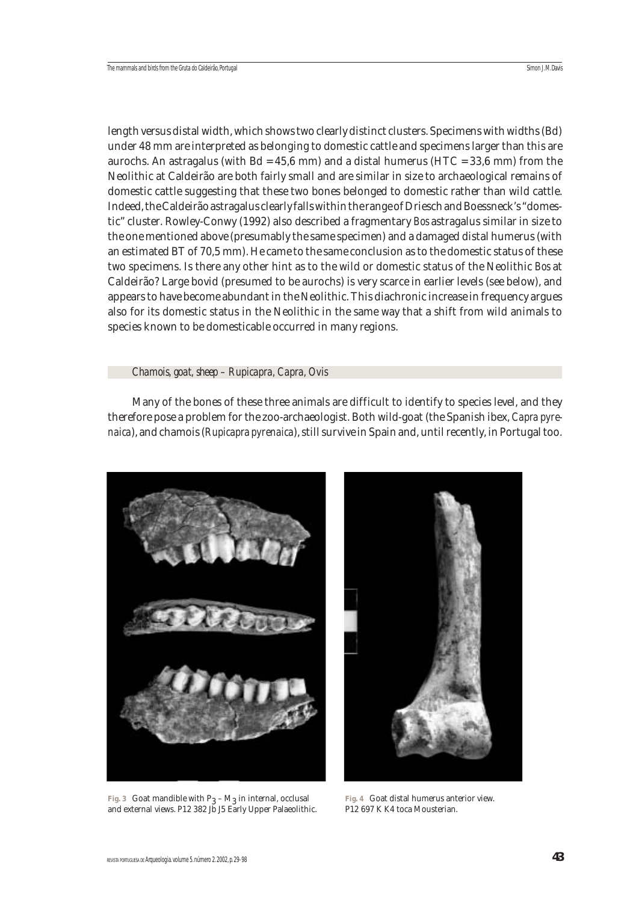length versus distal width, which shows two clearly distinct clusters. Specimens with widths (Bd) under 48 mm are interpreted as belonging to domestic cattle and specimens larger than this are aurochs. An astragalus (with Bd = 45,6 mm) and a distal humerus (HTC = 33,6 mm) from the Neolithic at Caldeirão are both fairly small and are similar in size to archaeological remains of domestic cattle suggesting that these two bones belonged to domestic rather than wild cattle. Indeed, the Caldeirão astragalus clearly falls within the range of Driesch and Boessneck's "domestic" cluster. Rowley-Conwy (1992) also described a fragmentary *Bos* astragalus similar in size to the one mentioned above (presumably the same specimen) and a damaged distal humerus (with an estimated BT of 70,5 mm). He came to the same conclusion as to the domestic status of these two specimens. Is there any other hint as to the wild or domestic status of the Neolithic *Bos* at Caldeirão? Large bovid (presumed to be aurochs) is very scarce in earlier levels (see below), and appears to have become abundant in the Neolithic. This diachronic increase in frequency argues also for its domestic status in the Neolithic in the same way that a shift from wild animals to species known to be domesticable occurred in many regions.

### *Chamois, goat, sheep – Rupicapra, Capra, Ovis*

Many of the bones of these three animals are difficult to identify to species level, and they therefore pose a problem for the zoo-archaeologist. Both wild-goat (the Spanish ibex, *Capra pyrenaica*), and chamois (*Rupicapra pyrenaica*), still survive in Spain and, until recently, in Portugal too.

**Fig. 3** Goat mandible with $P_3 - M_3$ in internal, occlusal and external views. P12 382 Jb J5 Early Upper Palaeolithic.

**Fig. 4** Goat distal humerus anterior view. P12 697 K K4 toca Mousterian.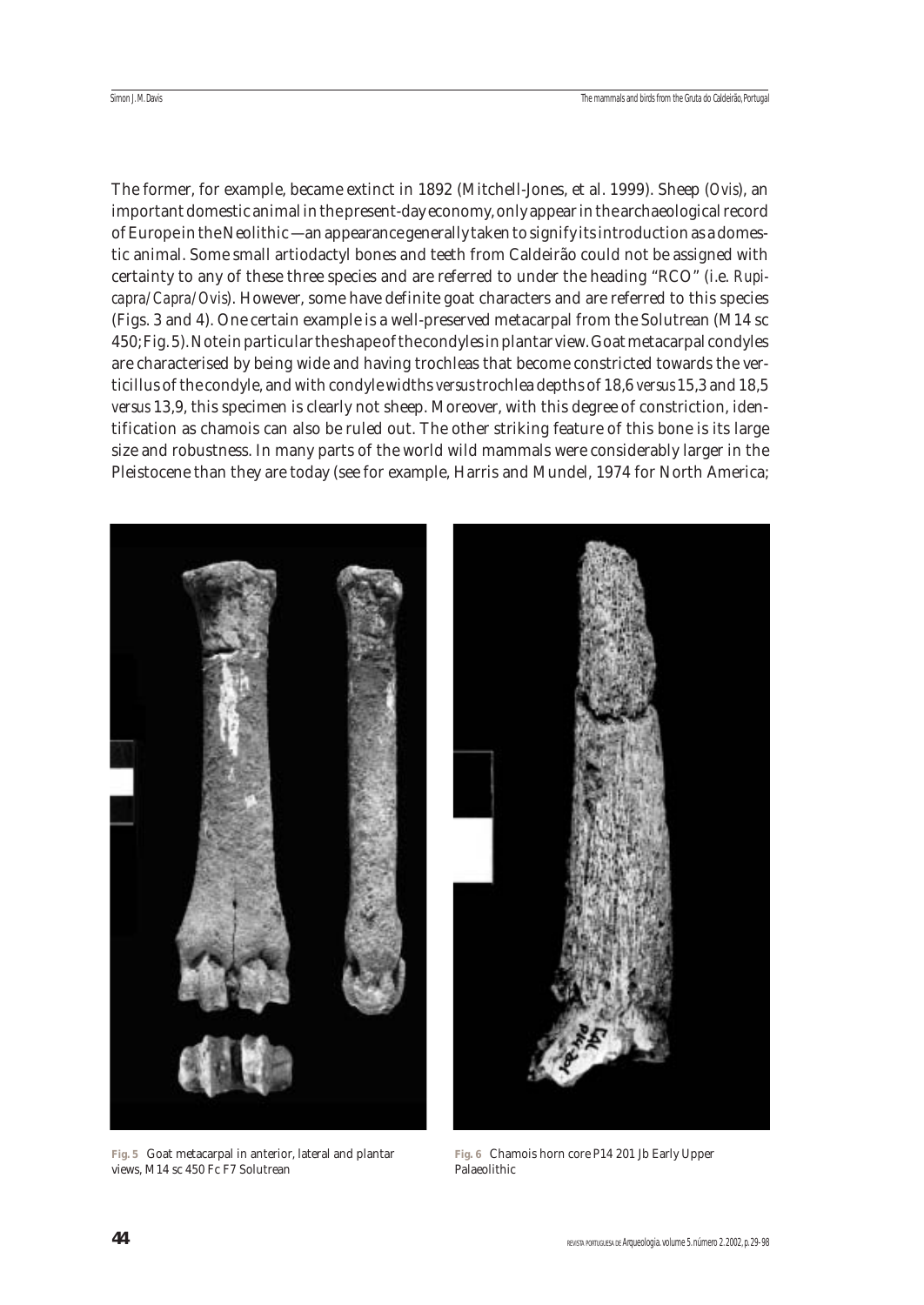The former, for example, became extinct in 1892 (Mitchell-Jones, et al. 1999). Sheep (*Ovis*), an important domestic animal in the present-day economy, only appear in the archaeological record of Europe in the Neolithic — an appearance generally taken to signify its introduction as a domestic animal. Some small artiodactyl bones and teeth from Caldeirão could not be assigned with certainty to any of these three species and are referred to under the heading "RCO" (i.e. *Rupicapra/Capra/Ovis*). However, some have definite goat characters and are referred to this species (Figs. 3 and 4). One certain example is a well-preserved metacarpal from the Solutrean (M14 sc 450; Fig. 5). Note in particular the shape of the condyles in plantar view. Goat metacarpal condyles are characterised by being wide and having trochleas that become constricted towards the verticillus of the condyle, and with condyle widths *versus* trochlea depths of 18,6 *versus* 15,3 and 18,5 *versus* 13,9, this specimen is clearly not sheep. Moreover, with this degree of constriction, identification as chamois can also be ruled out. The other striking feature of this bone is its large size and robustness. In many parts of the world wild mammals were considerably larger in the Pleistocene than they are today (see for example, Harris and Mundel, 1974 for North America;

**Fig. 5** Goat metacarpal in anterior, lateral and plantar views, M14 sc 450 Fc F7 Solutrean

**Fig. 6** Chamois horn core P14 201 Jb Early Upper Palaeolithic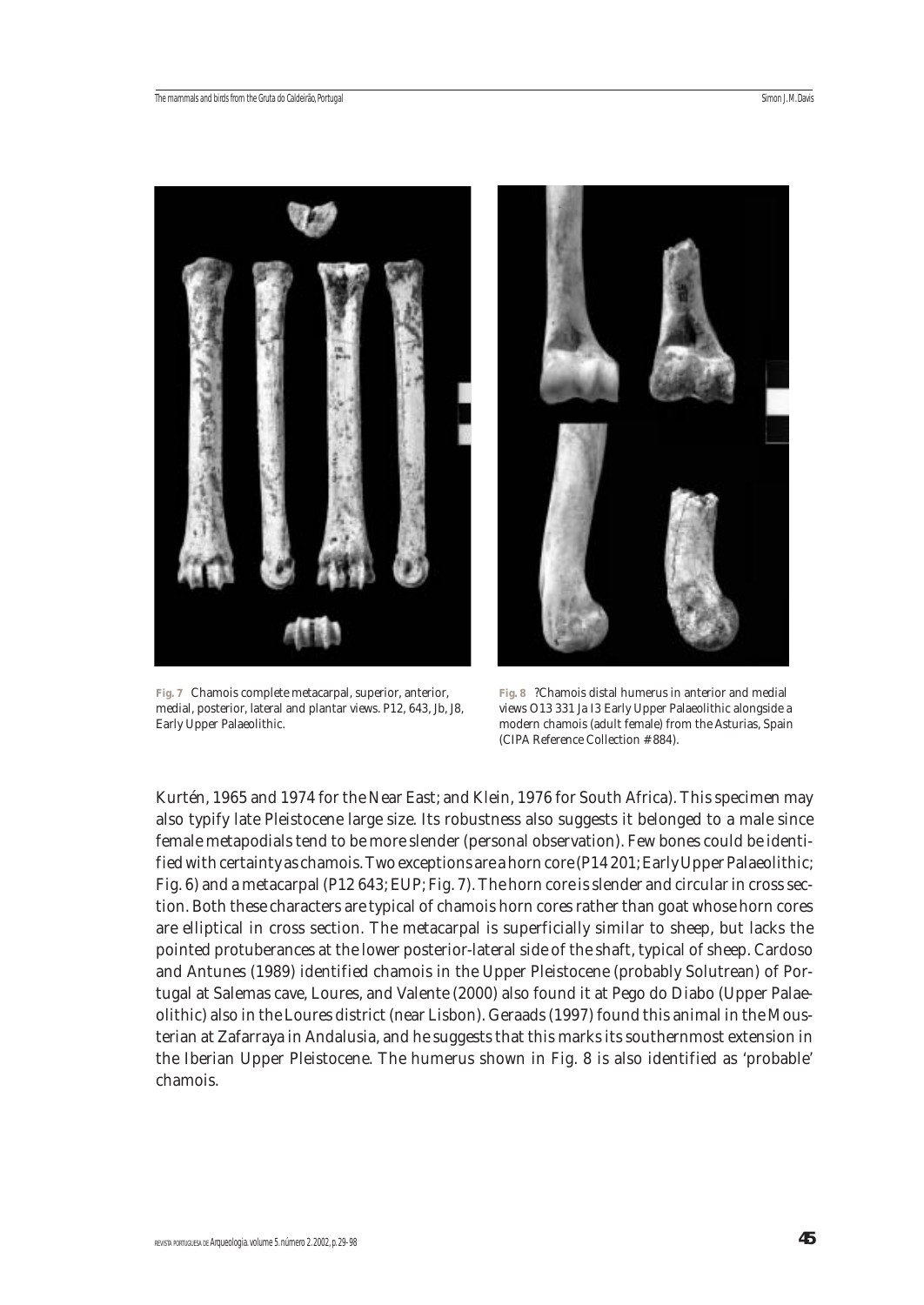**Fig. 7** Chamois complete metacarpal, superior, anterior, medial, posterior, lateral and plantar views. P12, 643, Jb, J8, Early Upper Palaeolithic.

**Fig. 8** ?Chamois distal humerus in anterior and medial views O13 331 Ja I3 Early Upper Palaeolithic alongside a modern chamois (adult female) from the Asturias, Spain (CIPA Reference Collection # 884).

Kurtén, 1965 and 1974 for the Near East; and Klein, 1976 for South Africa). This specimen may also typify late Pleistocene large size. Its robustness also suggests it belonged to a male since female metapodials tend to be more slender (personal observation). Few bones could be identified with certainty as chamois. Two exceptions are a horn core (P14 201; Early Upper Palaeolithic; Fig. 6) and a metacarpal (P12 643; EUP; Fig. 7). The horn core is slender and circular in cross section. Both these characters are typical of chamois horn cores rather than goat whose horn cores are elliptical in cross section. The metacarpal is superficially similar to sheep, but lacks the pointed protuberances at the lower posterior-lateral side of the shaft, typical of sheep. Cardoso and Antunes (1989) identified chamois in the Upper Pleistocene (probably Solutrean) of Portugal at Salemas cave, Loures, and Valente (2000) also found it at Pego do Diabo (Upper Palaeolithic) also in the Loures district (near Lisbon). Geraads (1997) found this animal in the Mousterian at Zafarraya in Andalusia, and he suggests that this marks its southernmost extension in the Iberian Upper Pleistocene. The humerus shown in Fig. 8 is also identified as 'probable' chamois.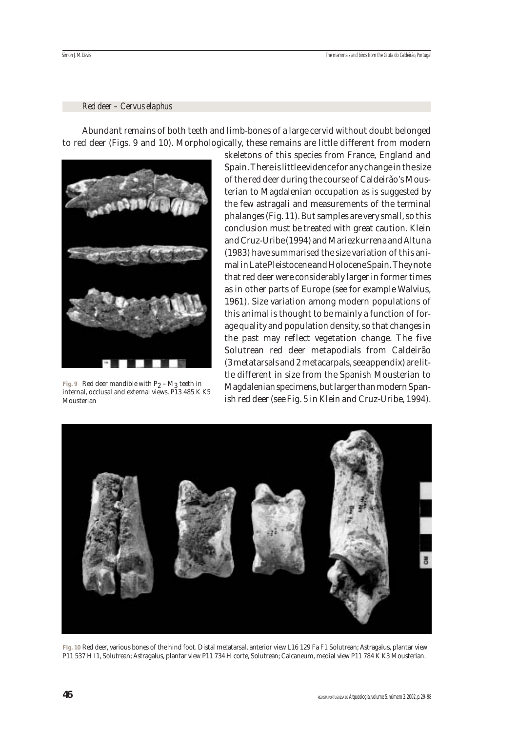### *Red deer – Cervus elaphus*

Abundant remains of both teeth and limb-bones of a large cervid without doubt belonged to red deer (Figs. 9 and 10). Morphologically, these remains are little different from modern skeletons of this species from France, England and Spain. There is little evidence for any change in the size of the red deer during the course of Caldeirão's Mousterian to Magdalenian occupation as is suggested by the few astragali and measurements of the terminal phalanges (Fig. 11). But samples are very small, so this conclusion must be treated with great caution. Klein and Cruz-Uribe (1994) and Mariezkurrena and Altuna (1983) have summarised the size variation of this animal in Late Pleistocene and Holocene Spain. They note that red deer were considerably larger in former times as in other parts of Europe (see for example Walvius, 1961). Size variation among modern populations of this animal is thought to be mainly a function of forage quality and population density, so that changes in the past may reflect vegetation change. The five Solutrean red deer metapodials from Caldeirão (3 metatarsals and 2 metacarpals, see appendix) are little different in size from the Spanish Mousterian to Magdalenian specimens, but larger than modern Spanish red deer (see Fig. 5 in Klein and Cruz-Uribe, 1994).

**Fig. 9** Red deer mandible with $P_2 – M_3$ teeth in internal, occlusal and external views. P13 485 K K5 Mousterian

**Fig. 10** Red deer, various bones of the hind foot. Distal metatarsal, anterior view L16 129 Fa F1 Solutrean; Astragalus, plantar view P11 537 H I1, Solutrean; Astragalus, plantar view P11 734 H corte, Solutrean; Calcaneum, medial view P11 784 K K3 Mousterian.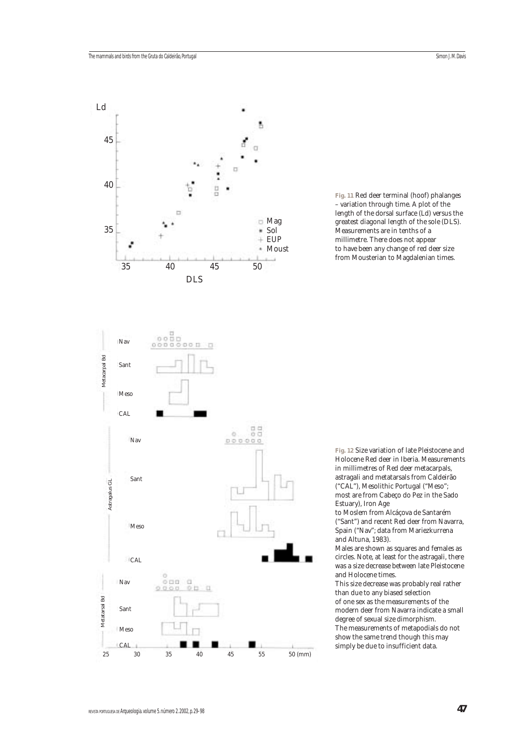**Fig. 11** Red deer terminal (hoof) phalanges – variation through time. A plot of the length of the dorsal surface (Ld) versus the greatest diagonal length of the sole (DLS). Measurements are in tenths of a millimetre. There does not appear to have been any change of red deer size from Mousterian to Magdalenian times.

**Fig. 12** Size variation of late Pleistocene and Holocene Red deer in Iberia. Measurements in millimetres of Red deer metacarpals, astragali and metatarsals from Caldeirão ("CAL"), Mesolithic Portugal ("Meso"; most are from Cabeço do Pez in the Sado Estuary), Iron Age to Moslem from Alcáçova de Santarém ("Sant") and recent Red deer from Navarra, Spain ("Nav"; data from Mariezkurrena and Altuna, 1983).
Males are shown as squares and females as circles. Note, at least for the astragali, there was a size decrease between late Pleistocene and Holocene times.
This size decrease was probably real rather than due to any biased selection of one sex as the measurements of the modern deer from Navarra indicate a small degree of sexual size dimorphism.
The measurements of metapodials do not show the same trend though this may simply be due to insufficient data.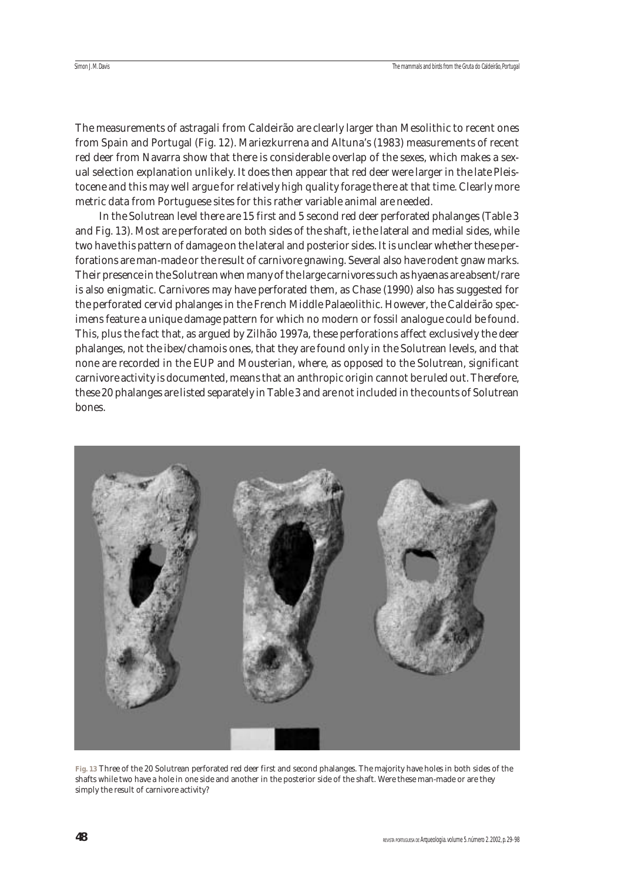The measurements of astragali from Caldeirão are clearly larger than Mesolithic to recent ones from Spain and Portugal (Fig. 12). Mariezkurrena and Altuna's (1983) measurements of recent red deer from Navarra show that there is considerable overlap of the sexes, which makes a sexual selection explanation unlikely. It does then appear that red deer were larger in the late Pleistocene and this may well argue for relatively high quality forage there at that time. Clearly more metric data from Portuguese sites for this rather variable animal are needed.

In the Solutrean level there are 15 first and 5 second red deer perforated phalanges (Table 3 and Fig. 13). Most are perforated on both sides of the shaft, ie the lateral and medial sides, while two have this pattern of damage on the lateral and posterior sides. It is unclear whether these perforations are man-made or the result of carnivore gnawing. Several also have rodent gnaw marks. Their presence in the Solutrean when many of the large carnivores such as hyaenas are absent/rare is also enigmatic. Carnivores may have perforated them, as Chase (1990) also has suggested for the perforated cervid phalanges in the French Middle Palaeolithic. However, the Caldeirão specimens feature a unique damage pattern for which no modern or fossil analogue could be found. This, plus the fact that, as argued by Zilhão 1997a, these perforations affect exclusively the deer phalanges, not the ibex/chamois ones, that they are found only in the Solutrean levels, and that none are recorded in the EUP and Mousterian, where, as opposed to the Solutrean, significant carnivore activity is documented, means that an anthropic origin cannot be ruled out. Therefore, these 20 phalanges are listed separately in Table 3 and are not included in the counts of Solutrean bones.

**Fig. 13** Three of the 20 Solutrean perforated red deer first and second phalanges. The majority have holes in both sides of the shafts while two have a hole in one side and another in the posterior side of the shaft. Were these man-made or are they simply the result of carnivore activity?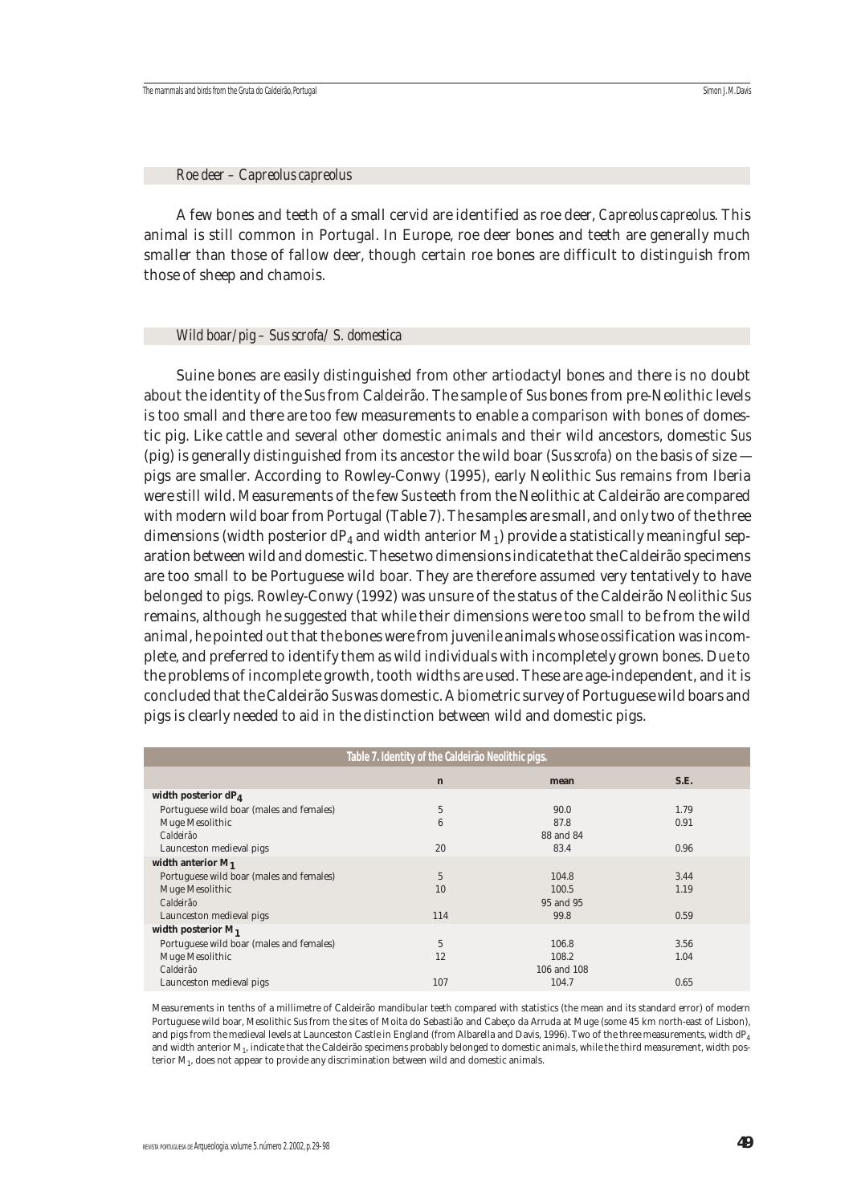### *Roe deer – Capreolus capreolus*

A few bones and teeth of a small cervid are identified as roe deer, *Capreolus capreolus*. This animal is still common in Portugal. In Europe, roe deer bones and teeth are generally much smaller than those of fallow deer, though certain roe bones are difficult to distinguish from those of sheep and chamois.

### *Wild boar/pig – Sus scrofa/ S. domestica*

Suine bones are easily distinguished from other artiodactyl bones and there is no doubt about the identity of the *Sus* from Caldeirão. The sample of *Sus* bones from pre-Neolithic levels is too small and there are too few measurements to enable a comparison with bones of domestic pig. Like cattle and several other domestic animals and their wild ancestors, domestic *Sus* (pig) is generally distinguished from its ancestor the wild boar (*Sus scrofa*) on the basis of size — pigs are smaller. According to Rowley-Conwy (1995), early Neolithic *Sus* remains from Iberia were still wild. Measurements of the few *Sus* teeth from the Neolithic at Caldeirão are compared with modern wild boar from Portugal (Table 7). The samples are small, and only two of the three dimensions (width posterior $dP_4$ and width anterior $M_1$) provide a statistically meaningful separation between wild and domestic. These two dimensions indicate that the Caldeirão specimens are too small to be Portuguese wild boar. They are therefore assumed very tentatively to have belonged to pigs. Rowley-Conwy (1992) was unsure of the status of the Caldeirão Neolithic *Sus* remains, although he suggested that while their dimensions were too small to be from the wild animal, he pointed out that the bones were from juvenile animals whose ossification was incomplete, and preferred to identify them as wild individuals with incompletely grown bones. Due to the problems of incomplete growth, tooth widths are used. These are age-independent, and it is concluded that the Caldeirão *Sus* was domestic. A biometric survey of Portuguese wild boars and pigs is clearly needed to aid in the distinction between wild and domestic pigs.

**Table 7. Identity of the Caldeirão Neolithic pigs.**

| | n | mean | S.E. |
|---|---|---|---|
| **width posterior $dP_4$** | | | |
| Portuguese wild boar (males and females) | 5 | 90.0 | 1.79 |
| Muge Mesolithic | 6 | 87.8 | 0.91 |
| Caldeirão | | 88 and 84 | |
| Launceston medieval pigs | 20 | 83.4 | 0.96 |
| **width anterior $M_1$** | | | |
| Portuguese wild boar (males and females) | 5 | 104.8 | 3.44 |
| Muge Mesolithic | 10 | 100.5 | 1.19 |
| Caldeirão | | 95 and 95 | |
| Launceston medieval pigs | 114 | 99.8 | 0.59 |
| **width posterior $M_1$** | | | |
| Portuguese wild boar (males and females) | 5 | 106.8 | 3.56 |
| Muge Mesolithic | 12 | 108.2 | 1.04 |
| Caldeirão | | 106 and 108 | |
| Launceston medieval pigs | 107 | 104.7 | 0.65 |

Measurements in tenths of a millimetre of Caldeirão mandibular teeth compared with statistics (the mean and its standard error) of modern Portuguese wild boar, Mesolithic *Sus* from the sites of Moita do Sebastião and Cabeço da Arruda at Muge (some 45 km north-east of Lisbon), and pigs from the medieval levels at Launceston Castle in England (from Albarella and Davis, 1996). Two of the three measurements, width $dP_4$ and width anterior $M_1$, indicate that the Caldeirão specimens probably belonged to domestic animals, while the third measurement, width posterior $M_1$, does not appear to provide any discrimination between wild and domestic animals.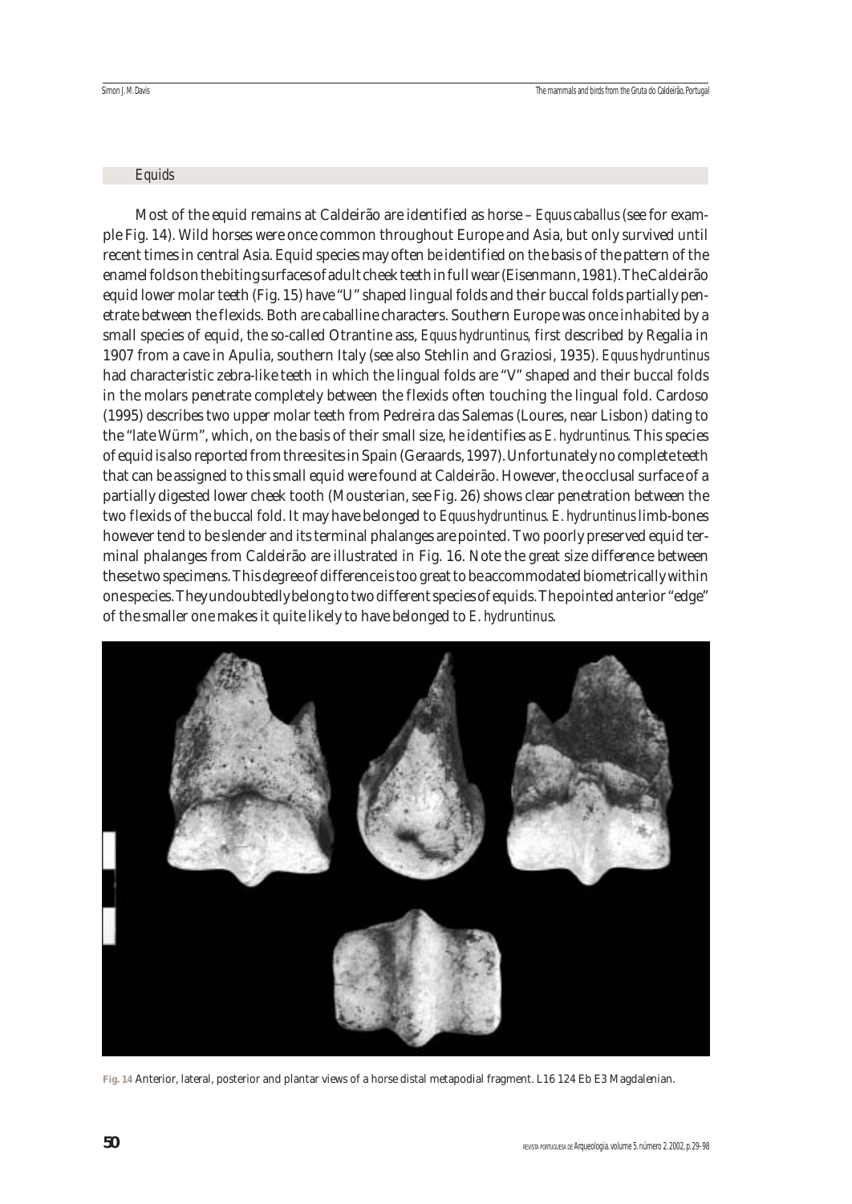## Equids

Most of the equid remains at Caldeirão are identified as horse – *Equus caballus* (see for example Fig. 14). Wild horses were once common throughout Europe and Asia, but only survived until recent times in central Asia. Equid species may often be identified on the basis of the pattern of the enamel folds on the biting surfaces of adult cheek teeth in full wear (Eisenmann, 1981). The Caldeirão equid lower molar teeth (Fig. 15) have "U" shaped lingual folds and their buccal folds partially penetrate between the flexids. Both are caballine characters. Southern Europe was once inhabited by a small species of equid, the so-called Otrantine ass, *Equus hydruntinus*, first described by Regalia in 1907 from a cave in Apulia, southern Italy (see also Stehlin and Graziosi, 1935). *Equus hydruntinus* had characteristic zebra-like teeth in which the lingual folds are "V" shaped and their buccal folds in the molars penetrate completely between the flexids often touching the lingual fold. Cardoso (1995) describes two upper molar teeth from Pedreira das Salemas (Loures, near Lisbon) dating to the "late Würm", which, on the basis of their small size, he identifies as *E. hydruntinus*. This species of equid is also reported from three sites in Spain (Geraards, 1997). Unfortunately no complete teeth that can be assigned to this small equid were found at Caldeirão. However, the occlusal surface of a partially digested lower cheek tooth (Mousterian, see Fig. 26) shows clear penetration between the two flexids of the buccal fold. It may have belonged to *Equus hydruntinus*. *E. hydruntinus* limb-bones however tend to be slender and its terminal phalanges are pointed. Two poorly preserved equid terminal phalanges from Caldeirão are illustrated in Fig. 16. Note the great size difference between these two specimens. This degree of difference is too great to be accommodated biometrically within one species. They undoubtedly belong to two different species of equids. The pointed anterior "edge" of the smaller one makes it quite likely to have belonged to *E. hydruntinus*.

**Fig. 14** Anterior, lateral, posterior and plantar views of a horse distal metapodial fragment. L16 124 Eb E3 Magdalenian.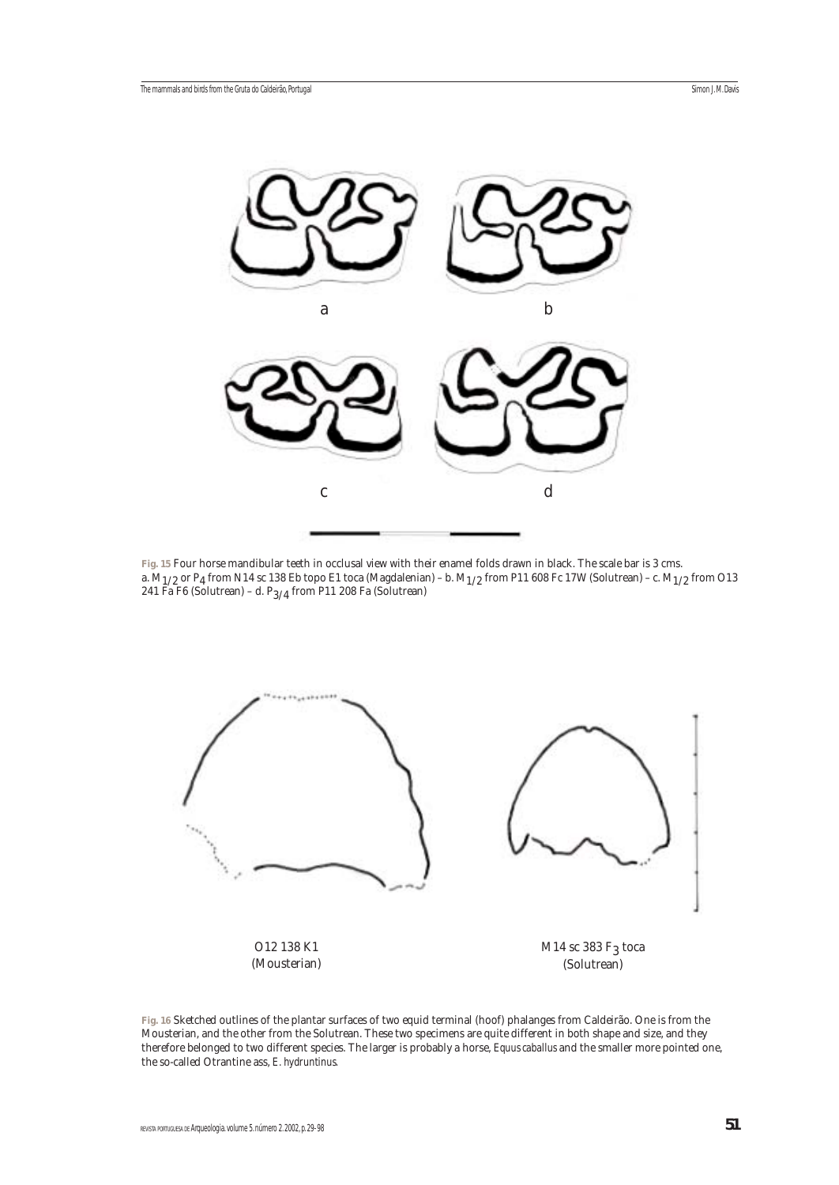a

b

c

d

**Fig. 15** Four horse mandibular teeth in occlusal view with their enamel folds drawn in black. The scale bar is 3 cms.
a. $M_{1/2}$ or $P_4$ from N14 sc 138 Eb topo E1 toca (Magdalenian) – b. $M_{1/2}$ from P11 608 Fc 17W (Solutrean) – c. $M_{1/2}$ from O13 241 Fa F6 (Solutrean) – d. $P_{3/4}$ from P11 208 Fa (Solutrean)

O12 138 K1
(Mousterian)

M14 sc 383 $F_3$ toca
(Solutrean)

**Fig. 16** Sketched outlines of the plantar surfaces of two equid terminal (hoof) phalanges from Caldeirão. One is from the Mousterian, and the other from the Solutrean. These two specimens are quite different in both shape and size, and they therefore belonged to two different species. The larger is probably a horse, *Equus caballus* and the smaller more pointed one, the so-called Otrantine ass, *E. hydruntinus*.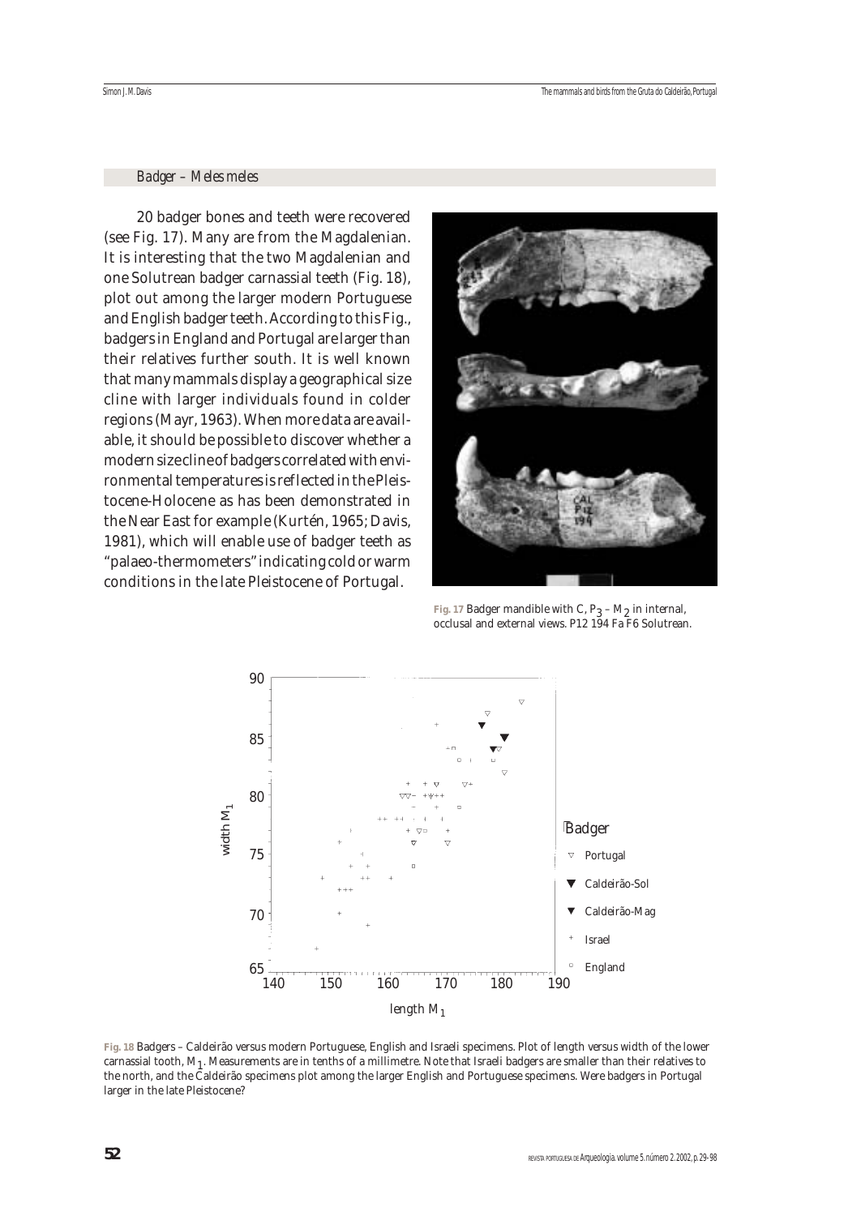## *Badger – Meles meles*

20 badger bones and teeth were recovered (see Fig. 17). Many are from the Magdalenian. It is interesting that the two Magdalenian and one Solutrean badger carnassial teeth (Fig. 18), plot out among the larger modern Portuguese and English badger teeth. According to this Fig., badgers in England and Portugal are larger than their relatives further south. It is well known that many mammals display a geographical size cline with larger individuals found in colder regions (Mayr, 1963). When more data are available, it should be possible to discover whether a modern size cline of badgers correlated with environmental temperatures is reflected in the Pleistocene-Holocene as has been demonstrated in the Near East for example (Kurtén, 1965; Davis, 1981), which will enable use of badger teeth as "palaeo-thermometers" indicating cold or warm conditions in the late Pleistocene of Portugal.

**Fig. 17** Badger mandible with C, $P_3 – M_2$ in internal, occlusal and external views. P12 194 Fa F6 Solutrean.

**Fig. 18** Badgers – Caldeirão versus modern Portuguese, English and Israeli specimens. Plot of length versus width of the lower carnassial tooth, $M_1$. Measurements are in tenths of a millimetre. Note that Israeli badgers are smaller than their relatives to the north, and the Caldeirão specimens plot among the larger English and Portuguese specimens. Were badgers in Portugal larger in the late Pleistocene?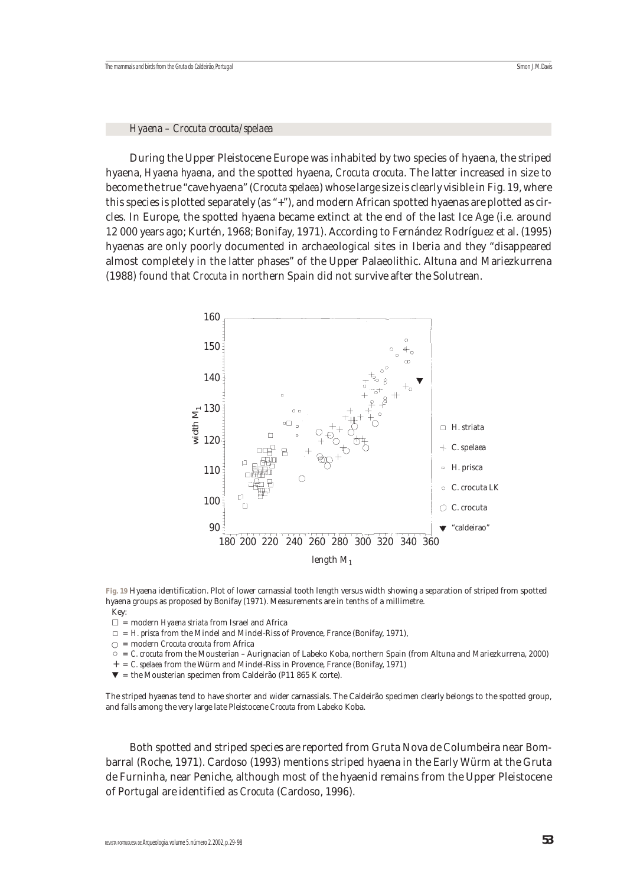### Hyaena – *Crocuta crocuta/spelaea*

During the Upper Pleistocene Europe was inhabited by two species of hyaena, the striped hyaena, *Hyaena hyaena*, and the spotted hyaena, *Crocuta crocuta*. The latter increased in size to become the true "cave hyaena" (*Crocuta spelaea*) whose large size is clearly visible in Fig. 19, where this species is plotted separately (as "+"), and modern African spotted hyaenas are plotted as circles. In Europe, the spotted hyaena became extinct at the end of the last Ice Age (i.e. around 12 000 years ago; Kurtén, 1968; Bonifay, 1971). According to Fernández Rodríguez et al. (1995) hyaenas are only poorly documented in archaeological sites in Iberia and they "disappeared almost completely in the latter phases" of the Upper Palaeolithic. Altuna and Mariezkurrena (1988) found that *Crocuta* in northern Spain did not survive after the Solutrean.

**Fig. 19** Hyaena identification. Plot of lower carnassial tooth length versus width showing a separation of striped from spotted hyaena groups as proposed by Bonifay (1971). Measurements are in tenths of a millimetre.

Key:

- □ = modern *Hyaena striata* from Israel and Africa
- ▫ = *H. prisca* from the Mindel and Mindel-Riss of Provence, France (Bonifay, 1971),
- ○ = modern *Crocuta crocuta* from Africa
- ∘ = *C. crocuta* from the Mousterian – Aurignacian of Labeko Koba, northern Spain (from Altuna and Mariezkurrena, 2000)
- + = *C. spelaea* from the Würm and Mindel-Riss in Provence, France (Bonifay, 1971)
- ▼ = the Mousterian specimen from Caldeirão (P11 865 K corte).

The striped hyaenas tend to have shorter and wider carnassials. The Caldeirão specimen clearly belongs to the spotted group, and falls among the very large late Pleistocene *Crocuta* from Labeko Koba.

Both spotted and striped species are reported from Gruta Nova de Columbeira near Bombarral (Roche, 1971). Cardoso (1993) mentions striped hyaena in the Early Würm at the Gruta de Furninha, near Peniche, although most of the hyaenid remains from the Upper Pleistocene of Portugal are identified as *Crocuta* (Cardoso, 1996).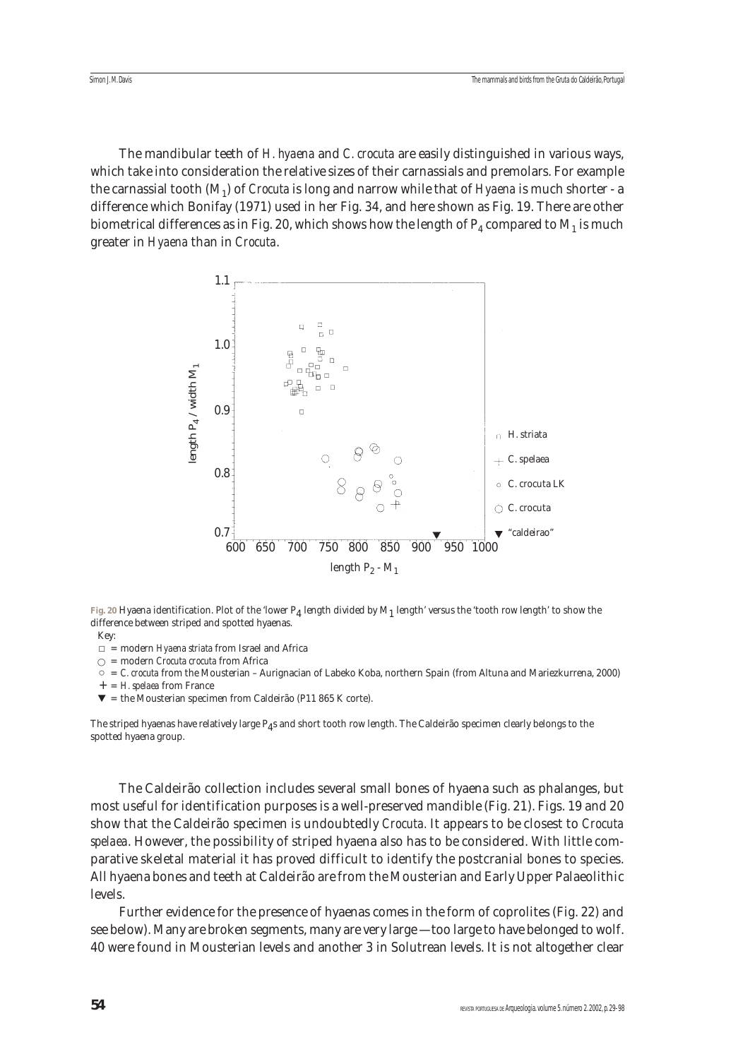The mandibular teeth of *H. hyaena* and *C. crocuta* are easily distinguished in various ways, which take into consideration the relative sizes of their carnassials and premolars. For example the carnassial tooth ($M_1$) of *Crocuta* is long and narrow while that of *Hyaena* is much shorter - a difference which Bonifay (1971) used in her Fig. 34, and here shown as Fig. 19. There are other biometrical differences as in Fig. 20, which shows how the length of $P_4$ compared to $M_1$ is much greater in *Hyaena* than in *Crocuta*.

**Fig. 20** Hyaena identification. Plot of the 'lower $P_4$ length divided by $M_1$ length' versus the 'tooth row length' to show the difference between striped and spotted hyaenas.

Key:

□ = modern *Hyaena striata* from Israel and Africa

○ = modern *Crocuta crocuta* from Africa

○ = *C. crocuta* from the Mousterian – Aurignacian of Labeko Koba, northern Spain (from Altuna and Mariezkurrena, 2000)

\+ = *H. spelaea* from France

▼ = the Mousterian specimen from Caldeirão (P11 865 K corte).

The striped hyaenas have relatively large $P_4$s and short tooth row length. The Caldeirão specimen clearly belongs to the spotted hyaena group.

The Caldeirão collection includes several small bones of hyaena such as phalanges, but most useful for identification purposes is a well-preserved mandible (Fig. 21). Figs. 19 and 20 show that the Caldeirão specimen is undoubtedly *Crocuta*. It appears to be closest to *Crocuta spelaea*. However, the possibility of striped hyaena also has to be considered. With little comparative skeletal material it has proved difficult to identify the postcranial bones to species. All hyaena bones and teeth at Caldeirão are from the Mousterian and Early Upper Palaeolithic levels.

Further evidence for the presence of hyaenas comes in the form of coprolites (Fig. 22) and see below). Many are broken segments, many are very large — too large to have belonged to wolf. 40 were found in Mousterian levels and another 3 in Solutrean levels. It is not altogether clear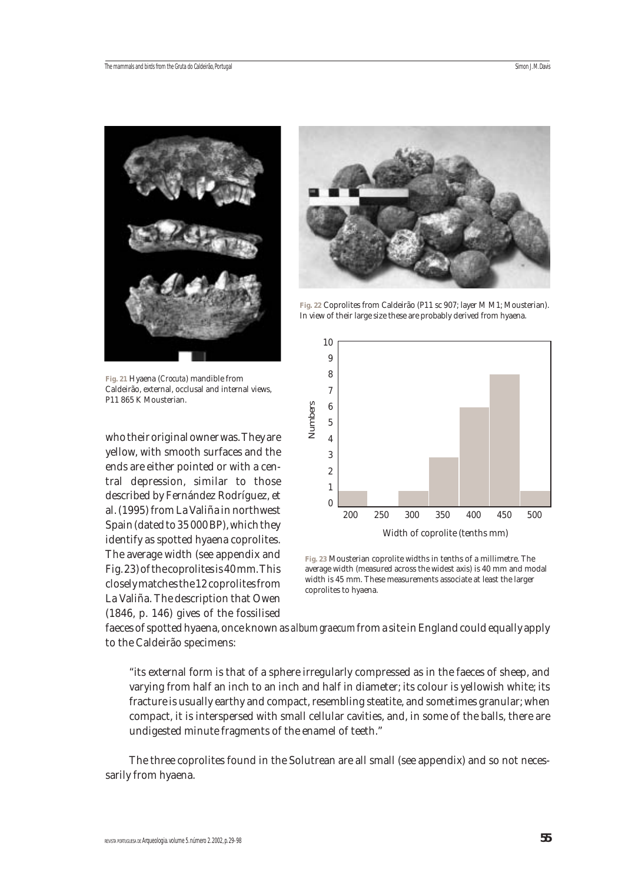Fig. 21 Hyaena (*Crocuta*) mandible from Caldeirão, external, occlusal and internal views, P11 865 K Mousterian.

Fig. 22 Coprolites from Caldeirão (P11 sc 907; layer M M1; Mousterian). In view of their large size these are probably derived from hyaena.

Fig. 23 Mousterian coprolite widths in tenths of a millimetre. The average width (measured across the widest axis) is 40 mm and modal width is 45 mm. These measurements associate at least the larger coprolites to hyaena.

who their original owner was. They are yellow, with smooth surfaces and the ends are either pointed or with a central depression, similar to those described by Fernández Rodríguez, et al. (1995) from La Valiña in northwest Spain (dated to 35 000 BP), which they identify as spotted hyaena coprolites. The average width (see appendix and Fig. 23) of the coprolites is 40 mm. This closely matches the 12 coprolites from La Valiña. The description that Owen (1846, p. 146) gives of the fossilised faeces of spotted hyaena, once known as *album graecum* from a site in England could equally apply to the Caldeirão specimens:

> "its external form is that of a sphere irregularly compressed as in the faeces of sheep, and varying from half an inch to an inch and half in diameter; its colour is yellowish white; its fracture is usually earthy and compact, resembling steatite, and sometimes granular; when compact, it is interspersed with small cellular cavities, and, in some of the balls, there are undigested minute fragments of the enamel of teeth."

The three coprolites found in the Solutrean are all small (see appendix) and so not necessarily from hyaena.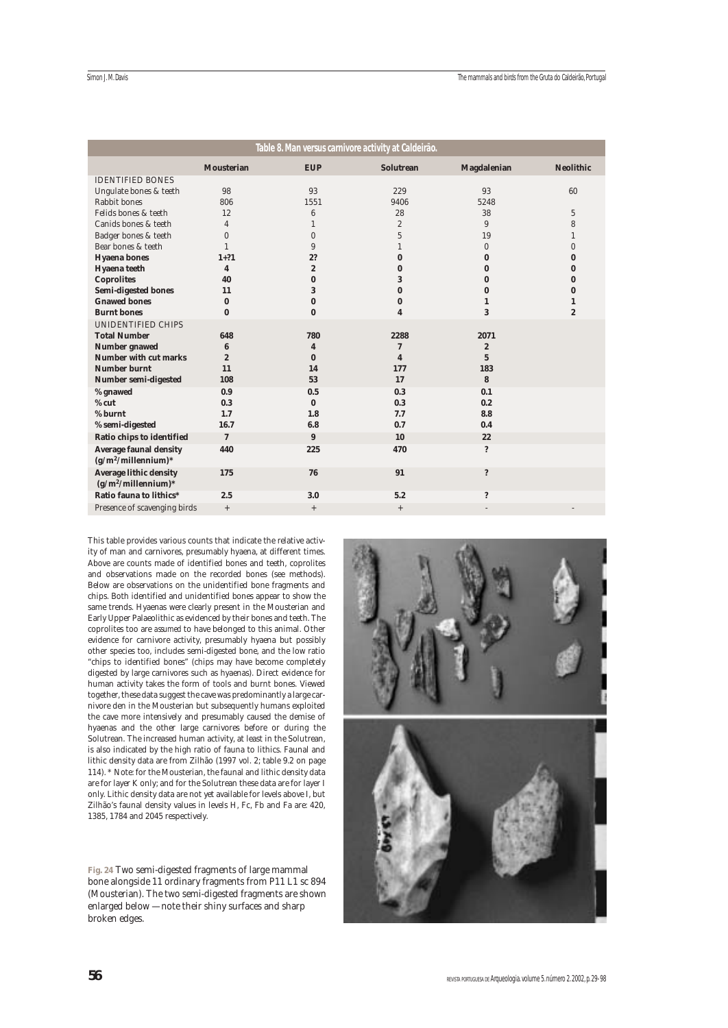**Table 8. Man versus carnivore activity at Caldeirão.**

| | Mousterian | EUP | Solutrean | Magdalenian | Neolithic |
|---|---|---|---|---|---|
| IDENTIFIED BONES | | | | | |
| Ungulate bones & teeth | 98 | 93 | 229 | 93 | 60 |
| Rabbit bones | 806 | 1551 | 9406 | 5248 | |
| Felids bones & teeth | 12 | 6 | 28 | 38 | 5 |
| Canids bones & teeth | 4 | 1 | 2 | 9 | 8 |
| Badger bones & teeth | 0 | 0 | 5 | 19 | 1 |
| Bear bones & teeth | 1 | 9 | 1 | 0 | 0 |
| **Hyaena bones** | **1+?1** | **2?** | **0** | **0** | **0** |
| **Hyaena teeth** | **4** | **2** | **0** | **0** | **0** |
| **Coprolites** | **40** | **0** | **3** | **0** | **0** |
| **Semi-digested bones** | **11** | **3** | **0** | **0** | **0** |
| **Gnawed bones** | **0** | **0** | **0** | **1** | **1** |
| **Burnt bones** | **0** | **0** | **4** | **3** | **2** |
| UNIDENTIFIED CHIPS | | | | | |
| **Total Number** | **648** | **780** | **2288** | **2071** | |
| **Number gnawed** | **6** | **4** | **7** | **2** | |
| **Number with cut marks** | **2** | **0** | **4** | **5** | |
| **Number burnt** | **11** | **14** | **177** | **183** | |
| **Number semi-digested** | **108** | **53** | **17** | **8** | |
| **% gnawed** | **0.9** | **0.5** | **0.3** | **0.1** | |
| **% cut** | **0.3** | **0** | **0.3** | **0.2** | |
| **% burnt** | **1.7** | **1.8** | **7.7** | **8.8** | |
| **% semi-digested** | **16.7** | **6.8** | **0.7** | **0.4** | |
| **Ratio chips to identified** | **7** | **9** | **10** | **22** | |
| **Average faunal density ($g/m^2$/millennium)*** | **440** | **225** | **470** | **?** | |
| **Average lithic density ($g/m^2$/millennium)*** | **175** | **76** | **91** | **?** | |
| **Ratio fauna to lithics*** | **2.5** | **3.0** | **5.2** | **?** | |
| Presence of scavenging birds | + | + | + | - | - |

This table provides various counts that indicate the relative activity of man and carnivores, presumably hyaena, at different times. Above are counts made of identified bones and teeth, coprolites and observations made on the recorded bones (see methods). Below are observations on the unidentified bone fragments and chips. Both identified and unidentified bones appear to show the same trends. Hyaenas were clearly present in the Mousterian and Early Upper Palaeolithic as evidenced by their bones and teeth. The coprolites too are assumed to have belonged to this animal. Other evidence for carnivore activity, presumably hyaena but possibly other species too, includes semi-digested bone, and the low ratio "chips to identified bones" (chips may have become completely digested by large carnivores such as hyaenas). Direct evidence for human activity takes the form of tools and burnt bones. Viewed together, these data suggest the cave was predominantly a large carnivore den in the Mousterian but subsequently humans exploited the cave more intensively and presumably caused the demise of hyaenas and the other large carnivores before or during the Solutrean. The increased human activity, at least in the Solutrean, is also indicated by the high ratio of fauna to lithics. Faunal and lithic density data are from Zilhão (1997 vol. 2; table 9.2 on page 114). * Note: for the Mousterian, the faunal and lithic density data are for layer K only; and for the Solutrean these data are for layer I only. Lithic density data are not yet available for levels above I, but Zilhão's faunal density values in levels H, Fc, Fb and Fa are: 420, 1385, 1784 and 2045 respectively.

**Fig. 24** Two semi-digested fragments of large mammal bone alongside 11 ordinary fragments from P11 L1 sc 894 (Mousterian). The two semi-digested fragments are shown enlarged below — note their shiny surfaces and sharp broken edges.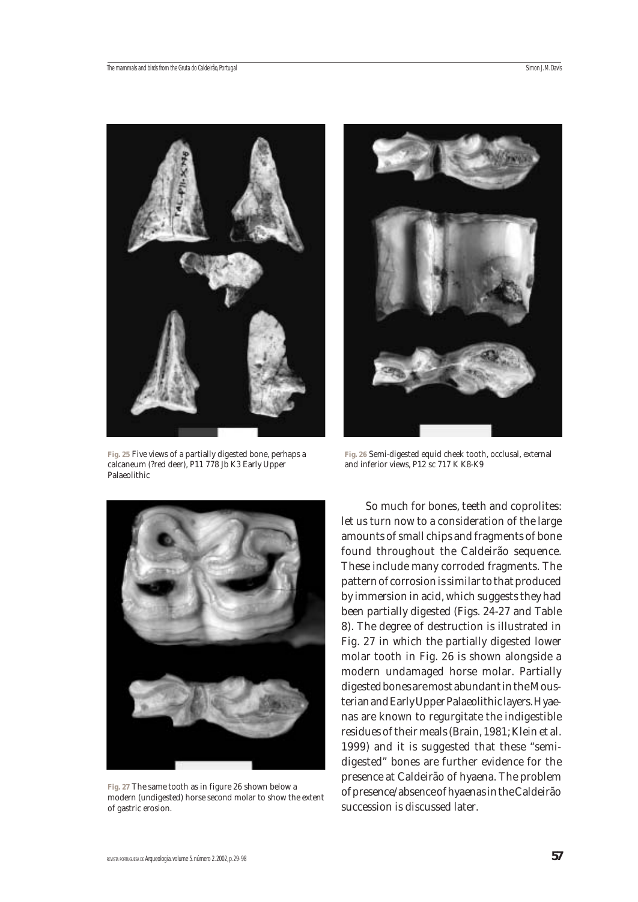**Fig. 25** Five views of a partially digested bone, perhaps a calcaneum (?red deer), P11 778 Jb K3 Early Upper Palaeolithic

**Fig. 26** Semi-digested equid cheek tooth, occlusal, external and inferior views, P12 sc 717 K K8-K9

**Fig. 27** The same tooth as in figure 26 shown below a modern (undigested) horse second molar to show the extent of gastric erosion.

So much for bones, teeth and coprolites: let us turn now to a consideration of the large amounts of small chips and fragments of bone found throughout the Caldeirão sequence. These include many corroded fragments. The pattern of corrosion is similar to that produced by immersion in acid, which suggests they had been partially digested (Figs. 24-27 and Table 8). The degree of destruction is illustrated in Fig. 27 in which the partially digested lower molar tooth in Fig. 26 is shown alongside a modern undamaged horse molar. Partially digested bones are most abundant in the Mousterian and Early Upper Palaeolithic layers. Hyaenas are known to regurgitate the indigestible residues of their meals (Brain, 1981; Klein et al. 1999) and it is suggested that these "semi-digested" bones are further evidence for the presence at Caldeirão of hyaena. The problem of presence/absence of hyaenas in the Caldeirão succession is discussed later.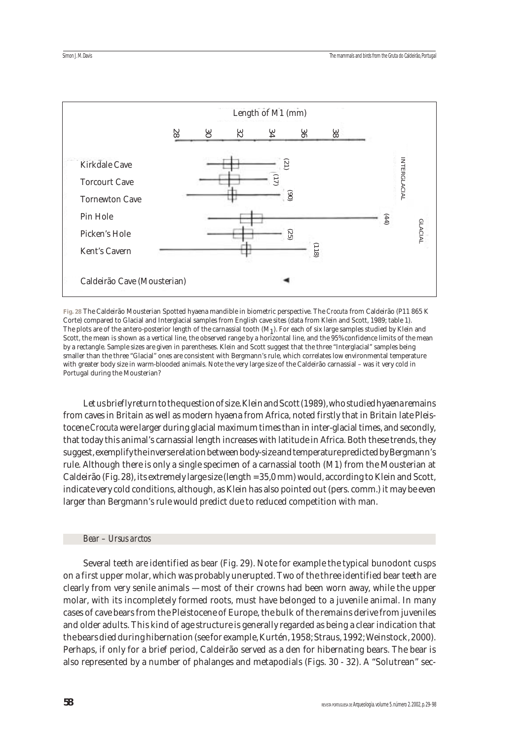Length of M1 (mm)

| | 28 | 30 | 32 | 34 | 36 | 38 | |
|---|---|---|---|---|---|---|---|
| Kirkdale Cave | | | (21) | | | | INTERGLACIAL |
| Torcourt Cave | | | (17) | | | | INTERGLACIAL |
| Tornewton Cave | | | (90) | | | | INTERGLACIAL |
| Pin Hole | | | (44) | | | | GLACIAL |
| Picken's Hole | | | (25) | | | | GLACIAL |
| Kent's Cavern | | | (118) | | | | GLACIAL |
| Caldeirão Cave (Mousterian) | | | | | | | |

**Fig. 28** The Caldeirão Mousterian Spotted hyaena mandible in biometric perspective. The *Crocuta* from Caldeirão (P11 865 K Corte) compared to Glacial and Interglacial samples from English cave sites (data from Klein and Scott, 1989; table 1). The plots are of the antero-posterior length of the carnassial tooth ($M_1$). For each of six large samples studied by Klein and Scott, the mean is shown as a vertical line, the observed range by a horizontal line, and the 95% confidence limits of the mean by a rectangle. Sample sizes are given in parentheses. Klein and Scott suggest that the three "Interglacial" samples being smaller than the three "Glacial" ones are consistent with Bergmann's rule, which correlates low environmental temperature with greater body size in warm-blooded animals. Note the very large size of the Caldeirão carnassial – was it very cold in Portugal during the Mousterian?

Let us briefly return to the question of size. Klein and Scott (1989), who studied hyaena remains from caves in Britain as well as modern hyaena from Africa, noted firstly that in Britain late Pleistocene *Crocuta* were larger during glacial maximum times than in inter-glacial times, and secondly, that today this animal's carnassial length increases with latitude in Africa. Both these trends, they suggest, exemplify the inverse relation between body-size and temperature predicted by Bergmann's rule. Although there is only a single specimen of a carnassial tooth (M1) from the Mousterian at Caldeirão (Fig. 28), its extremely large size (length = 35,0 mm) would, according to Klein and Scott, indicate very cold conditions, although, as Klein has also pointed out (pers. comm.) it may be even larger than Bergmann's rule would predict due to reduced competition with man.

### *Bear – Ursus arctos*

Several teeth are identified as bear (Fig. 29). Note for example the typical bunodont cusps on a first upper molar, which was probably unerupted. Two of the three identified bear teeth are clearly from very senile animals — most of their crowns had been worn away, while the upper molar, with its incompletely formed roots, must have belonged to a juvenile animal. In many cases of cave bears from the Pleistocene of Europe, the bulk of the remains derive from juveniles and older adults. This kind of age structure is generally regarded as being a clear indication that the bears died during hibernation (see for example, Kurtén, 1958; Straus, 1992; Weinstock, 2000). Perhaps, if only for a brief period, Caldeirão served as a den for hibernating bears. The bear is also represented by a number of phalanges and metapodials (Figs. 30 - 32). A "Solutrean" sec-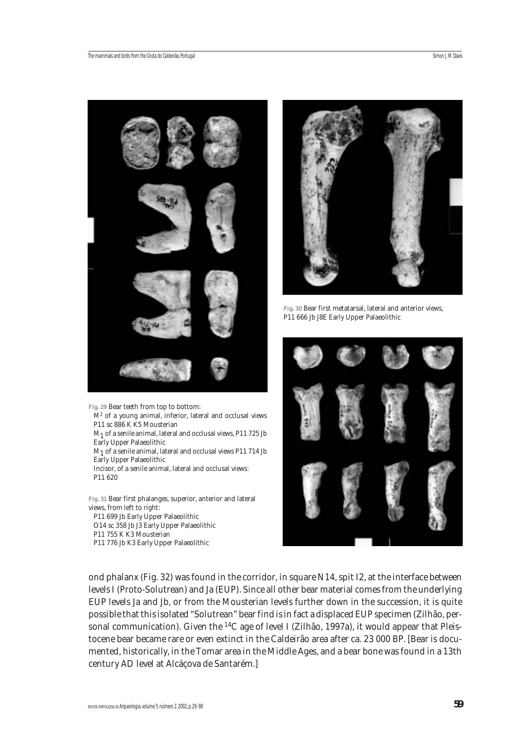**Fig. 29** Bear teeth from top to bottom:
$M^2$ of a young animal, inferior, lateral and occlusal views P11 sc 886 K K5 Mousterian
$M_1$ of a senile animal, lateral and occlusal views, P11 725 Jb Early Upper Palaeolithic
$M_1$ of a senile animal, lateral and occlusal views P11 714 Jb Early Upper Palaeolithic
Incisor, of a senile animal, lateral and occlusal views: P11 620

**Fig. 30** Bear first metatarsal, lateral and anterior views, P11 666 Jb J8E Early Upper Palaeolithic

**Fig. 31** Bear first phalanges, superior, anterior and lateral views, from left to right:
P11 699 Jb Early Upper Palaeolithic
O14 sc 358 Jb J3 Early Upper Palaeolithic
P11 755 K K3 Mousterian
P11 776 Jb K3 Early Upper Palaeolithic

ond phalanx (Fig. 32) was found in the corridor, in square N14, spit I2, at the interface between levels I (Proto-Solutrean) and Ja (EUP). Since all other bear material comes from the underlying EUP levels Ja and Jb, or from the Mousterian levels further down in the succession, it is quite possible that this isolated "Solutrean" bear find is in fact a displaced EUP specimen (Zilhão, personal communication). Given the $^{14}C$ age of level I (Zilhão, 1997a), it would appear that Pleistocene bear became rare or even extinct in the Caldeirão area after ca. 23 000 BP. [Bear is documented, historically, in the Tomar area in the Middle Ages, and a bear bone was found in a 13th century AD level at Alcáçova de Santarém.]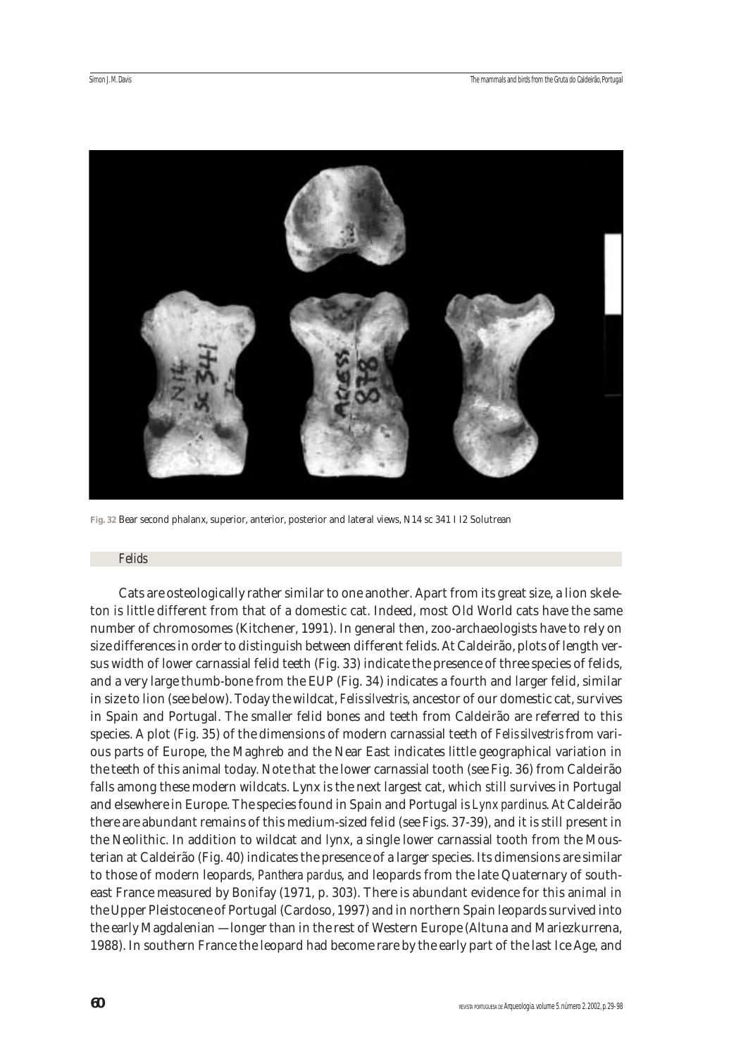**Fig. 32** Bear second phalanx, superior, anterior, posterior and lateral views, N14 sc 341 I I2 Solutrean

## Felids

Cats are osteologically rather similar to one another. Apart from its great size, a lion skeleton is little different from that of a domestic cat. Indeed, most Old World cats have the same number of chromosomes (Kitchener, 1991). In general then, zoo-archaeologists have to rely on size differences in order to distinguish between different felids. At Caldeirão, plots of length versus width of lower carnassial felid teeth (Fig. 33) indicate the presence of three species of felids, and a very large thumb-bone from the EUP (Fig. 34) indicates a fourth and larger felid, similar in size to lion (see below). Today the wildcat, *Felis silvestris*, ancestor of our domestic cat, survives in Spain and Portugal. The smaller felid bones and teeth from Caldeirão are referred to this species. A plot (Fig. 35) of the dimensions of modern carnassial teeth of *Felis silvestris* from various parts of Europe, the Maghreb and the Near East indicates little geographical variation in the teeth of this animal today. Note that the lower carnassial tooth (see Fig. 36) from Caldeirão falls among these modern wildcats. Lynx is the next largest cat, which still survives in Portugal and elsewhere in Europe. The species found in Spain and Portugal is *Lynx pardinus*. At Caldeirão there are abundant remains of this medium-sized felid (see Figs. 37-39), and it is still present in the Neolithic. In addition to wildcat and lynx, a single lower carnassial tooth from the Mousterian at Caldeirão (Fig. 40) indicates the presence of a larger species. Its dimensions are similar to those of modern leopards, *Panthera pardus*, and leopards from the late Quaternary of southeast France measured by Bonifay (1971, p. 303). There is abundant evidence for this animal in the Upper Pleistocene of Portugal (Cardoso, 1997) and in northern Spain leopards survived into the early Magdalenian — longer than in the rest of Western Europe (Altuna and Mariezkurrena, 1988). In southern France the leopard had become rare by the early part of the last Ice Age, and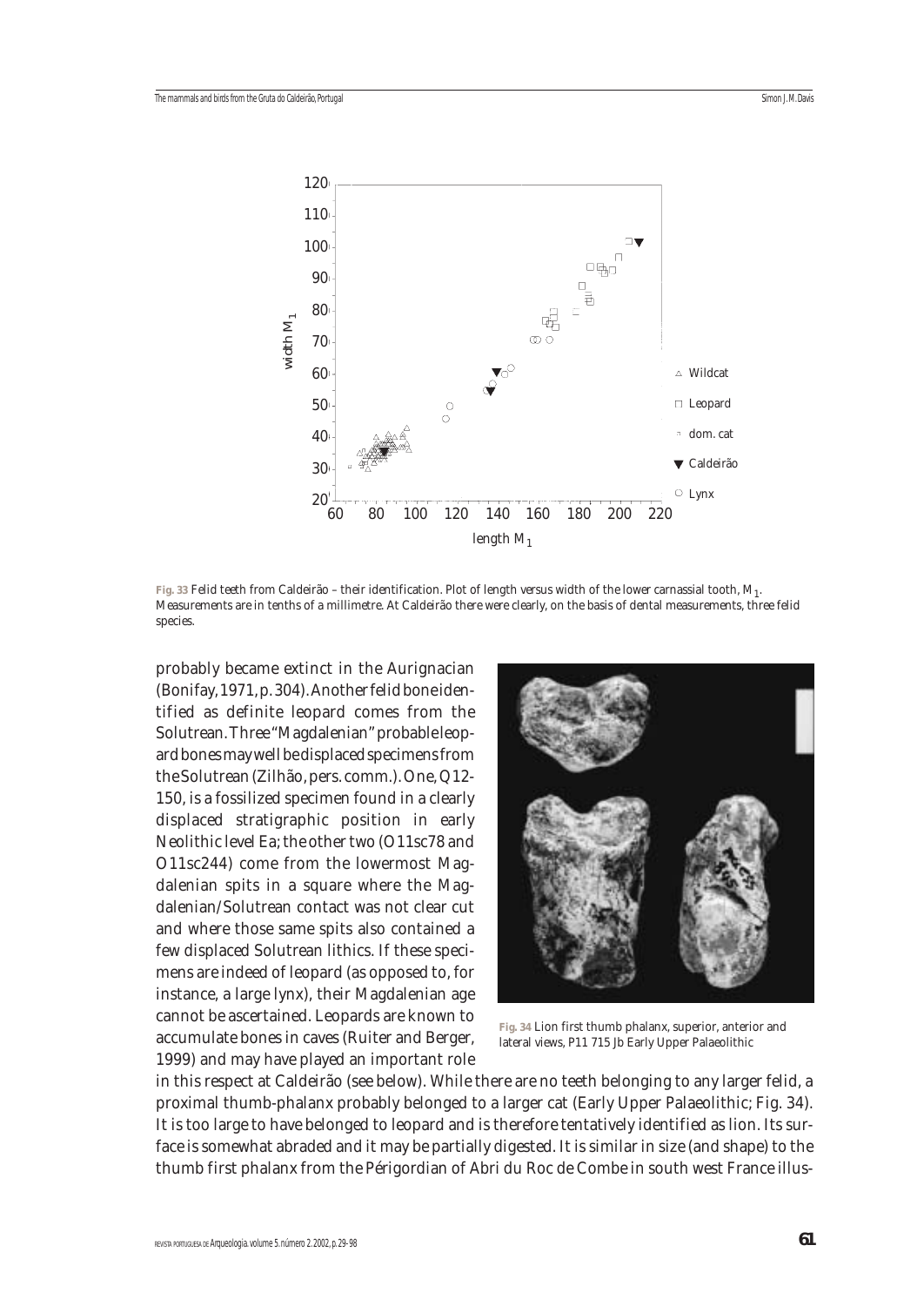Fig. 33 Felid teeth from Caldeirão – their identification. Plot of length versus width of the lower carnassial tooth, $M_1$. Measurements are in tenths of a millimetre. At Caldeirão there were clearly, on the basis of dental measurements, three felid species.

probably became extinct in the Aurignacian (Bonifay, 1971, p. 304). Another felid bone identified as definite leopard comes from the Solutrean. Three "Magdalenian" probable leopard bones may well be displaced specimens from the Solutrean (Zilhão, pers. comm.). One, Q12-150, is a fossilized specimen found in a clearly displaced stratigraphic position in early Neolithic level Ea; the other two (O11sc78 and O11sc244) come from the lowermost Magdalenian spits in a square where the Magdalenian/Solutrean contact was not clear cut and where those same spits also contained a few displaced Solutrean lithics. If these specimens are indeed of leopard (as opposed to, for instance, a large lynx), their Magdalenian age cannot be ascertained. Leopards are known to accumulate bones in caves (Ruiter and Berger, 1999) and may have played an important role in this respect at Caldeirão (see below). While there are no teeth belonging to any larger felid, a proximal thumb-phalanx probably belonged to a larger cat (Early Upper Palaeolithic; Fig. 34). It is too large to have belonged to leopard and is therefore tentatively identified as lion. Its surface is somewhat abraded and it may be partially digested. It is similar in size (and shape) to the thumb first phalanx from the Périgordian of Abri du Roc de Combe in south west France illus-

Fig. 34 Lion first thumb phalanx, superior, anterior and lateral views, P11 715 Jb Early Upper Palaeolithic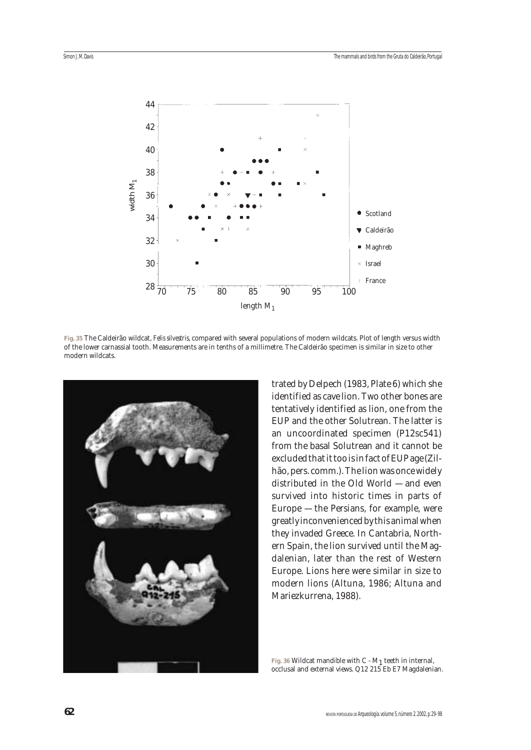**Fig. 35** The Caldeirão wildcat, *Felis silvestris*, compared with several populations of modern wildcats. Plot of length versus width of the lower carnassial tooth. Measurements are in tenths of a millimetre. The Caldeirão specimen is similar in size to other modern wildcats.

trated by Delpech (1983, Plate 6) which she identified as cave lion. Two other bones are tentatively identified as lion, one from the EUP and the other Solutrean. The latter is an uncoordinated specimen (P12sc541) from the basal Solutrean and it cannot be excluded that it too is in fact of EUP age (Zilhão, pers. comm.). The lion was once widely distributed in the Old World — and even survived into historic times in parts of Europe — the Persians, for example, were greatly inconvenienced by this animal when they invaded Greece. In Cantabria, Northern Spain, the lion survived until the Magdalenian, later than the rest of Western Europe. Lions here were similar in size to modern lions (Altuna, 1986; Altuna and Mariezkurrena, 1988).

**Fig. 36** Wildcat mandible with C - $M_1$ teeth in internal, occlusal and external views. Q12 215 Eb E7 Magdalenian.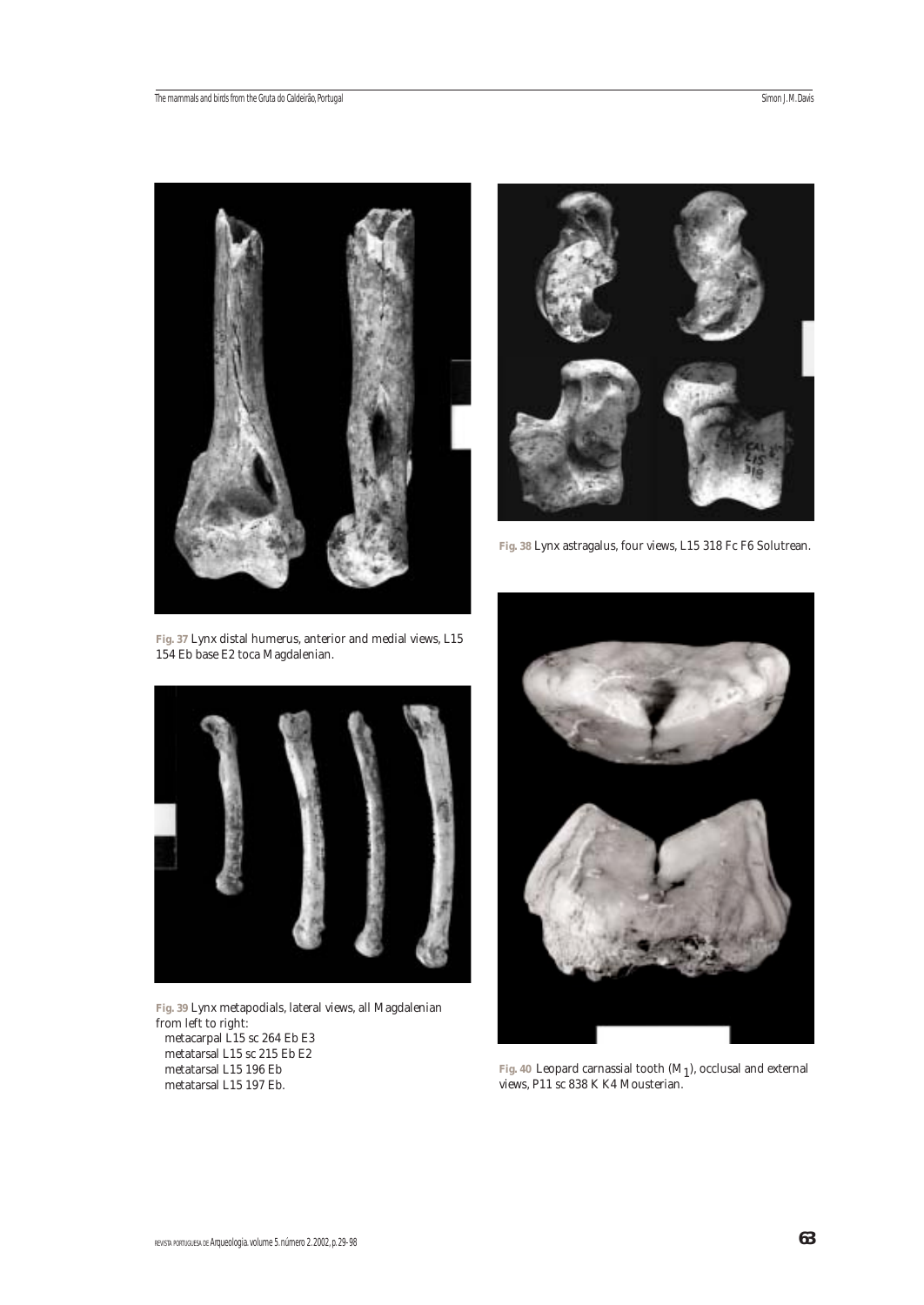**Fig. 37** Lynx distal humerus, anterior and medial views, L15 154 Eb base E2 toca Magdalenian.

**Fig. 38** Lynx astragalus, four views, L15 318 Fc F6 Solutrean.

**Fig. 39** Lynx metapodials, lateral views, all Magdalenian from left to right:
metacarpal L15 sc 264 Eb E3
metatarsal L15 sc 215 Eb E2
metatarsal L15 196 Eb
metatarsal L15 197 Eb.

**Fig. 40** Leopard carnassial tooth ($M_1$), occlusal and external views, P11 sc 838 K K4 Mousterian.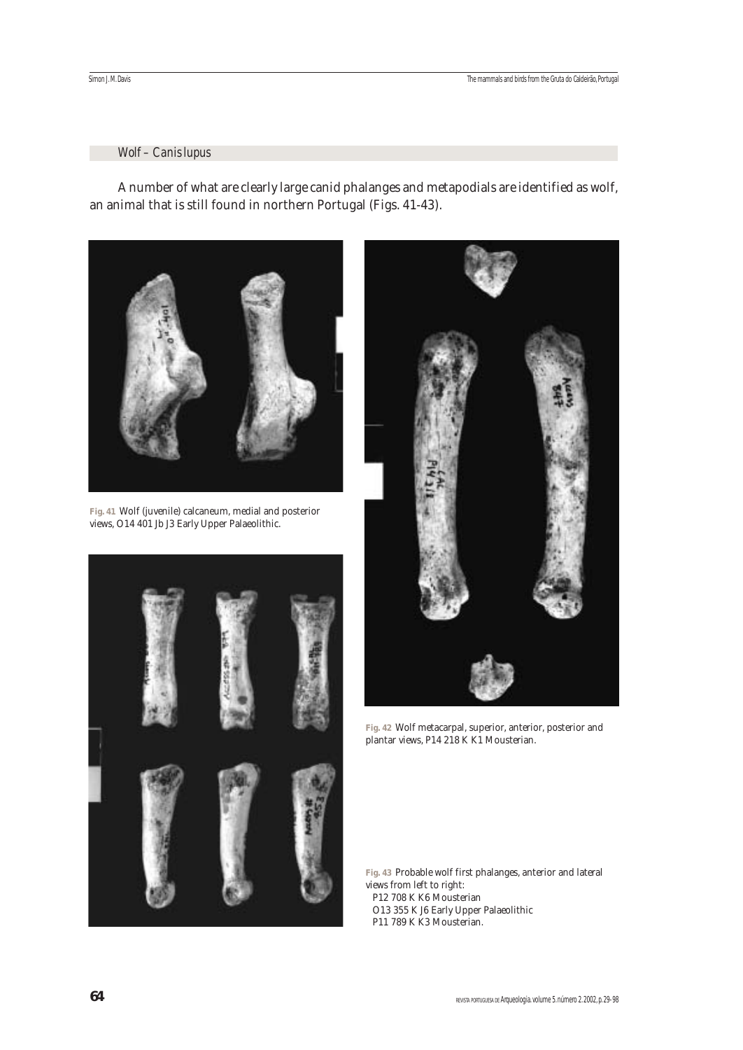### Wolf – *Canis lupus*

A number of what are clearly large canid phalanges and metapodials are identified as wolf, an animal that is still found in northern Portugal (Figs. 41-43).

**Fig. 41** Wolf (juvenile) calcaneum, medial and posterior views, O14 401 Jb J3 Early Upper Palaeolithic.

**Fig. 42** Wolf metacarpal, superior, anterior, posterior and plantar views, P14 218 K K1 Mousterian.

**Fig. 43** Probable wolf first phalanges, anterior and lateral views from left to right:
P12 708 K K6 Mousterian
O13 355 K J6 Early Upper Palaeolithic
P11 789 K K3 Mousterian.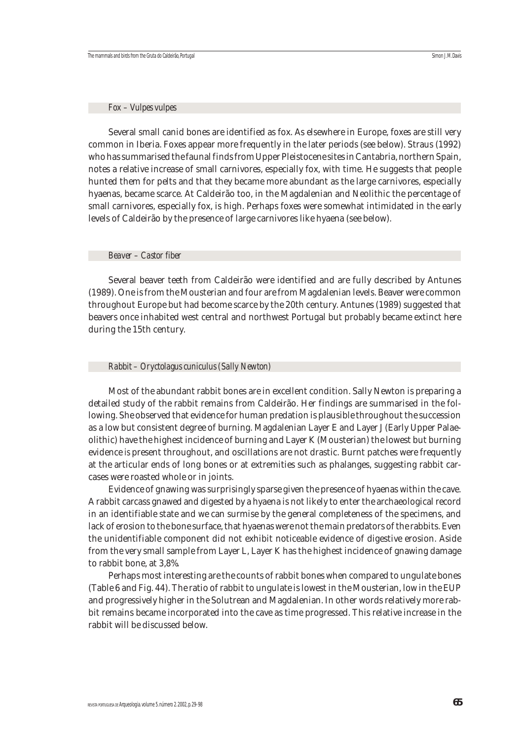### *Fox – Vulpes vulpes*

Several small canid bones are identified as fox. As elsewhere in Europe, foxes are still very common in Iberia. Foxes appear more frequently in the later periods (see below). Straus (1992) who has summarised the faunal finds from Upper Pleistocene sites in Cantabria, northern Spain, notes a relative increase of small carnivores, especially fox, with time. He suggests that people hunted them for pelts and that they became more abundant as the large carnivores, especially hyaenas, became scarce. At Caldeirão too, in the Magdalenian and Neolithic the percentage of small carnivores, especially fox, is high. Perhaps foxes were somewhat intimidated in the early levels of Caldeirão by the presence of large carnivores like hyaena (see below).

### *Beaver – Castor fiber*

Several beaver teeth from Caldeirão were identified and are fully described by Antunes (1989). One is from the Mousterian and four are from Magdalenian levels. Beaver were common throughout Europe but had become scarce by the 20th century. Antunes (1989) suggested that beavers once inhabited west central and northwest Portugal but probably became extinct here during the 15th century.

### *Rabbit – Oryctolagus cuniculus (Sally Newton)*

Most of the abundant rabbit bones are in excellent condition. Sally Newton is preparing a detailed study of the rabbit remains from Caldeirão. Her findings are summarised in the following. She observed that evidence for human predation is plausible throughout the succession as a low but consistent degree of burning. Magdalenian Layer E and Layer J (Early Upper Palaeolithic) have the highest incidence of burning and Layer K (Mousterian) the lowest but burning evidence is present throughout, and oscillations are not drastic. Burnt patches were frequently at the articular ends of long bones or at extremities such as phalanges, suggesting rabbit carcases were roasted whole or in joints.

Evidence of gnawing was surprisingly sparse given the presence of hyaenas within the cave. A rabbit carcass gnawed and digested by a hyaena is not likely to enter the archaeological record in an identifiable state and we can surmise by the general completeness of the specimens, and lack of erosion to the bone surface, that hyaenas were not the main predators of the rabbits. Even the unidentifiable component did not exhibit noticeable evidence of digestive erosion. Aside from the very small sample from Layer L, Layer K has the highest incidence of gnawing damage to rabbit bone, at 3,8%.

Perhaps most interesting are the counts of rabbit bones when compared to ungulate bones (Table 6 and Fig. 44). The ratio of rabbit to ungulate is lowest in the Mousterian, low in the EUP and progressively higher in the Solutrean and Magdalenian. In other words relatively more rabbit remains became incorporated into the cave as time progressed. This relative increase in the rabbit will be discussed below.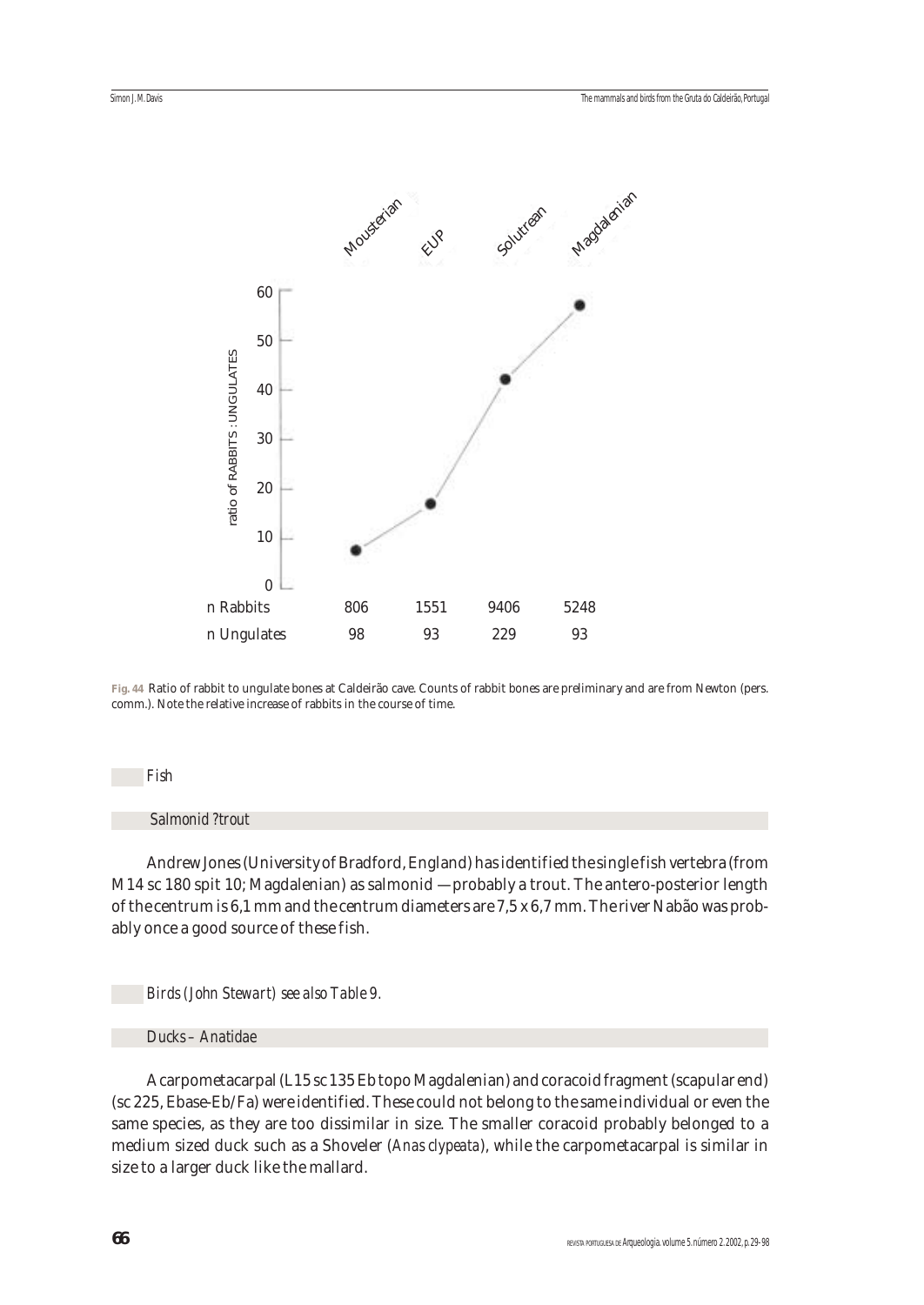| | Mousterian | EUP | Solutrean | Magdalenian |
|---|---|---|---|---|
| n Rabbits | 806 | 1551 | 9406 | 5248 |
| n Ungulates | 98 | 93 | 229 | 93 |

**Fig. 44** Ratio of rabbit to ungulate bones at Caldeirão cave. Counts of rabbit bones are preliminary and are from Newton (pers. comm.). Note the relative increase of rabbits in the course of time.

## *Fish*

### *Salmonid ?trout*

Andrew Jones (University of Bradford, England) has identified the single fish vertebra (from M14 sc 180 spit 10; Magdalenian) as salmonid — probably a trout. The antero-posterior length of the centrum is 6,1 mm and the centrum diameters are 7,5 x 6,7 mm. The river Nabão was probably once a good source of these fish.

## *Birds (John Stewart) see also Table 9.*

### *Ducks – Anatidae*

A carpometacarpal (L15 sc 135 Eb topo Magdalenian) and coracoid fragment (scapular end) (sc 225, Ebase-Eb/Fa) were identified. These could not belong to the same individual or even the same species, as they are too dissimilar in size. The smaller coracoid probably belonged to a medium sized duck such as a Shoveler (*Anas clypeata*), while the carpometacarpal is similar in size to a larger duck like the mallard.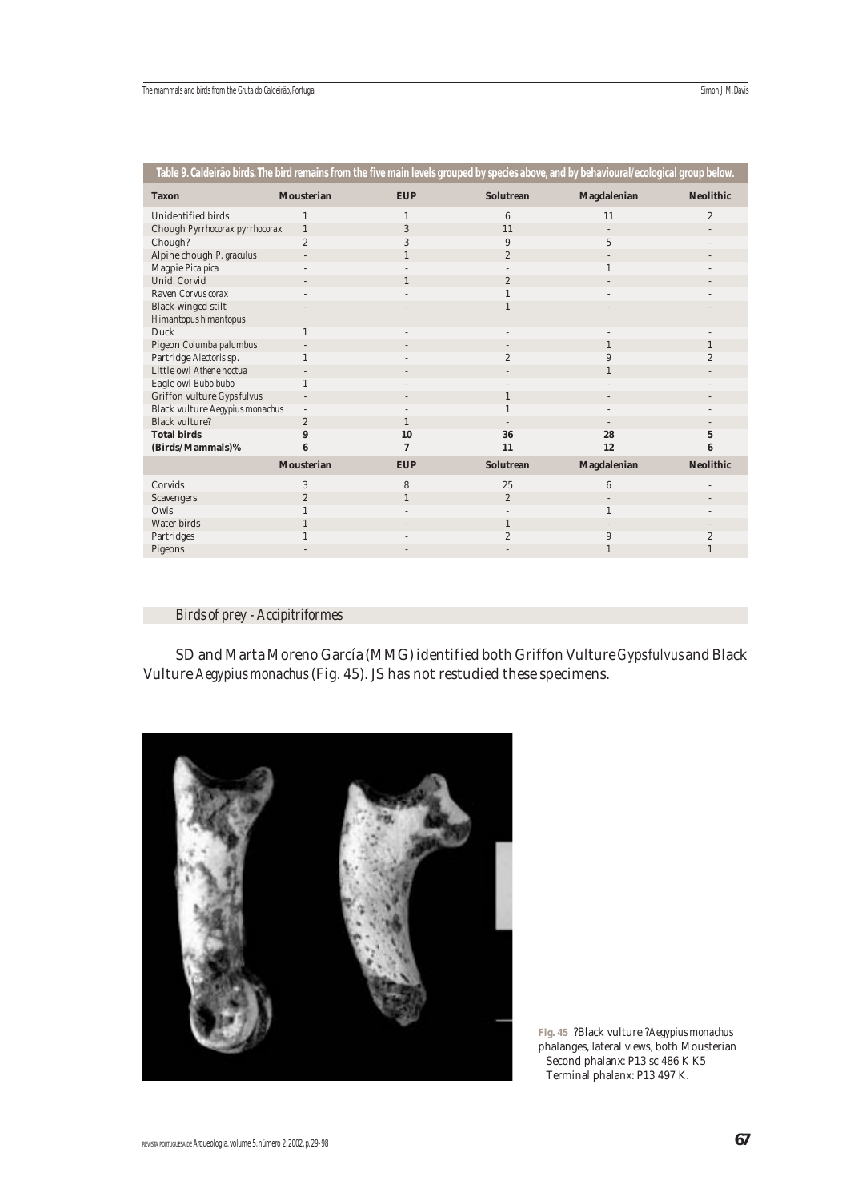**Table 9. Caldeirão birds. The bird remains from the five main levels grouped by species above, and by behavioural/ecological group below.**

| Taxon | Mousterian | EUP | Solutrean | Magdalenian | Neolithic |
|---|---|---|---|---|---|
| Unidentified birds | 1 | 1 | 6 | 11 | 2 |
| Chough *Pyrrhocorax pyrrhocorax* | 1 | 3 | 11 | - | - |
| Chough? | 2 | 3 | 9 | 5 | - |
| Alpine chough *P. graculus* | - | 1 | 2 | - | - |
| Magpie *Pica pica* | - | - | - | 1 | - |
| Unid. Corvid | - | 1 | 2 | - | - |
| Raven *Corvus corax* | - | - | 1 | - | - |
| Black-winged stilt *Himantopus himantopus* | - | - | 1 | - | - |
| Duck | 1 | - | - | - | - |
| Pigeon *Columba palumbus* | - | - | - | 1 | 1 |
| Partridge *Alectoris* sp. | 1 | - | 2 | 9 | 2 |
| Little owl *Athene noctua* | - | - | - | 1 | - |
| Eagle owl *Bubo bubo* | 1 | - | - | - | - |
| Griffon vulture *Gyps fulvus* | - | - | 1 | - | - |
| Black vulture *Aegypius monachus* | - | - | 1 | - | - |
| Black vulture? | 2 | 1 | - | - | - |
| **Total birds** | **9** | **10** | **36** | **28** | **5** |
| **(Birds/Mammals)%** | **6** | **7** | **11** | **12** | **6** |
| | **Mousterian** | **EUP** | **Solutrean** | **Magdalenian** | **Neolithic** |
| Corvids | 3 | 8 | 25 | 6 | - |
| Scavengers | 2 | 1 | 2 | - | - |
| Owls | 1 | - | - | 1 | - |
| Water birds | 1 | - | 1 | - | - |
| Partridges | 1 | - | 2 | 9 | 2 |
| Pigeons | - | - | - | 1 | 1 |

## *Birds of prey - Accipitriformes*

SD and Marta Moreno García (MMG) identified both Griffon Vulture *Gyps fulvus* and Black Vulture *Aegypius monachus* (Fig. 45). JS has not restudied these specimens.

**Fig. 45** ?Black vulture ?*Aegypius monachus* phalanges, lateral views, both Mousterian
Second phalanx: P13 sc 486 K K5
Terminal phalanx: P13 497 K.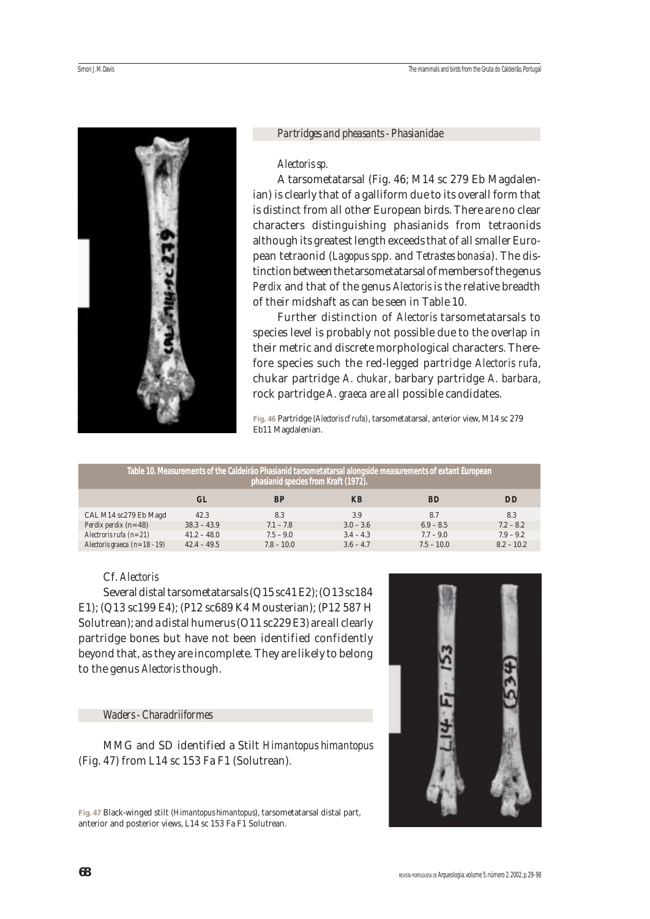## Partridges and pheasants - Phasianidae

*Alectoris sp.*

A tarsometatarsal (Fig. 46; M14 sc 279 Eb Magdalenian) is clearly that of a galliform due to its overall form that is distinct from all other European birds. There are no clear characters distinguishing phasianids from tetraonids although its greatest length exceeds that of all smaller European tetraonid (*Lagopus* spp. and *Tetrastes bonasia*). The distinction between the tarsometatarsal of members of the genus *Perdix* and that of the genus *Alectoris* is the relative breadth of their midshaft as can be seen in Table 10.

Further distinction of *Alectoris* tarsometatarsals to species level is probably not possible due to the overlap in their metric and discrete morphological characters. Therefore species such the red-legged partridge *Alectoris rufa*, chukar partridge *A. chukar*, barbary partridge *A. barbara*, rock partridge *A. graeca* are all possible candidates.

**Fig. 46** Partridge (*Alectoris cf rufa*), tarsometatarsal, anterior view, M14 sc 279 Eb11 Magdalenian.

**Table 10. Measurements of the Caldeirão Phasianid tarsometatarsal alongside measurements of extant European phasianid species from Kraft (1972).**

| | GL | BP | KB | BD | DD |
|---|---|---|---|---|---|
| CAL M14 sc279 Eb Magd | 42.3 | 8.3 | 3.9 | 8.7 | 8.3 |
| *Perdix perdix* (n=48) | 38.3 – 43.9 | 7.1 – 7.8 | 3.0 – 3.6 | 6.9 – 8.5 | 7.2 – 8.2 |
| *Alectoris rufa* (n=21) | 41.2 – 48.0 | 7.5 – 9.0 | 3.4 – 4.3 | 7.7 – 9.0 | 7.9 – 9.2 |
| *Alectoris graeca* (n=18 - 19) | 42.4 – 49.5 | 7.8 – 10.0 | 3.6 – 4.7 | 7.5 – 10.0 | 8.2 – 10.2 |

*Cf. Alectoris*

Several distal tarsometatarsals (Q15 sc41 E2); (O13 sc184 E1); (Q13 sc199 E4); (P12 sc689 K4 Mousterian); (P12 587 H Solutrean); and a distal humerus (O11 sc229 E3) are all clearly partridge bones but have not been identified confidently beyond that, as they are incomplete. They are likely to belong to the genus *Alectoris* though.

## Waders - Charadriiformes

MMG and SD identified a Stilt *Himantopus himantopus* (Fig. 47) from L14 sc 153 Fa F1 (Solutrean).

**Fig. 47** Black-winged stilt (*Himantopus himantopus*), tarsometatarsal distal part, anterior and posterior views, L14 sc 153 Fa F1 Solutrean.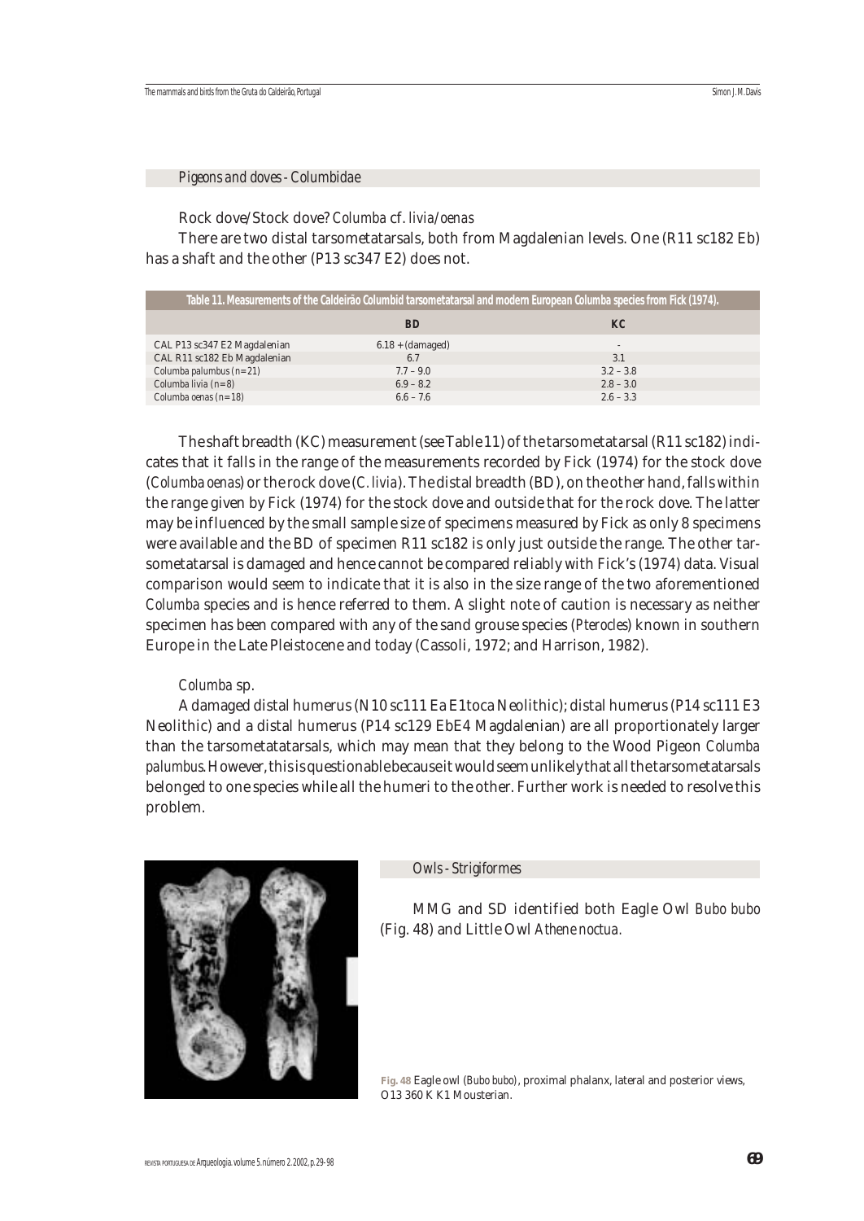### *Pigeons and doves - Columbidae*

Rock dove/Stock dove? *Columba* cf. *livia/oenas*

There are two distal tarsometatarsals, both from Magdalenian levels. One (R11 sc182 Eb) has a shaft and the other (P13 sc347 E2) does not.

**Table 11. Measurements of the Caldeirão Columbid tarsometatarsal and modern European Columba species from Fick (1974).**

| | BD | KC |
|---|---|---|
| CAL P13 sc347 E2 Magdalenian | 6.18 + (damaged) | - |
| CAL R11 sc182 Eb Magdalenian | 6.7 | 3.1 |
| Columba palumbus (n=21) | 7.7 – 9.0 | 3.2 – 3.8 |
| Columba livia (n=8) | 6.9 – 8.2 | 2.8 – 3.0 |
| Columba oenas (n=18) | 6.6 – 7.6 | 2.6 – 3.3 |

The shaft breadth (KC) measurement (see Table 11) of the tarsometatarsal (R11 sc182) indicates that it falls in the range of the measurements recorded by Fick (1974) for the stock dove (*Columba oenas*) or the rock dove (*C. livia*). The distal breadth (BD), on the other hand, falls within the range given by Fick (1974) for the stock dove and outside that for the rock dove. The latter may be influenced by the small sample size of specimens measured by Fick as only 8 specimens were available and the BD of specimen R11 sc182 is only just outside the range. The other tarsometatarsal is damaged and hence cannot be compared reliably with Fick's (1974) data. Visual comparison would seem to indicate that it is also in the size range of the two aforementioned *Columba* species and is hence referred to them. A slight note of caution is necessary as neither specimen has been compared with any of the sand grouse species (*Pterocles*) known in southern Europe in the Late Pleistocene and today (Cassoli, 1972; and Harrison, 1982).

*Columba* sp.

A damaged distal humerus (N10 sc111 Ea E1toca Neolithic); distal humerus (P14 sc111 E3 Neolithic) and a distal humerus (P14 sc129 EbE4 Magdalenian) are all proportionately larger than the tarsometatatarsals, which may mean that they belong to the Wood Pigeon *Columba palumbus*. However, this is questionable because it would seem unlikely that all the tarsometatarsals belonged to one species while all the humeri to the other. Further work is needed to resolve this problem.

### *Owls - Strigiformes*

MMG and SD identified both Eagle Owl *Bubo bubo* (Fig. 48) and Little Owl *Athene noctua*.

**Fig. 48** Eagle owl (*Bubo bubo*), proximal phalanx, lateral and posterior views, O13 360 K K1 Mousterian.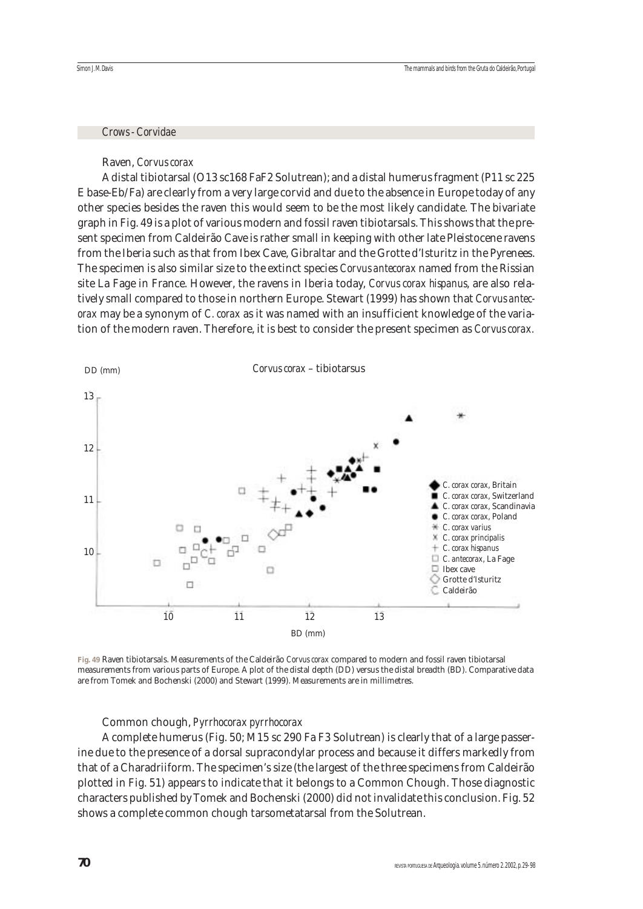## Crows - Corvidae

### Raven, *Corvus corax*

A distal tibiotarsal (O13 sc168 FaF2 Solutrean); and a distal humerus fragment (P11 sc 225 E base-Eb/Fa) are clearly from a very large corvid and due to the absence in Europe today of any other species besides the raven this would seem to be the most likely candidate. The bivariate graph in Fig. 49 is a plot of various modern and fossil raven tibiotarsals. This shows that the present specimen from Caldeirão Cave is rather small in keeping with other late Pleistocene ravens from the Iberia such as that from Ibex Cave, Gibraltar and the Grotte d'Isturitz in the Pyrenees. The specimen is also similar size to the extinct species *Corvus antecorax* named from the Rissian site La Fage in France. However, the ravens in Iberia today, *Corvus corax hispanus*, are also relatively small compared to those in northern Europe. Stewart (1999) has shown that *Corvus antecorax* may be a synonym of *C. corax* as it was named with an insufficient knowledge of the variation of the modern raven. Therefore, it is best to consider the present specimen as *Corvus corax*.

**Fig. 49** Raven tibiotarsals. Measurements of the Caldeirão *Corvus corax* compared to modern and fossil raven tibiotarsal measurements from various parts of Europe. A plot of the distal depth (DD) versus the distal breadth (BD). Comparative data are from Tomek and Bochenski (2000) and Stewart (1999). Measurements are in millimetres.

### Common chough, *Pyrrhocorax pyrrhocorax*

A complete humerus (Fig. 50; M15 sc 290 Fa F3 Solutrean) is clearly that of a large passerine due to the presence of a dorsal supracondylar process and because it differs markedly from that of a Charadriiform. The specimen's size (the largest of the three specimens from Caldeirão plotted in Fig. 51) appears to indicate that it belongs to a Common Chough. Those diagnostic characters published by Tomek and Bochenski (2000) did not invalidate this conclusion. Fig. 52 shows a complete common chough tarsometatarsal from the Solutrean.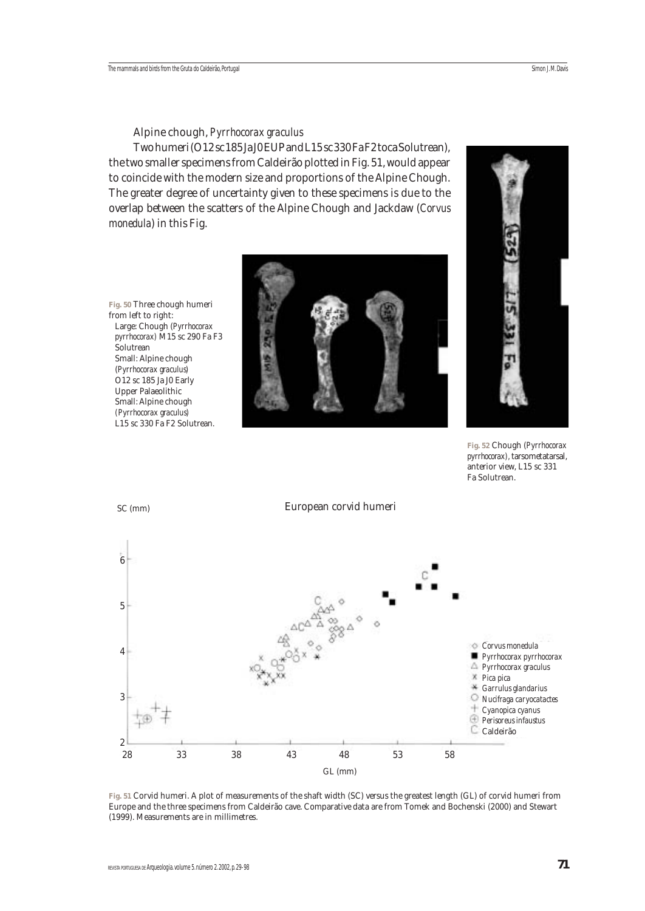Alpine chough, *Pyrrhocorax graculus*

Two humeri (O12 sc 185 Ja J0 EUP and L15 sc 330 Fa F2 toca Solutrean), the two smaller specimens from Caldeirão plotted in Fig. 51, would appear to coincide with the modern size and proportions of the Alpine Chough. The greater degree of uncertainty given to these specimens is due to the overlap between the scatters of the Alpine Chough and Jackdaw (*Corvus monedula*) in this Fig.

**Fig. 50** Three chough humeri from left to right:
Large: Chough (*Pyrrhocorax pyrrhocorax*) M15 sc 290 Fa F3 Solutrean
Small: Alpine chough (*Pyrrhocorax graculus*) O12 sc 185 Ja J0 Early Upper Palaeolithic
Small: Alpine chough (*Pyrrhocorax graculus*) L15 sc 330 Fa F2 Solutrean.

**Fig. 52** Chough (*Pyrrhocorax pyrrhocorax*), tarsometatarsal, anterior view, L15 sc 331 Fa Solutrean.

**Fig. 51** Corvid humeri. A plot of measurements of the shaft width (SC) versus the greatest length (GL) of corvid humeri from Europe and the three specimens from Caldeirão cave. Comparative data are from Tomek and Bochenski (2000) and Stewart (1999). Measurements are in millimetres.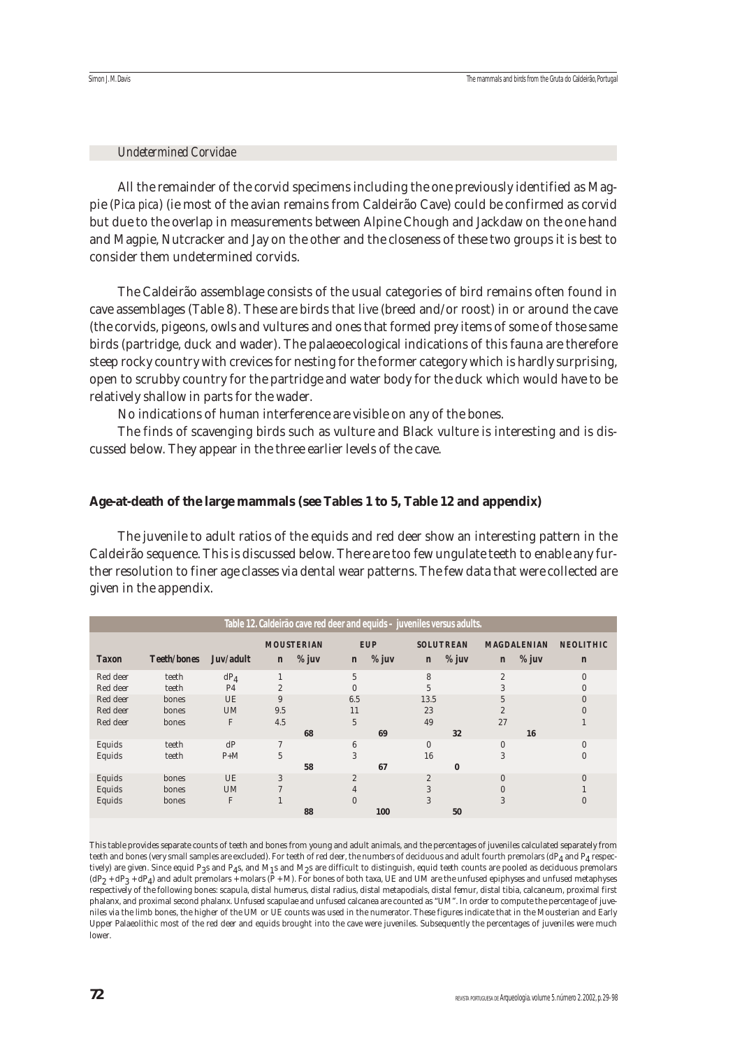### *Undetermined Corvidae*

All the remainder of the corvid specimens including the one previously identified as Magpie (*Pica pica*) (ie most of the avian remains from Caldeirão Cave) could be confirmed as corvid but due to the overlap in measurements between Alpine Chough and Jackdaw on the one hand and Magpie, Nutcracker and Jay on the other and the closeness of these two groups it is best to consider them undetermined corvids.

The Caldeirão assemblage consists of the usual categories of bird remains often found in cave assemblages (Table 8). These are birds that live (breed and/or roost) in or around the cave (the corvids, pigeons, owls and vultures and ones that formed prey items of some of those same birds (partridge, duck and wader). The palaeoecological indications of this fauna are therefore steep rocky country with crevices for nesting for the former category which is hardly surprising, open to scrubby country for the partridge and water body for the duck which would have to be relatively shallow in parts for the wader.

No indications of human interference are visible on any of the bones.

The finds of scavenging birds such as vulture and Black vulture is interesting and is discussed below. They appear in the three earlier levels of the cave.

## Age-at-death of the large mammals (see Tables 1 to 5, Table 12 and appendix)

The juvenile to adult ratios of the equids and red deer show an interesting pattern in the Caldeirão sequence. This is discussed below. There are too few ungulate teeth to enable any further resolution to finer age classes via dental wear patterns. The few data that were collected are given in the appendix.

**Table 12. Caldeirão cave red deer and equids – juveniles versus adults.**

| | | | MOUSTERIAN | | EUP | | SOLUTREAN | | MAGDALENIAN | | NEOLITHIC |
|---|---|---|---|---|---|---|---|---|---|---|---|
| **Taxon** | **Teeth/bones** | **Juv/adult** | **n** | **% juv** | **n** | **% juv** | **n** | **% juv** | **n** | **% juv** | **n** |
| Red deer | teeth | $dP_4$ | 1 | | 5 | | 8 | | 2 | | 0 |
| Red deer | teeth | P4 | 2 | | 0 | | 5 | | 3 | | 0 |
| Red deer | bones | UE | 9 | | 6.5 | | 13.5 | | 5 | | 0 |
| Red deer | bones | UM | 9.5 | | 11 | | 23 | | 2 | | 0 |
| Red deer | bones | F | 4.5 | | 5 | | 49 | | 27 | | 1 |
| | | | | 68 | | 69 | | 32 | | 16 | |
| Equids | teeth | dP | 7 | | 6 | | 0 | | 0 | | 0 |
| Equids | teeth | P+M | 5 | | 3 | | 16 | | 3 | | 0 |
| | | | | 58 | | 67 | | 0 | | | |
| Equids | bones | UE | 3 | | 2 | | 2 | | 0 | | 0 |
| Equids | bones | UM | 7 | | 4 | | 3 | | 0 | | 1 |
| Equids | bones | F | 1 | | 0 | | 3 | | 3 | | 0 |
| | | | | 88 | | 100 | | 50 | | | |

This table provides separate counts of teeth and bones from young and adult animals, and the percentages of juveniles calculated separately from teeth and bones (very small samples are excluded). For teeth of red deer, the numbers of deciduous and adult fourth premolars ($dP_4$ and $P_4$ respectively) are given. Since equid $P_3$s and $P_4$s, and $M_1$s and $M_2$s are difficult to distinguish, equid teeth counts are pooled as deciduous premolars ($dP_2 + dP_3 + dP_4$) and adult premolars + molars (P + M). For bones of both taxa, UE and UM are the unfused epiphyses and unfused metaphyses respectively of the following bones: scapula, distal humerus, distal radius, distal metapodials, distal femur, distal tibia, calcaneum, proximal first phalanx, and proximal second phalanx. Unfused scapulae and unfused calcanea are counted as "UM". In order to compute the percentage of juveniles via the limb bones, the higher of the UM or UE counts was used in the numerator. These figures indicate that in the Mousterian and Early Upper Palaeolithic most of the red deer and equids brought into the cave were juveniles. Subsequently the percentages of juveniles were much lower.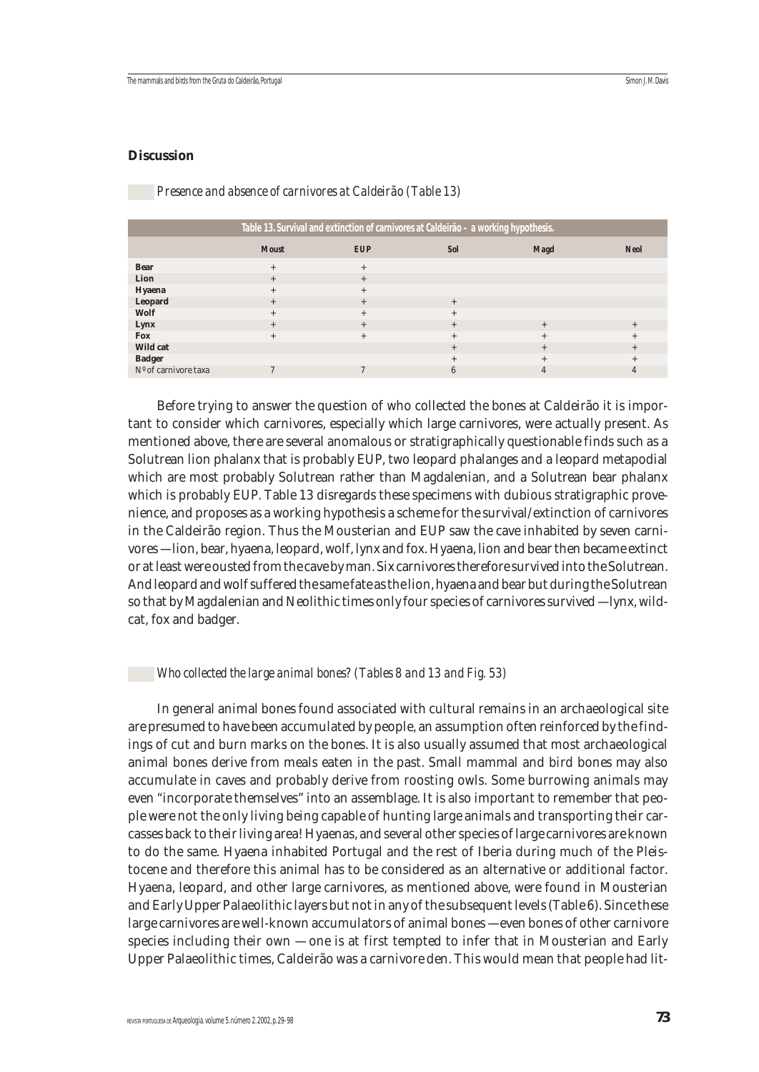## Discussion

### *Presence and absence of carnivores at Caldeirão (Table 13)*

**Table 13. Survival and extinction of carnivores at Caldeirão - a working hypothesis.**

| | Moust | EUP | Sol | Magd | Neol |
|---|---|---|---|---|---|
| **Bear** | + | + | | | |
| **Lion** | + | + | | | |
| **Hyaena** | + | + | | | |
| **Leopard** | + | + | + | | |
| **Wolf** | + | + | + | | |
| **Lynx** | + | + | + | + | + |
| **Fox** | + | + | + | + | + |
| **Wild cat** | | | + | + | + |
| **Badger** | | | + | + | + |
| Nº of carnivore taxa | 7 | 7 | 6 | 4 | 4 |

Before trying to answer the question of who collected the bones at Caldeirão it is important to consider which carnivores, especially which large carnivores, were actually present. As mentioned above, there are several anomalous or stratigraphically questionable finds such as a Solutrean lion phalanx that is probably EUP, two leopard phalanges and a leopard metapodial which are most probably Solutrean rather than Magdalenian, and a Solutrean bear phalanx which is probably EUP. Table 13 disregards these specimens with dubious stratigraphic provenience, and proposes as a working hypothesis a scheme for the survival/extinction of carnivores in the Caldeirão region. Thus the Mousterian and EUP saw the cave inhabited by seven carnivores — lion, bear, hyaena, leopard, wolf, lynx and fox. Hyaena, lion and bear then became extinct or at least were ousted from the cave by man. Six carnivores therefore survived into the Solutrean. And leopard and wolf suffered the same fate as the lion, hyaena and bear but during the Solutrean so that by Magdalenian and Neolithic times only four species of carnivores survived — lynx, wildcat, fox and badger.

### *Who collected the large animal bones? (Tables 8 and 13 and Fig. 53)*

In general animal bones found associated with cultural remains in an archaeological site are presumed to have been accumulated by people, an assumption often reinforced by the findings of cut and burn marks on the bones. It is also usually assumed that most archaeological animal bones derive from meals eaten in the past. Small mammal and bird bones may also accumulate in caves and probably derive from roosting owls. Some burrowing animals may even "incorporate themselves" into an assemblage. It is also important to remember that people were not the only living being capable of hunting large animals and transporting their carcasses back to their living area! Hyaenas, and several other species of large carnivores are known to do the same. Hyaena inhabited Portugal and the rest of Iberia during much of the Pleistocene and therefore this animal has to be considered as an alternative or additional factor. Hyaena, leopard, and other large carnivores, as mentioned above, were found in Mousterian and Early Upper Palaeolithic layers but not in any of the subsequent levels (Table 6). Since these large carnivores are well-known accumulators of animal bones — even bones of other carnivore species including their own — one is at first tempted to infer that in Mousterian and Early Upper Palaeolithic times, Caldeirão was a carnivore den. This would mean that people had lit-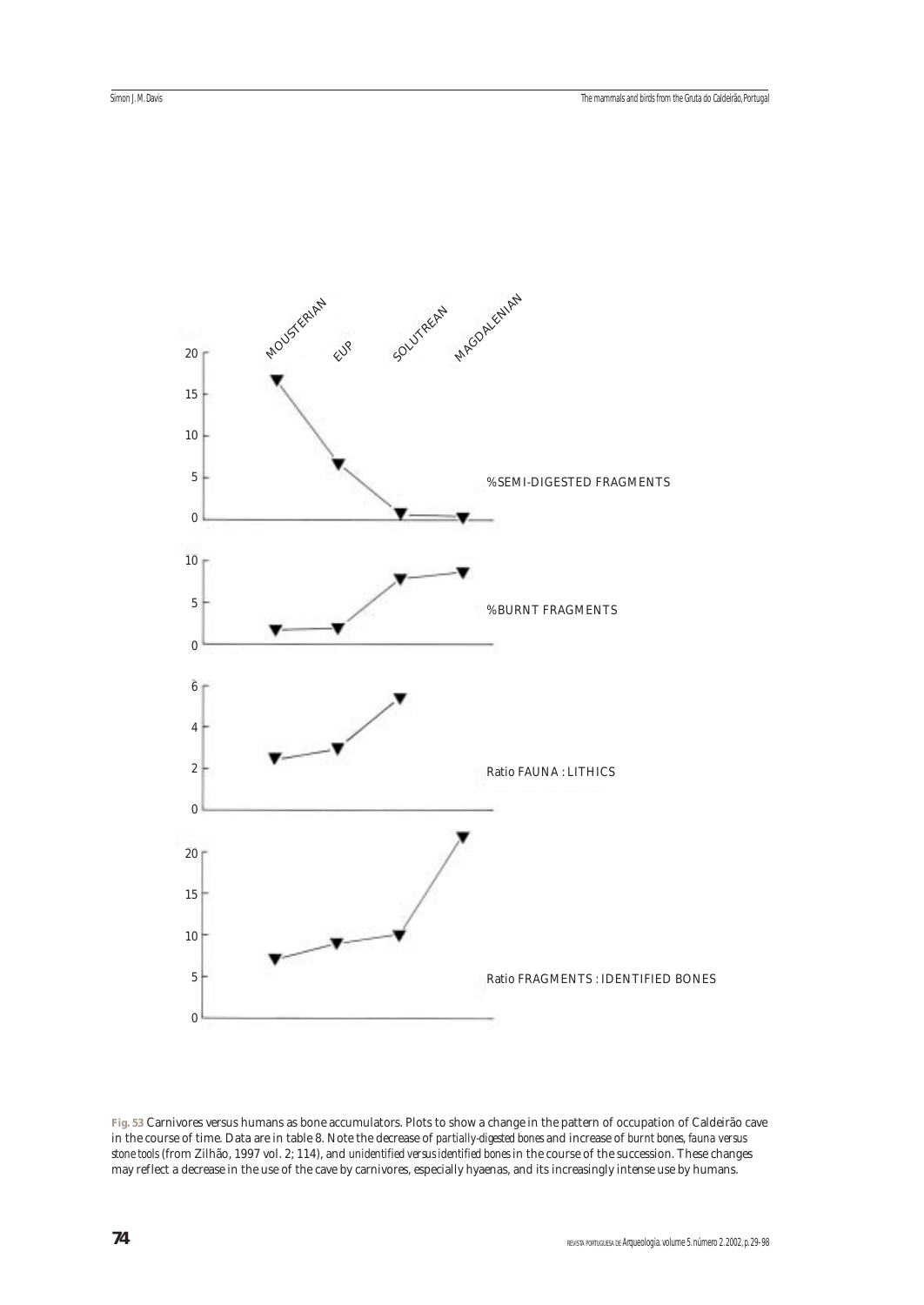**Fig. 53** Carnivores versus humans as bone accumulators. Plots to show a change in the pattern of occupation of Caldeirão cave in the course of time. Data are in table 8. Note the decrease of *partially-digested bones* and increase of *burnt bones*, *fauna versus stone tools* (from Zilhão, 1997 vol. 2; 114), and *unidentified versus identified bones* in the course of the succession. These changes may reflect a decrease in the use of the cave by carnivores, especially hyaenas, and its increasingly intense use by humans.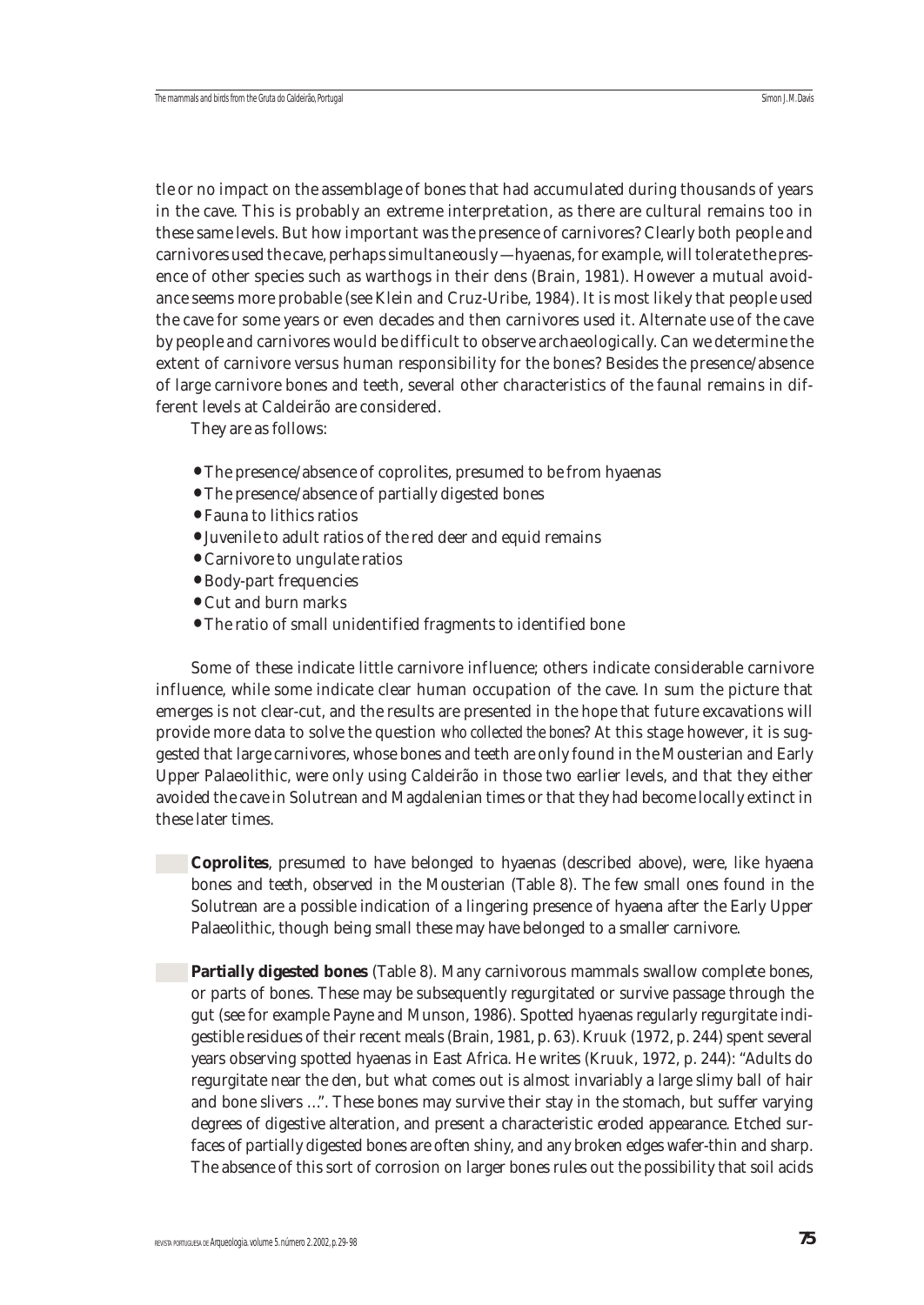tle or no impact on the assemblage of bones that had accumulated during thousands of years in the cave. This is probably an extreme interpretation, as there are cultural remains too in these same levels. But how important was the presence of carnivores? Clearly both people and carnivores used the cave, perhaps simultaneously — hyaenas, for example, will tolerate the presence of other species such as warthogs in their dens (Brain, 1981). However a mutual avoidance seems more probable (see Klein and Cruz-Uribe, 1984). It is most likely that people used the cave for some years or even decades and then carnivores used it. Alternate use of the cave by people and carnivores would be difficult to observe archaeologically. Can we determine the extent of carnivore versus human responsibility for the bones? Besides the presence/absence of large carnivore bones and teeth, several other characteristics of the faunal remains in different levels at Caldeirão are considered.

They are as follows:

- The presence/absence of coprolites, presumed to be from hyaenas
- The presence/absence of partially digested bones
- Fauna to lithics ratios
- Juvenile to adult ratios of the red deer and equid remains
- Carnivore to ungulate ratios
- Body-part frequencies
- Cut and burn marks
- The ratio of small unidentified fragments to identified bone

Some of these indicate little carnivore influence; others indicate considerable carnivore influence, while some indicate clear human occupation of the cave. In sum the picture that emerges is not clear-cut, and the results are presented in the hope that future excavations will provide more data to solve the question *who collected the bones*? At this stage however, it is suggested that large carnivores, whose bones and teeth are only found in the Mousterian and Early Upper Palaeolithic, were only using Caldeirão in those two earlier levels, and that they either avoided the cave in Solutrean and Magdalenian times or that they had become locally extinct in these later times.

**Coprolites**, presumed to have belonged to hyaenas (described above), were, like hyaena bones and teeth, observed in the Mousterian (Table 8). The few small ones found in the Solutrean are a possible indication of a lingering presence of hyaena after the Early Upper Palaeolithic, though being small these may have belonged to a smaller carnivore.

**Partially digested bones** (Table 8). Many carnivorous mammals swallow complete bones, or parts of bones. These may be subsequently regurgitated or survive passage through the gut (see for example Payne and Munson, 1986). Spotted hyaenas regularly regurgitate indigestible residues of their recent meals (Brain, 1981, p. 63). Kruuk (1972, p. 244) spent several years observing spotted hyaenas in East Africa. He writes (Kruuk, 1972, p. 244): "Adults do regurgitate near the den, but what comes out is almost invariably a large slimy ball of hair and bone slivers …". These bones may survive their stay in the stomach, but suffer varying degrees of digestive alteration, and present a characteristic eroded appearance. Etched surfaces of partially digested bones are often shiny, and any broken edges wafer-thin and sharp. The absence of this sort of corrosion on larger bones rules out the possibility that soil acids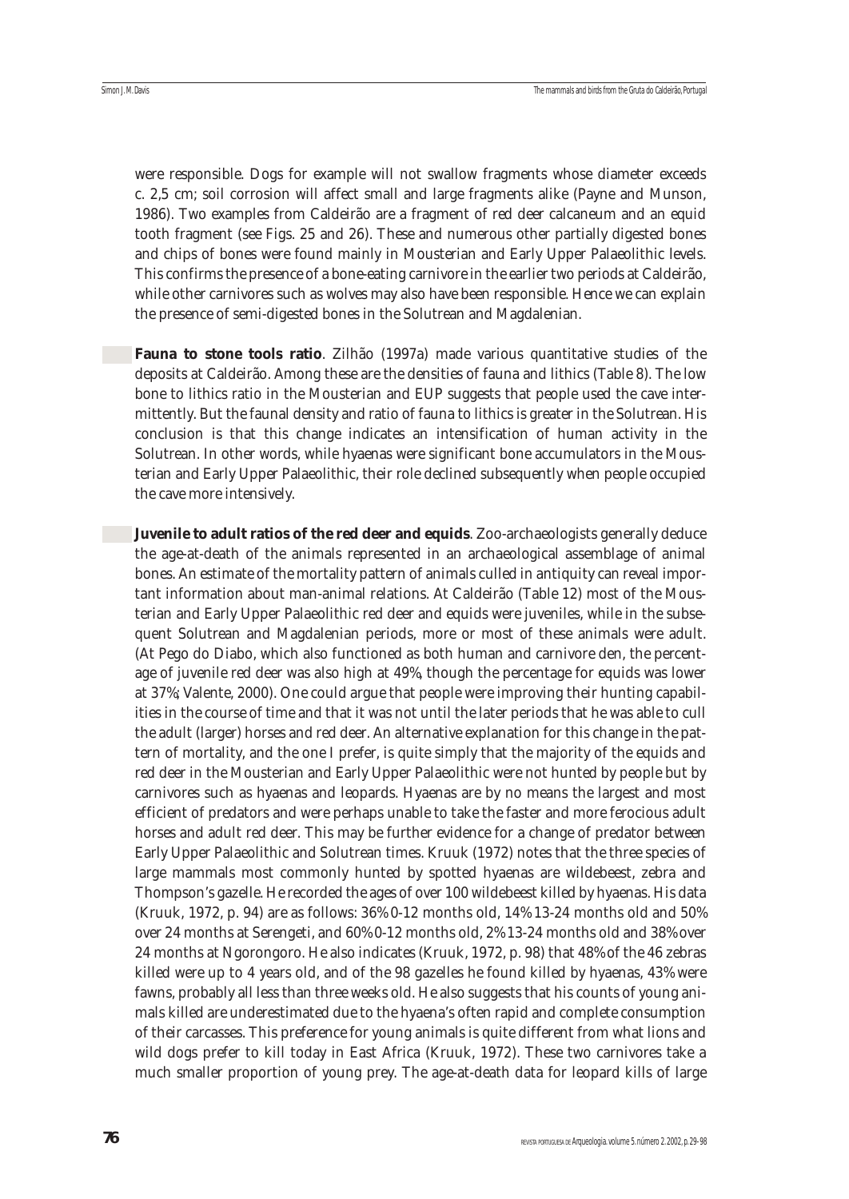were responsible. Dogs for example will not swallow fragments whose diameter exceeds c. 2,5 cm; soil corrosion will affect small and large fragments alike (Payne and Munson, 1986). Two examples from Caldeirão are a fragment of red deer calcaneum and an equid tooth fragment (see Figs. 25 and 26). These and numerous other partially digested bones and chips of bones were found mainly in Mousterian and Early Upper Palaeolithic levels. This confirms the presence of a bone-eating carnivore in the earlier two periods at Caldeirão, while other carnivores such as wolves may also have been responsible. Hence we can explain the presence of semi-digested bones in the Solutrean and Magdalenian.

**Fauna to stone tools ratio**. Zilhão (1997a) made various quantitative studies of the deposits at Caldeirão. Among these are the densities of fauna and lithics (Table 8). The low bone to lithics ratio in the Mousterian and EUP suggests that people used the cave intermittently. But the faunal density and ratio of fauna to lithics is greater in the Solutrean. His conclusion is that this change indicates an intensification of human activity in the Solutrean. In other words, while hyaenas were significant bone accumulators in the Mousterian and Early Upper Palaeolithic, their role declined subsequently when people occupied the cave more intensively.

**Juvenile to adult ratios of the red deer and equids**. Zoo-archaeologists generally deduce the age-at-death of the animals represented in an archaeological assemblage of animal bones. An estimate of the mortality pattern of animals culled in antiquity can reveal important information about man-animal relations. At Caldeirão (Table 12) most of the Mousterian and Early Upper Palaeolithic red deer and equids were juveniles, while in the subsequent Solutrean and Magdalenian periods, more or most of these animals were adult. (At Pego do Diabo, which also functioned as both human and carnivore den, the percentage of juvenile red deer was also high at 49%, though the percentage for equids was lower at 37%; Valente, 2000). One could argue that people were improving their hunting capabilities in the course of time and that it was not until the later periods that he was able to cull the adult (larger) horses and red deer. An alternative explanation for this change in the pattern of mortality, and the one I prefer, is quite simply that the majority of the equids and red deer in the Mousterian and Early Upper Palaeolithic were not hunted by people but by carnivores such as hyaenas and leopards. Hyaenas are by no means the largest and most efficient of predators and were perhaps unable to take the faster and more ferocious adult horses and adult red deer. This may be further evidence for a change of predator between Early Upper Palaeolithic and Solutrean times. Kruuk (1972) notes that the three species of large mammals most commonly hunted by spotted hyaenas are wildebeest, zebra and Thompson's gazelle. He recorded the ages of over 100 wildebeest killed by hyaenas. His data (Kruuk, 1972, p. 94) are as follows: 36% 0-12 months old, 14% 13-24 months old and 50% over 24 months at Serengeti, and 60% 0-12 months old, 2% 13-24 months old and 38% over 24 months at Ngorongoro. He also indicates (Kruuk, 1972, p. 98) that 48% of the 46 zebras killed were up to 4 years old, and of the 98 gazelles he found killed by hyaenas, 43% were fawns, probably all less than three weeks old. He also suggests that his counts of young animals killed are underestimated due to the hyaena's often rapid and complete consumption of their carcasses. This preference for young animals is quite different from what lions and wild dogs prefer to kill today in East Africa (Kruuk, 1972). These two carnivores take a much smaller proportion of young prey. The age-at-death data for leopard kills of large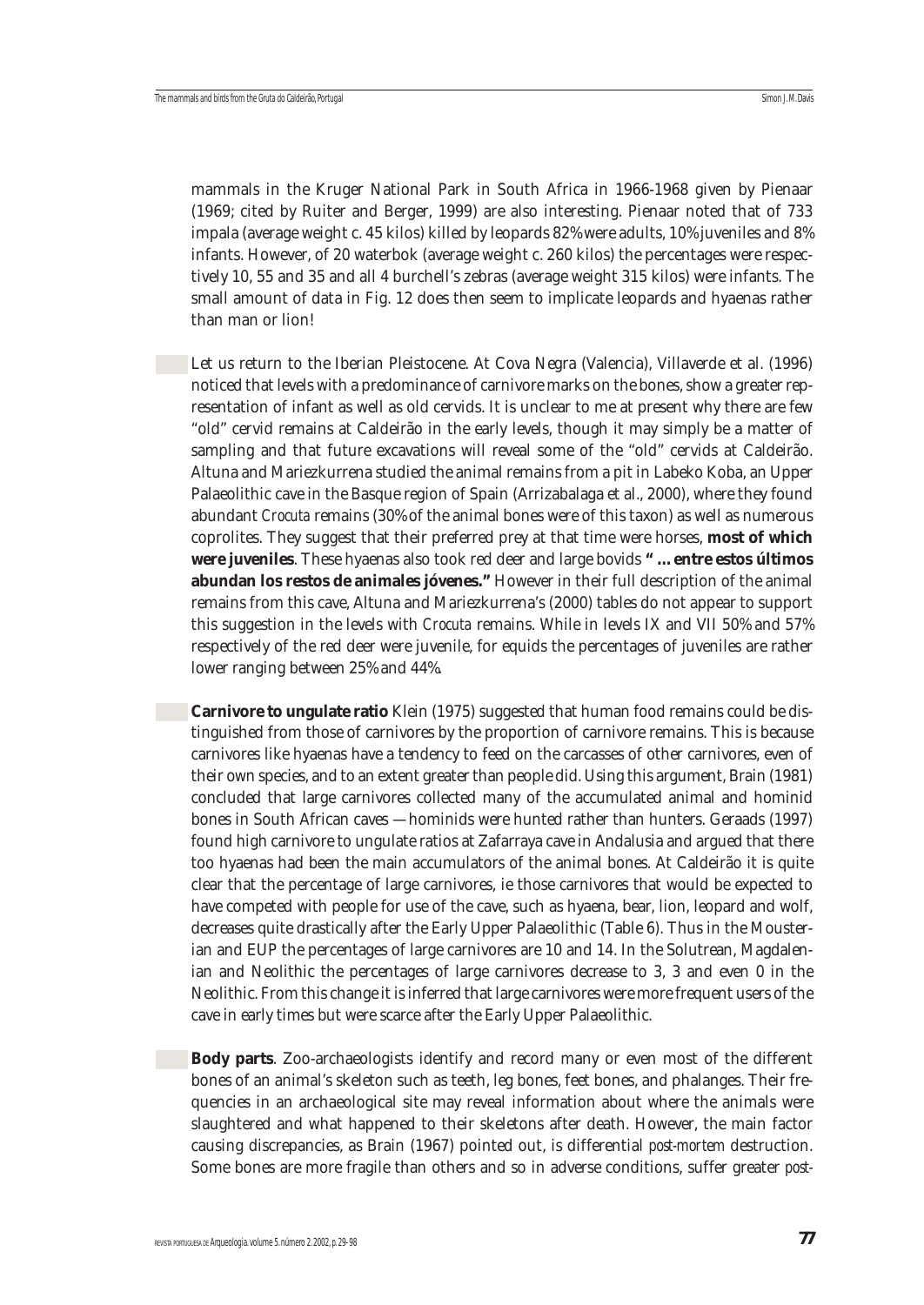mammals in the Kruger National Park in South Africa in 1966-1968 given by Pienaar (1969; cited by Ruiter and Berger, 1999) are also interesting. Pienaar noted that of 733 impala (average weight c. 45 kilos) killed by leopards 82% were adults, 10% juveniles and 8% infants. However, of 20 waterbok (average weight c. 260 kilos) the percentages were respectively 10, 55 and 35 and all 4 burchell's zebras (average weight 315 kilos) were infants. The small amount of data in Fig. 12 does then seem to implicate leopards and hyaenas rather than man or lion!

Let us return to the Iberian Pleistocene. At Cova Negra (Valencia), Villaverde et al. (1996) noticed that levels with a predominance of carnivore marks on the bones, show a greater representation of infant as well as old cervids. It is unclear to me at present why there are few "old" cervid remains at Caldeirão in the early levels, though it may simply be a matter of sampling and that future excavations will reveal some of the "old" cervids at Caldeirão. Altuna and Mariezkurrena studied the animal remains from a pit in Labeko Koba, an Upper Palaeolithic cave in the Basque region of Spain (Arrizabalaga et al., 2000), where they found abundant *Crocuta* remains (30% of the animal bones were of this taxon) as well as numerous coprolites. They suggest that their preferred prey at that time were horses, **most of which were juveniles**. These hyaenas also took red deer and large bovids **" ... entre estos últimos abundan los restos de animales jóvenes."** However in their full description of the animal remains from this cave, Altuna and Mariezkurrena's (2000) tables do not appear to support this suggestion in the levels with *Crocuta* remains. While in levels IX and VII 50% and 57% respectively of the red deer were juvenile, for equids the percentages of juveniles are rather lower ranging between 25% and 44%.

**Carnivore to ungulate ratio** Klein (1975) suggested that human food remains could be distinguished from those of carnivores by the proportion of carnivore remains. This is because carnivores like hyaenas have a tendency to feed on the carcasses of other carnivores, even of their own species, and to an extent greater than people did. Using this argument, Brain (1981) concluded that large carnivores collected many of the accumulated animal and hominid bones in South African caves — hominids were hunted rather than hunters. Geraads (1997) found high carnivore to ungulate ratios at Zafarraya cave in Andalusia and argued that there too hyaenas had been the main accumulators of the animal bones. At Caldeirão it is quite clear that the percentage of large carnivores, ie those carnivores that would be expected to have competed with people for use of the cave, such as hyaena, bear, lion, leopard and wolf, decreases quite drastically after the Early Upper Palaeolithic (Table 6). Thus in the Mousterian and EUP the percentages of large carnivores are 10 and 14. In the Solutrean, Magdalenian and Neolithic the percentages of large carnivores decrease to 3, 3 and even 0 in the Neolithic. From this change it is inferred that large carnivores were more frequent users of the cave in early times but were scarce after the Early Upper Palaeolithic.

**Body parts**. Zoo-archaeologists identify and record many or even most of the different bones of an animal's skeleton such as teeth, leg bones, feet bones, and phalanges. Their frequencies in an archaeological site may reveal information about where the animals were slaughtered and what happened to their skeletons after death. However, the main factor causing discrepancies, as Brain (1967) pointed out, is differential *post-mortem* destruction. Some bones are more fragile than others and so in adverse conditions, suffer greater *post-*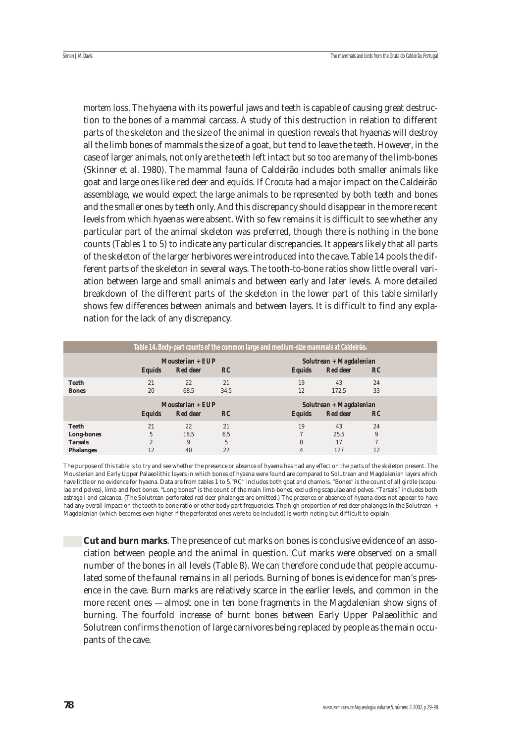*mortem* loss. The hyaena with its powerful jaws and teeth is capable of causing great destruction to the bones of a mammal carcass. A study of this destruction in relation to different parts of the skeleton and the size of the animal in question reveals that hyaenas will destroy all the limb bones of mammals the size of a goat, but tend to leave the teeth. However, in the case of larger animals, not only are the teeth left intact but so too are many of the limb-bones (Skinner et al. 1980). The mammal fauna of Caldeirão includes both smaller animals like goat and large ones like red deer and equids. If *Crocuta* had a major impact on the Caldeirão assemblage, we would expect the large animals to be represented by both teeth and bones and the smaller ones by teeth only. And this discrepancy should disappear in the more recent levels from which hyaenas were absent. With so few remains it is difficult to see whether any particular part of the animal skeleton was preferred, though there is nothing in the bone counts (Tables 1 to 5) to indicate any particular discrepancies. It appears likely that all parts of the skeleton of the larger herbivores were introduced into the cave. Table 14 pools the different parts of the skeleton in several ways. The tooth-to-bone ratios show little overall variation between large and small animals and between early and later levels. A more detailed breakdown of the different parts of the skeleton in the lower part of this table similarly shows few differences between animals and between layers. It is difficult to find any explanation for the lack of any discrepancy.

**Table 14. Body-part counts of the common large and medium-size mammals at Caldeirão.**

| | Mousterian + EUP | | | Solutrean + Magdalenian | | |
|---|---|---|---|---|---|---|
| | **Equids** | **Red deer** | **RC** | **Equids** | **Red deer** | **RC** |
| **Teeth** | 21 | 22 | 21 | 19 | 43 | 24 |
| **Bones** | 20 | 68.5 | 34.5 | 12 | 172.5 | 33 |
| | **Mousterian + EUP** | | | **Solutrean + Magdalenian** | | |
| | **Equids** | **Red deer** | **RC** | **Equids** | **Red deer** | **RC** |
| **Teeth** | 21 | 22 | 21 | 19 | 43 | 24 |
| **Long-bones** | 5 | 18.5 | 6.5 | 7 | 25.5 | 9 |
| **Tarsals** | 2 | 9 | 5 | 0 | 17 | 7 |
| **Phalanges** | 12 | 40 | 22 | 4 | 127 | 12 |

The purpose of this table is to try and see whether the presence or absence of hyaena has had any effect on the parts of the skeleton present. The Mousterian and Early Upper Palaeolithic layers in which bones of hyaena were found are compared to Solutrean and Magdalenian layers which have little or no evidence for hyaena. Data are from tables 1 to 5."RC" includes both goat and chamois. "Bones" is the count of all girdle (scapulae and pelves), limb and foot bones. "Long bones" is the count of the main limb-bones, excluding scapulae and pelves. "Tarsals" includes both astragali and calcanea. (The Solutrean perforated red deer phalanges are omitted.) The presence or absence of hyaena does not appear to have had any overall impact on the tooth to bone ratio or other body-part frequencies. The high proportion of red deer phalanges in the Solutrean + Magdalenian (which becomes even higher if the perforated ones were to be included) is worth noting but difficult to explain.

**Cut and burn marks**. The presence of cut marks on bones is conclusive evidence of an association between people and the animal in question. Cut marks were observed on a small number of the bones in all levels (Table 8). We can therefore conclude that people accumulated some of the faunal remains in all periods. Burning of bones is evidence for man's presence in the cave. Burn marks are relatively scarce in the earlier levels, and common in the more recent ones — almost one in ten bone fragments in the Magdalenian show signs of burning. The fourfold increase of burnt bones between Early Upper Palaeolithic and Solutrean confirms the notion of large carnivores being replaced by people as the main occupants of the cave.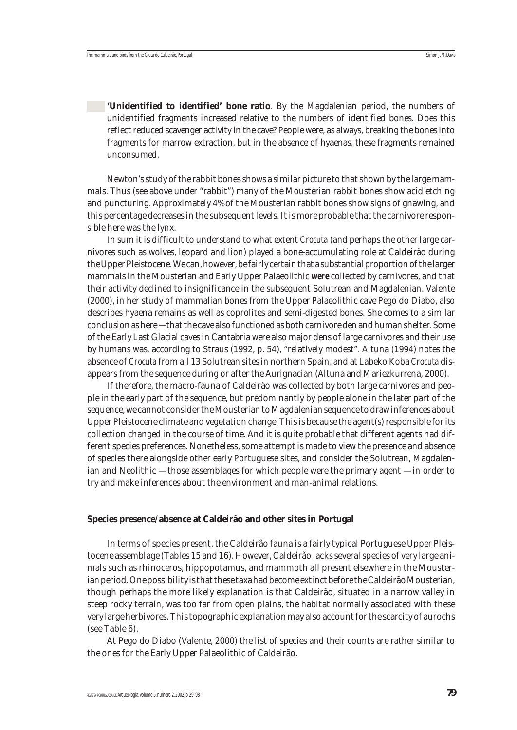- **'Unidentified to identified' bone ratio**. By the Magdalenian period, the numbers of unidentified fragments increased relative to the numbers of identified bones. Does this reflect reduced scavenger activity in the cave? People were, as always, breaking the bones into fragments for marrow extraction, but in the absence of hyaenas, these fragments remained unconsumed.

Newton's study of the rabbit bones shows a similar picture to that shown by the large mammals. Thus (see above under "rabbit") many of the Mousterian rabbit bones show acid etching and puncturing. Approximately 4% of the Mousterian rabbit bones show signs of gnawing, and this percentage decreases in the subsequent levels. It is more probable that the carnivore responsible here was the lynx.

In sum it is difficult to understand to what extent *Crocuta* (and perhaps the other large carnivores such as wolves, leopard and lion) played a bone-accumulating role at Caldeirão during the Upper Pleistocene. We can, however, be fairly certain that a substantial proportion of the larger mammals in the Mousterian and Early Upper Palaeolithic **were** collected by carnivores, and that their activity declined to insignificance in the subsequent Solutrean and Magdalenian. Valente (2000), in her study of mammalian bones from the Upper Palaeolithic cave Pego do Diabo, also describes hyaena remains as well as coprolites and semi-digested bones. She comes to a similar conclusion as here — that the cave also functioned as both carnivore den and human shelter. Some of the Early Last Glacial caves in Cantabria were also major dens of large carnivores and their use by humans was, according to Straus (1992, p. 54), "relatively modest". Altuna (1994) notes the absence of *Crocuta* from all 13 Solutrean sites in northern Spain, and at Labeko Koba *Crocuta* disappears from the sequence during or after the Aurignacian (Altuna and Mariezkurrena, 2000).

If therefore, the macro-fauna of Caldeirão was collected by both large carnivores and people in the early part of the sequence, but predominantly by people alone in the later part of the sequence, we cannot consider the Mousterian to Magdalenian sequence to draw inferences about Upper Pleistocene climate and vegetation change. This is because the agent(s) responsible for its collection changed in the course of time. And it is quite probable that different agents had different species preferences. Nonetheless, some attempt is made to view the presence and absence of species there alongside other early Portuguese sites, and consider the Solutrean, Magdalenian and Neolithic — those assemblages for which people were the primary agent — in order to try and make inferences about the environment and man-animal relations.

**Species presence/absence at Caldeirão and other sites in Portugal**

In terms of species present, the Caldeirão fauna is a fairly typical Portuguese Upper Pleistocene assemblage (Tables 15 and 16). However, Caldeirão lacks several species of very large animals such as rhinoceros, hippopotamus, and mammoth all present elsewhere in the Mousterian period. One possibility is that these taxa had become extinct before the Caldeirão Mousterian, though perhaps the more likely explanation is that Caldeirão, situated in a narrow valley in steep rocky terrain, was too far from open plains, the habitat normally associated with these very large herbivores. This topographic explanation may also account for the scarcity of aurochs (see Table 6).

At Pego do Diabo (Valente, 2000) the list of species and their counts are rather similar to the ones for the Early Upper Palaeolithic of Caldeirão.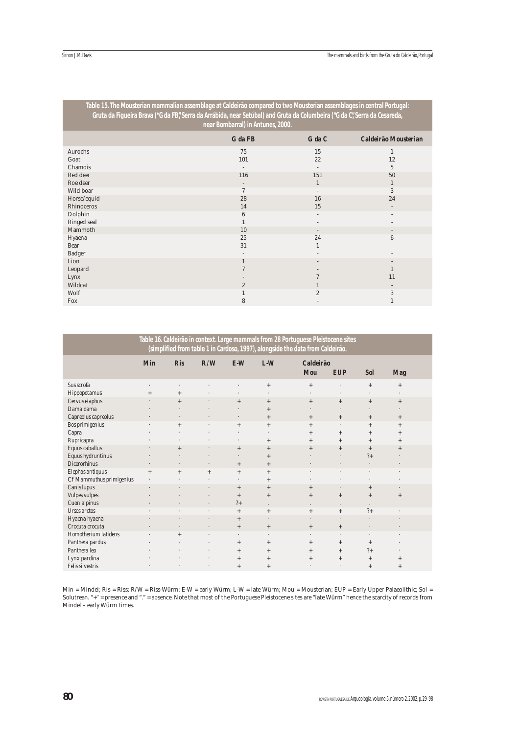**Table 15. The Mousterian mammalian assemblage at Caldeirão compared to two Mousterian assemblages in central Portugal: Gruta da Figueira Brava ("G da FB", Serra da Arrábida, near Setúbal) and Gruta da Columbeira ("G da C", Serra da Cesareda, near Bombarral) in Antunes, 2000.**

| | G da FB | G da C | Caldeirão Mousterian |
|---|---|---|---|
| Aurochs | 75 | 15 | 1 |
| Goat | 101 | 22 | 12 |
| Chamois | - | - | 5 |
| Red deer | 116 | 151 | 50 |
| Roe deer | - | 1 | 1 |
| Wild boar | 7 | - | 3 |
| Horse/equid | 28 | 16 | 24 |
| Rhinoceros | 14 | 15 | - |
| Dolphin | 6 | - | - |
| Ringed seal | 1 | - | - |
| Mammoth | 10 | - | - |
| Hyaena | 25 | 24 | 6 |
| Bear | 31 | 1 | |
| Badger | - | - | - |
| Lion | 1 | - | - |
| Leopard | 7 | - | 1 |
| Lynx | - | 7 | 11 |
| Wildcat | 2 | 1 | - |
| Wolf | 1 | 2 | 3 |
| Fox | 8 | - | 1 |

**Table 16. Caldeirão in context. Large mammals from 28 Portuguese Pleistocene sites (simplified from table 1 in Cardoso, 1997), alongside the data from Caldeirão.**

| | Min | Ris | R/W | E-W | L-W | Caldeirão | | | |
|---|---|---|---|---|---|---|---|---|---|
| | | | | | | Mou | EUP | Sol | Mag |
| *Sus scrofa* | · | · | · | · | + | + | · | + | + |
| *Hippopotamus* | + | + | · | · | · | · | · | · | · |
| *Cervus elaphus* | · | + | · | + | + | + | + | + | + |
| *Dama dama* | · | · | · | · | + | · | · | · | · |
| *Capreolus capreolus* | · | · | · | · | + | + | + | + | + |
| *Bos primigenius* | · | + | · | + | + | + | · | + | + |
| *Capra* | · | · | · | · | · | + | + | + | + |
| *Rupricapra* | · | · | · | · | + | + | + | + | + |
| *Equus caballus* | · | + | · | + | + | + | + | + | + |
| *Equus hydruntinus* | · | · | · | · | + | · | · | ?+ | · |
| *Dicerorhinus* | · | · | · | + | + | · | · | · | · |
| *Elephas antiquus* | + | + | + | + | + | · | · | · | · |
| *Cf Mammuthus primigenius* | · | · | · | · | + | · | · | · | · |
| *Canis lupus* | · | · | · | + | + | + | · | + | · |
| *Vulpes vulpes* | · | · | · | + | + | + | + | + | + |
| *Cuon alpinus* | · | · | · | ?+ | . | . | . | . | |
| *Ursos arctos* | · | · | · | + | + | + | + | ?+ | · |
| *Hyaena hyaena* | · | · | · | + | · | · | · | · | · |
| *Crocuta crocuta* | · | · | · | + | + | + | + | · | · |
| *Homotherium latidens* | · | + | · | · | · | · | · | · | · |
| *Panthera pardus* | · | · | · | + | + | + | + | + | · |
| *Panthera leo* | · | · | · | + | + | + | + | ?+ | · |
| *Lynx pardina* | · | · | · | + | + | + | + | + | + |
| *Felis silvestris* | · | · | · | + | + | · | · | + | + |

Min = Mindel; Ris = Riss; R/W = Riss-Würm; E-W = early Würm; L-W = late Würm; Mou = Mousterian; EUP = Early Upper Palaeolithic; Sol = Solutrean. "+" = presence and "." = absence. Note that most of the Portuguese Pleistocene sites are "late Würm" hence the scarcity of records from Mindel – early Würm times.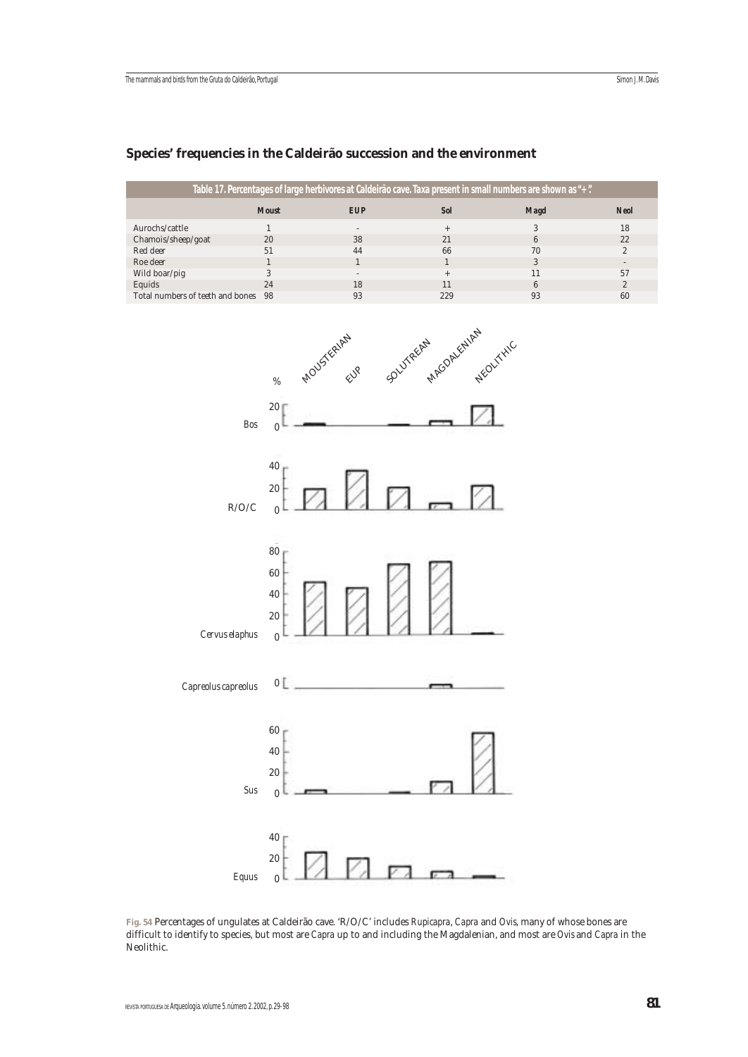## Species' frequencies in the Caldeirão succession and the environment

**Table 17. Percentages of large herbivores at Caldeirão cave. Taxa present in small numbers are shown as "+".**

| | Moust | EUP | Sol | Magd | Neol |
|---|---|---|---|---|---|
| Aurochs/cattle | 1 | - | + | 3 | 18 |
| Chamois/sheep/goat | 20 | 38 | 21 | 6 | 22 |
| Red deer | 51 | 44 | 66 | 70 | 2 |
| Roe deer | 1 | 1 | 1 | 3 | - |
| Wild boar/pig | 3 | - | + | 11 | 57 |
| Equids | 24 | 18 | 11 | 6 | 2 |
| Total numbers of teeth and bones | 98 | 93 | 229 | 93 | 60 |

**Fig. 54** Percentages of ungulates at Caldeirão cave. 'R/O/C' includes *Rupicapra*, *Capra* and *Ovis*, many of whose bones are difficult to identify to species, but most are *Capra* up to and including the Magdalenian, and most are *Ovis* and *Capra* in the Neolithic.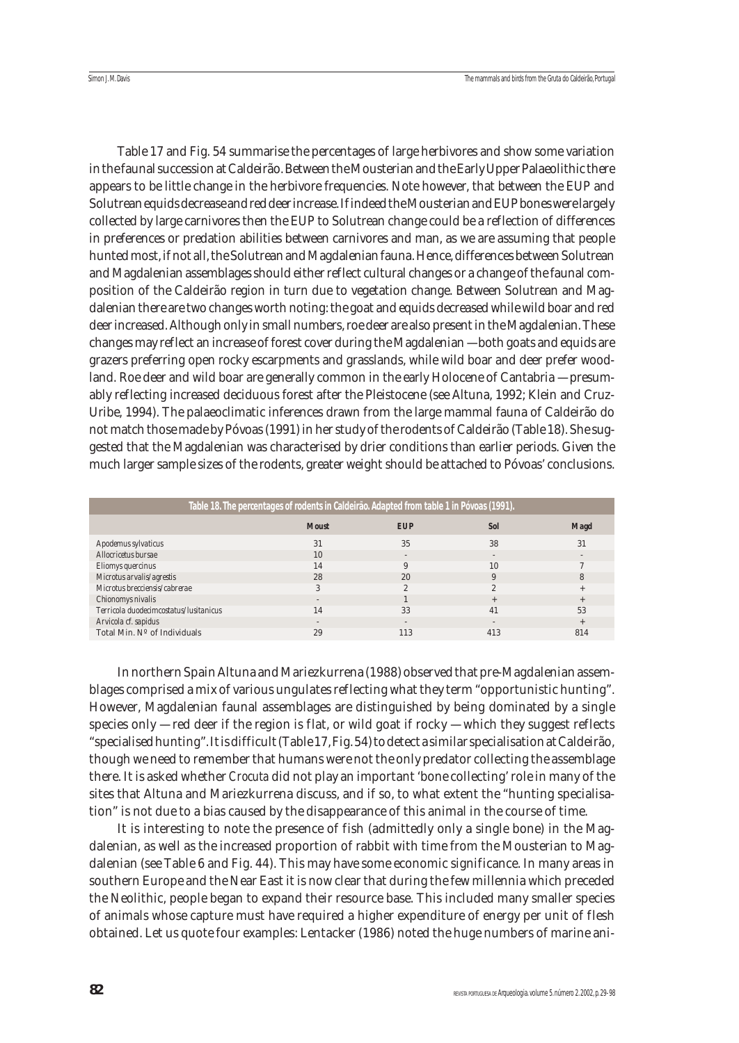Table 17 and Fig. 54 summarise the percentages of large herbivores and show some variation in the faunal succession at Caldeirão. Between the Mousterian and the Early Upper Palaeolithic there appears to be little change in the herbivore frequencies. Note however, that between the EUP and Solutrean equids decrease and red deer increase. If indeed the Mousterian and EUP bones were largely collected by large carnivores then the EUP to Solutrean change could be a reflection of differences in preferences or predation abilities between carnivores and man, as we are assuming that people hunted most, if not all, the Solutrean and Magdalenian fauna. Hence, differences between Solutrean and Magdalenian assemblages should either reflect cultural changes or a change of the faunal composition of the Caldeirão region in turn due to vegetation change. Between Solutrean and Magdalenian there are two changes worth noting: the goat and equids decreased while wild boar and red deer increased. Although only in small numbers, roe deer are also present in the Magdalenian. These changes may reflect an increase of forest cover during the Magdalenian — both goats and equids are grazers preferring open rocky escarpments and grasslands, while wild boar and deer prefer woodland. Roe deer and wild boar are generally common in the early Holocene of Cantabria — presumably reflecting increased deciduous forest after the Pleistocene (see Altuna, 1992; Klein and Cruz-Uribe, 1994). The palaeoclimatic inferences drawn from the large mammal fauna of Caldeirão do not match those made by Póvoas (1991) in her study of the rodents of Caldeirão (Table 18). She suggested that the Magdalenian was characterised by drier conditions than earlier periods. Given the much larger sample sizes of the rodents, greater weight should be attached to Póvoas' conclusions.

**Table 18. The percentages of rodents in Caldeirão. Adapted from table 1 in Póvoas (1991).**

| | Moust | EUP | Sol | Magd |
|---|---|---|---|---|
| *Apodemus sylvaticus* | 31 | 35 | 38 | 31 |
| *Allocricetus bursae* | 10 | - | - | - |
| *Eliomys quercinus* | 14 | 9 | 10 | 7 |
| *Microtus arvalis/agrestis* | 28 | 20 | 9 | 8 |
| *Microtus brecciensis/cabrerae* | 3 | 2 | 2 | + |
| *Chionomys nivalis* | - | 1 | + | + |
| *Terricola duodecimcostatus/lusitanicus* | 14 | 33 | 41 | 53 |
| *Arvicola* cf. *sapidus* | - | - | - | + |
| Total Min. Nº of Individuals | 29 | 113 | 413 | 814 |

In northern Spain Altuna and Mariezkurrena (1988) observed that pre-Magdalenian assemblages comprised a mix of various ungulates reflecting what they term "opportunistic hunting". However, Magdalenian faunal assemblages are distinguished by being dominated by a single species only — red deer if the region is flat, or wild goat if rocky — which they suggest reflects "specialised hunting". It is difficult (Table 17, Fig. 54) to detect a similar specialisation at Caldeirão, though we need to remember that humans were not the only predator collecting the assemblage there. It is asked whether *Crocuta* did not play an important 'bone collecting' role in many of the sites that Altuna and Mariezkurrena discuss, and if so, to what extent the "hunting specialisation" is not due to a bias caused by the disappearance of this animal in the course of time.

It is interesting to note the presence of fish (admittedly only a single bone) in the Magdalenian, as well as the increased proportion of rabbit with time from the Mousterian to Magdalenian (see Table 6 and Fig. 44). This may have some economic significance. In many areas in southern Europe and the Near East it is now clear that during the few millennia which preceded the Neolithic, people began to expand their resource base. This included many smaller species of animals whose capture must have required a higher expenditure of energy per unit of flesh obtained. Let us quote four examples: Lentacker (1986) noted the huge numbers of marine ani-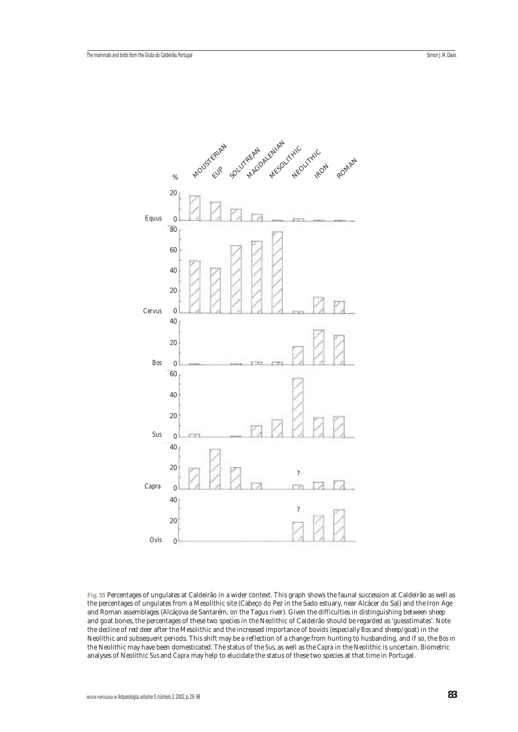**Fig. 55** Percentages of ungulates at Caldeirão in a wider context. This graph shows the faunal succession at Caldeirão as well as the percentages of ungulates from a Mesolithic site (Cabeço do Pez in the Sado estuary, near Alcácer do Sal) and the Iron Age and Roman assemblages (Alcáçova de Santarém, on the Tagus river). Given the difficulties in distinguishing between sheep and goat bones, the percentages of these two species in the Neolithic of Caldeirão should be regarded as 'guesstimates'. Note the decline of red deer after the Mesolithic and the increased importance of bovids (especially *Bos* and sheep/goat) in the Neolithic and subsequent periods. This shift may be a reflection of a change from hunting to husbanding, and if so, the *Bos* in the Neolithic may have been domesticated. The status of the *Sus*, as well as the *Capra* in the Neolithic is uncertain. Biometric analyses of Neolithic *Sus* and *Capra* may help to elucidate the status of these two species at that time in Portugal.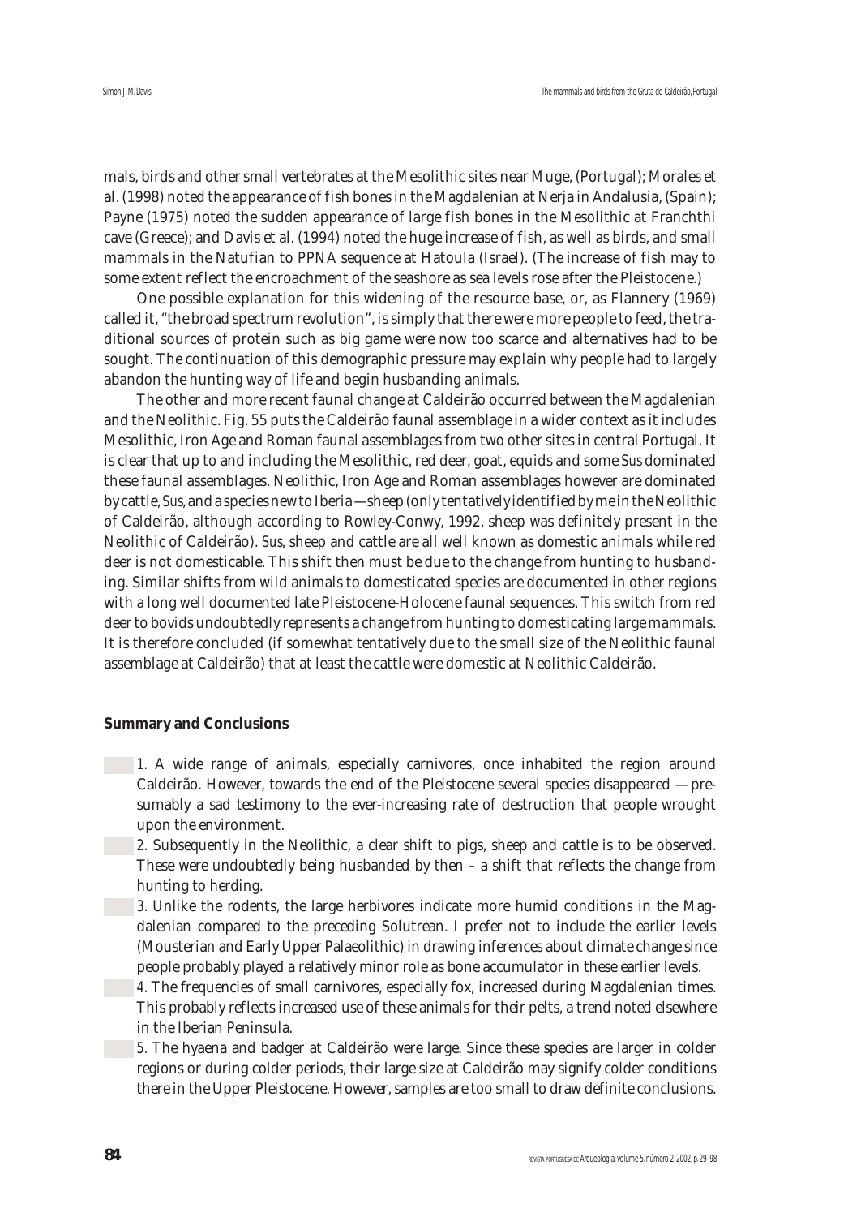mals, birds and other small vertebrates at the Mesolithic sites near Muge, (Portugal); Morales et al. (1998) noted the appearance of fish bones in the Magdalenian at Nerja in Andalusia, (Spain); Payne (1975) noted the sudden appearance of large fish bones in the Mesolithic at Franchthi cave (Greece); and Davis et al. (1994) noted the huge increase of fish, as well as birds, and small mammals in the Natufian to PPNA sequence at Hatoula (Israel). (The increase of fish may to some extent reflect the encroachment of the seashore as sea levels rose after the Pleistocene.)

One possible explanation for this widening of the resource base, or, as Flannery (1969) called it, "the broad spectrum revolution", is simply that there were more people to feed, the traditional sources of protein such as big game were now too scarce and alternatives had to be sought. The continuation of this demographic pressure may explain why people had to largely abandon the hunting way of life and begin husbanding animals.

The other and more recent faunal change at Caldeirão occurred between the Magdalenian and the Neolithic. Fig. 55 puts the Caldeirão faunal assemblage in a wider context as it includes Mesolithic, Iron Age and Roman faunal assemblages from two other sites in central Portugal. It is clear that up to and including the Mesolithic, red deer, goat, equids and some *Sus* dominated these faunal assemblages. Neolithic, Iron Age and Roman assemblages however are dominated by cattle, *Sus*, and a species new to Iberia — sheep (only tentatively identified by me in the Neolithic of Caldeirão, although according to Rowley-Conwy, 1992, sheep was definitely present in the Neolithic of Caldeirão). *Sus*, sheep and cattle are all well known as domestic animals while red deer is not domesticable. This shift then must be due to the change from hunting to husbanding. Similar shifts from wild animals to domesticated species are documented in other regions with a long well documented late Pleistocene-Holocene faunal sequences. This switch from red deer to bovids undoubtedly represents a change from hunting to domesticating large mammals. It is therefore concluded (if somewhat tentatively due to the small size of the Neolithic faunal assemblage at Caldeirão) that at least the cattle were domestic at Neolithic Caldeirão.

**Summary and Conclusions**

1. A wide range of animals, especially carnivores, once inhabited the region around Caldeirão. However, towards the end of the Pleistocene several species disappeared — presumably a sad testimony to the ever-increasing rate of destruction that people wrought upon the environment.
2. Subsequently in the Neolithic, a clear shift to pigs, sheep and cattle is to be observed. These were undoubtedly being husbanded by then – a shift that reflects the change from hunting to herding.
3. Unlike the rodents, the large herbivores indicate more humid conditions in the Magdalenian compared to the preceding Solutrean. I prefer not to include the earlier levels (Mousterian and Early Upper Palaeolithic) in drawing inferences about climate change since people probably played a relatively minor role as bone accumulator in these earlier levels.
4. The frequencies of small carnivores, especially fox, increased during Magdalenian times. This probably reflects increased use of these animals for their pelts, a trend noted elsewhere in the Iberian Peninsula.
5. The hyaena and badger at Caldeirão were large. Since these species are larger in colder regions or during colder periods, their large size at Caldeirão may signify colder conditions there in the Upper Pleistocene. However, samples are too small to draw definite conclusions.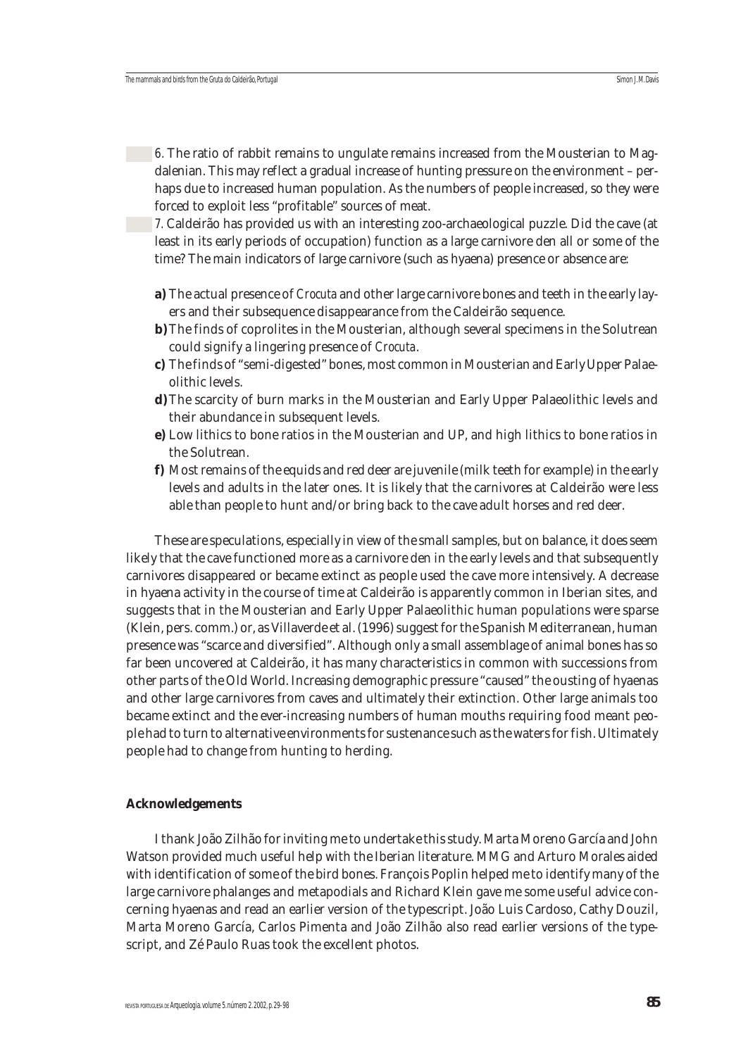6. The ratio of rabbit remains to ungulate remains increased from the Mousterian to Magdalenian. This may reflect a gradual increase of hunting pressure on the environment – perhaps due to increased human population. As the numbers of people increased, so they were forced to exploit less "profitable" sources of meat.

7. Caldeirão has provided us with an interesting zoo-archaeological puzzle. Did the cave (at least in its early periods of occupation) function as a large carnivore den all or some of the time? The main indicators of large carnivore (such as hyaena) presence or absence are:

**a)** The actual presence of *Crocuta* and other large carnivore bones and teeth in the early layers and their subsequence disappearance from the Caldeirão sequence.

**b)** The finds of coprolites in the Mousterian, although several specimens in the Solutrean could signify a lingering presence of *Crocuta*.

**c)** The finds of "semi-digested" bones, most common in Mousterian and Early Upper Palaeolithic levels.

**d)** The scarcity of burn marks in the Mousterian and Early Upper Palaeolithic levels and their abundance in subsequent levels.

**e)** Low lithics to bone ratios in the Mousterian and UP, and high lithics to bone ratios in the Solutrean.

**f)** Most remains of the equids and red deer are juvenile (milk teeth for example) in the early levels and adults in the later ones. It is likely that the carnivores at Caldeirão were less able than people to hunt and/or bring back to the cave adult horses and red deer.

These are speculations, especially in view of the small samples, but on balance, it does seem likely that the cave functioned more as a carnivore den in the early levels and that subsequently carnivores disappeared or became extinct as people used the cave more intensively. A decrease in hyaena activity in the course of time at Caldeirão is apparently common in Iberian sites, and suggests that in the Mousterian and Early Upper Palaeolithic human populations were sparse (Klein, pers. comm.) or, as Villaverde et al. (1996) suggest for the Spanish Mediterranean, human presence was "scarce and diversified". Although only a small assemblage of animal bones has so far been uncovered at Caldeirão, it has many characteristics in common with successions from other parts of the Old World. Increasing demographic pressure "caused" the ousting of hyaenas and other large carnivores from caves and ultimately their extinction. Other large animals too became extinct and the ever-increasing numbers of human mouths requiring food meant people had to turn to alternative environments for sustenance such as the waters for fish. Ultimately people had to change from hunting to herding.

### Acknowledgements

I thank João Zilhão for inviting me to undertake this study. Marta Moreno García and John Watson provided much useful help with the Iberian literature. MMG and Arturo Morales aided with identification of some of the bird bones. François Poplin helped me to identify many of the large carnivore phalanges and metapodials and Richard Klein gave me some useful advice concerning hyaenas and read an earlier version of the typescript. João Luis Cardoso, Cathy Douzil, Marta Moreno García, Carlos Pimenta and João Zilhão also read earlier versions of the typescript, and Zé Paulo Ruas took the excellent photos.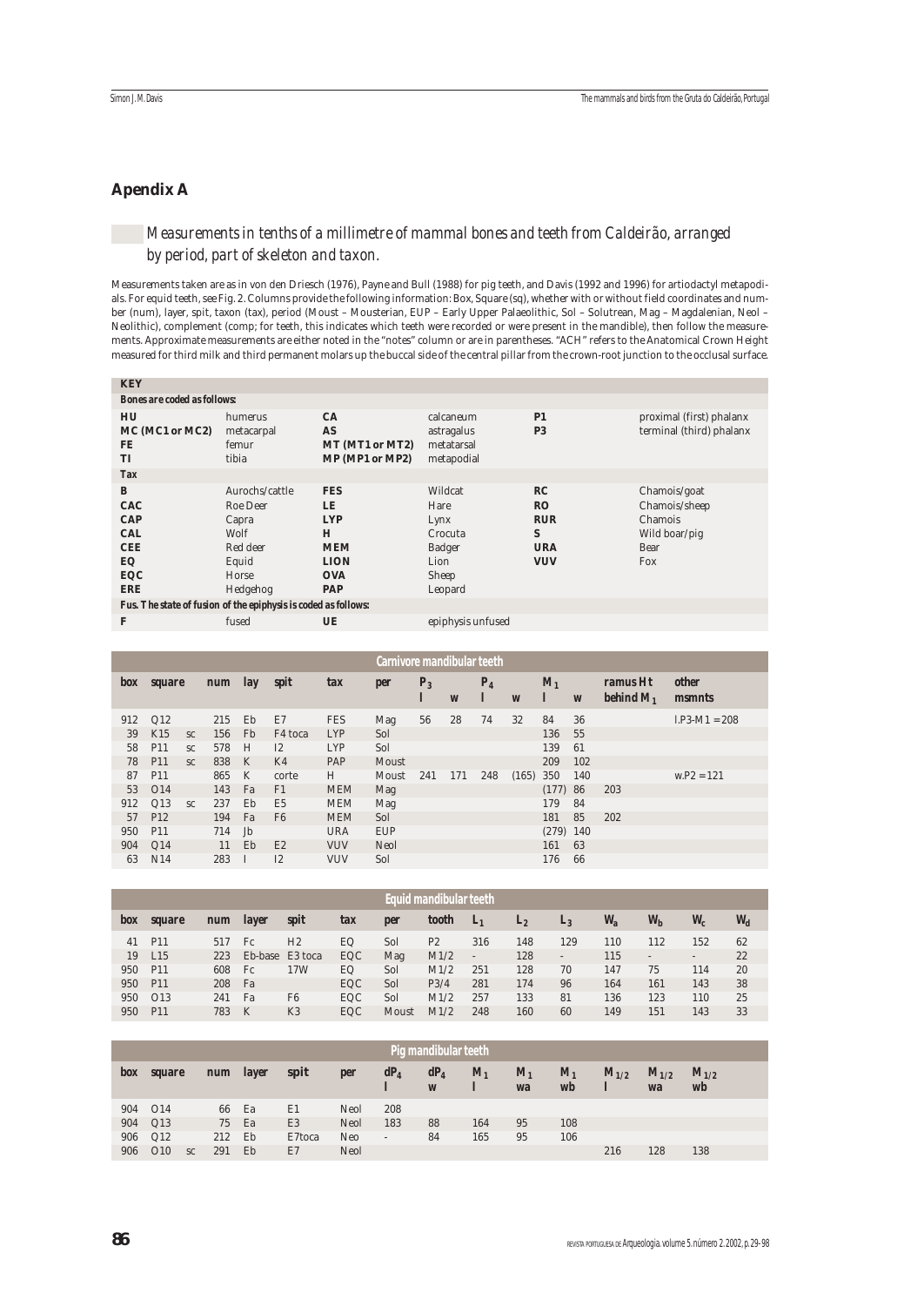## Apendix A

### *Measurements in tenths of a millimetre of mammal bones and teeth from Caldeirão, arranged by period, part of skeleton and taxon.*

Measurements taken are as in von den Driesch (1976), Payne and Bull (1988) for pig teeth, and Davis (1992 and 1996) for artiodactyl metapodials. For equid teeth, see Fig. 2. Columns provide the following information: Box, Square (sq), whether with or without field coordinates and number (num), layer, spit, taxon (tax), period (Moust – Mousterian, EUP – Early Upper Palaeolithic, Sol – Solutrean, Mag – Magdalenian, Neol – Neolithic), complement (comp; for teeth, this indicates which teeth were recorded or were present in the mandible), then follow the measurements. Approximate measurements are either noted in the "notes" column or are in parentheses. "ACH" refers to the Anatomical Crown Height measured for third milk and third permanent molars up the buccal side of the central pillar from the crown-root junction to the occlusal surface.

**KEY**

**Bones are coded as follows:**

| | | | | | |
|---|---|---|---|---|---|
| **HU** | humerus | **CA** | calcaneum | **P1** | proximal (first) phalanx |
| **MC (MC1 or MC2)** | metacarpal | **AS** | astragalus | **P3** | terminal (third) phalanx |
| **FE** | femur | **MT (MT1 or MT2)** | metatarsal | | |
| **TI** | tibia | **MP (MP1 or MP2)** | metapodial | | |

**Tax**

| | | | | | |
|---|---|---|---|---|---|
| **B** | Aurochs/cattle | **FES** | Wildcat | **RC** | Chamois/goat |
| **CAC** | Roe Deer | **LE** | Hare | **RO** | Chamois/sheep |
| **CAP** | Capra | **LYP** | Lynx | **RUR** | Chamois |
| **CAL** | Wolf | **H** | Crocuta | **S** | Wild boar/pig |
| **CEE** | Red deer | **MEM** | Badger | **URA** | Bear |
| **EQ** | Equid | **LION** | Lion | **VUV** | Fox |
| **EQC** | Horse | **OVA** | Sheep | | |
| **ERE** | Hedgehog | **PAP** | Leopard | | |

**Fus. The state of fusion of the epiphysis is coded as follows:**

| | | | |
|---|---|---|---|
| **F** | fused | **UE** | epiphysis unfused |

**Carnivore mandibular teeth**

| box | square | | num | lay | spit | tax | per | $P_3$ l | $P_3$ w | $P_4$ l | $P_4$ w | $M_1$ l | $M_1$ w | ramus Ht behind $M_1$ | other msmnts |
|---|---|---|---|---|---|---|---|---|---|---|---|---|---|---|---|
| 912 | Q12 | | 215 | Eb | E7 | FES | Mag | 56 | 28 | 74 | 32 | 84 | 36 | | l.P3-M1 = 208 |
| 39 | K15 | sc | 156 | Fb | F4 toca | LYP | Sol | | | | | 136 | 55 | | |
| 58 | P11 | sc | 578 | H | I2 | LYP | Sol | | | | | 139 | 61 | | |
| 78 | P11 | sc | 838 | K | K4 | PAP | Moust | | | | | 209 | 102 | | |
| 87 | P11 | | 865 | K | corte | H | Moust | 241 | 171 | 248 | (165) | 350 | 140 | | w.P2 = 121 |
| 53 | O14 | | 143 | Fa | F1 | MEM | Mag | | | | | (177) | 86 | 203 | |
| 912 | Q13 | sc | 237 | Eb | E5 | MEM | Mag | | | | | 179 | 84 | | |
| 57 | P12 | | 194 | Fa | F6 | MEM | Sol | | | | | 181 | 85 | 202 | |
| 950 | P11 | | 714 | Jb | | URA | EUP | | | | | (279) | 140 | | |
| 904 | Q14 | | 11 | Eb | E2 | VUV | Neol | | | | | 161 | 63 | | |
| 63 | N14 | | 283 | I | I2 | VUV | Sol | | | | | 176 | 66 | | |

**Equid mandibular teeth**

| box | square | num | layer | spit | tax | per | tooth | $L_1$ | $L_2$ | $L_3$ | $W_a$ | $W_b$ | $W_c$ | $W_d$ |
|---|---|---|---|---|---|---|---|---|---|---|---|---|---|---|
| 41 | P11 | 517 | Fc | H2 | EQ | Sol | P2 | 316 | 148 | 129 | 110 | 112 | 152 | 62 |
| 19 | L15 | 223 | Eb-base | E3 toca | EQC | Mag | M1/2 | - | 128 | - | 115 | - | - | 22 |
| 950 | P11 | 608 | Fc | 17W | EQ | Sol | M1/2 | 251 | 128 | 70 | 147 | 75 | 114 | 20 |
| 950 | P11 | 208 | Fa | | EQC | Sol | P3/4 | 281 | 174 | 96 | 164 | 161 | 143 | 38 |
| 950 | O13 | 241 | Fa | F6 | EQC | Sol | M1/2 | 257 | 133 | 81 | 136 | 123 | 110 | 25 |
| 950 | P11 | 783 | K | K3 | EQC | Moust | M1/2 | 248 | 160 | 60 | 149 | 151 | 143 | 33 |

**Pig mandibular teeth**

| box | square | | num | layer | spit | per | $dP_4$ l | $dP_4$ w | $M_1$ l | $M_1$ wa | $M_1$ wb | $M_{1/2}$ l | $M_{1/2}$ wa | $M_{1/2}$ wb |
|---|---|---|---|---|---|---|---|---|---|---|---|---|---|---|
| 904 | O14 | | 66 | Ea | E1 | Neol | 208 | | | | | | | |
| 904 | Q13 | | 75 | Ea | E3 | Neol | 183 | 88 | 164 | 95 | 108 | | | |
| 906 | Q12 | | 212 | Eb | E7toca | Neo | - | 84 | 165 | 95 | 106 | | | |
| 906 | O10 | sc | 291 | Eb | E7 | Neol | | | | | | 216 | 128 | 138 |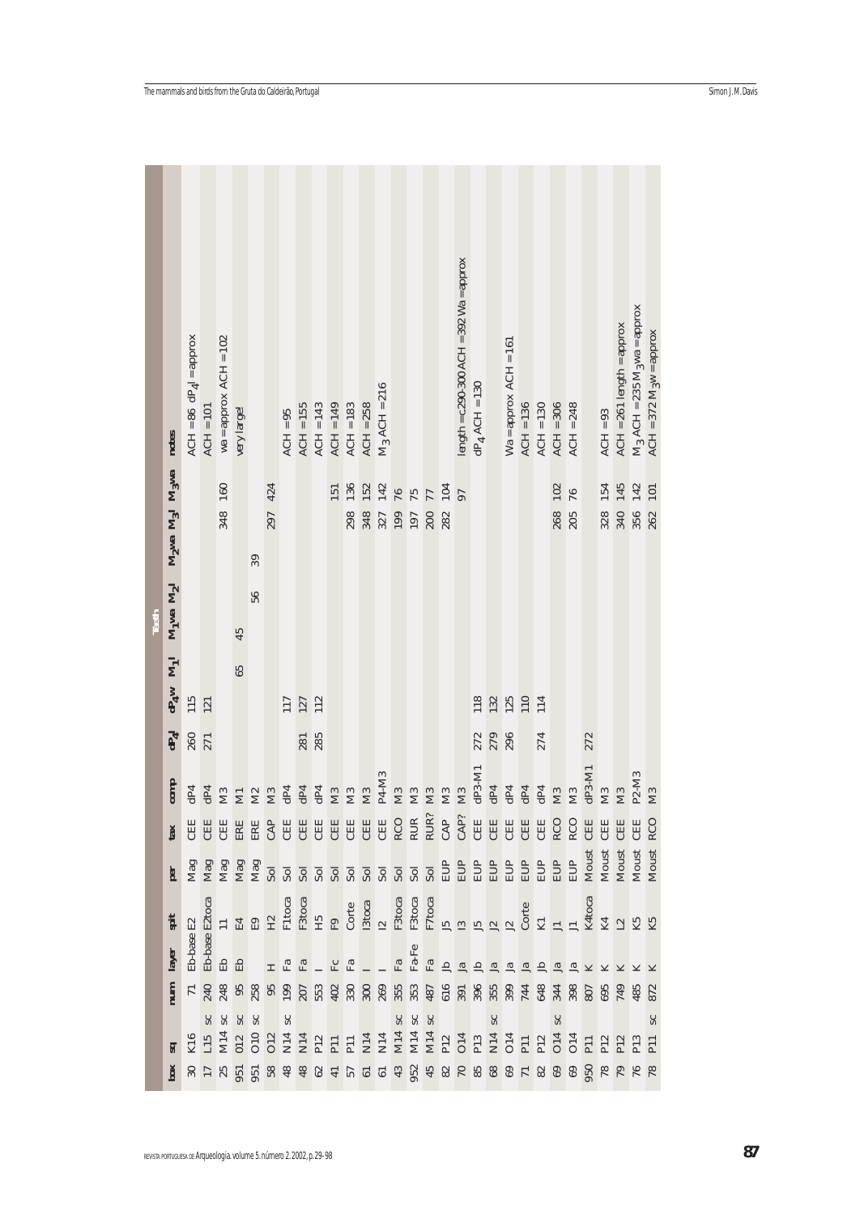| box | sq | | num | layer | spit | per | tax | comp | Teeth | | | | | | | | notes |
|---|---|---|---|---|---|---|---|---|---|---|---|---|---|---|---|---|---|
| | | | | | | | | | $dP_4l$ | $dP_4w$ | $M_1l$ | $M_1wa$ | $M_2l$ | $M_2wa$ | $M_3l$ | $M_3wa$ | |
| 30 | K16 | | 71 | Eb-base | E2 | Mag | CEE | dP4 | 260 | 115 | | | | | | | ACH = 86 $dP_4l$ = approx |
| 17 | L15 | sc | 240 | Eb-base | E2toca | Mag | CEE | dP4 | 271 | 121 | | | | | | | ACH = 101 |
| 25 | M14 | sc | 248 | Eb | I1 | Mag | CEE | M3 | | | | | | | 348 | 160 | wa = approx ACH = 102 |
| 951 | O12 | sc | 95 | Eb | E4 | Mag | ERE | M1 | | | 65 | 45 | | | | | very large! |
| 951 | O10 | sc | 258 | | E9 | Mag | ERE | M2 | | | | | 56 | 39 | | | |
| 58 | O12 | | 95 | H | H2 | Sol | CAP | M3 | | | | | | | 297 | 424 | |
| 48 | N14 | sc | 199 | Fa | F1toca | Sol | CEE | dP4 | | 117 | | | | | | | ACH = 95 |
| 48 | N14 | | 207 | Fa | F3toca | Sol | CEE | dP4 | 281 | 127 | | | | | | | ACH = 155 |
| 62 | P12 | | 553 | I | H5 | Sol | CEE | dP4 | 285 | 112 | | | | | | | ACH = 143 |
| 41 | P11 | | 402 | Fc | F9 | Sol | CEE | M3 | | | | | | | | 151 | ACH = 149 |
| 57 | P11 | | 330 | Fa | Corte | Sol | CEE | M3 | | | | | | | 298 | 136 | ACH = 183 |
| 61 | N14 | | 300 | I | I3toca | Sol | CEE | M3 | | | | | | | 348 | 152 | ACH = 258 |
| 61 | N14 | | 269 | I | I2 | Sol | CEE | P4-M3 | | | | | | | 327 | 142 | $M_3$ ACH = 216 |
| 43 | M14 | sc | 355 | Fa | F3toca | Sol | RCO | M3 | | | | | | | 199 | 76 | |
| 952 | M14 | sc | 353 | Fa-Fe | F3toca | Sol | RUR | M3 | | | | | | | 197 | 75 | |
| 45 | M14 | sc | 487 | Fa | F7toca | Sol | RUR? | M3 | | | | | | | 200 | 77 | |
| 82 | P12 | | 616 | Jb | J5 | EUP | CAP | M3 | | | | | | | 282 | 104 | |
| 70 | O14 | | 391 | Ja | I3 | EUP | CAP? | M3 | | | | | | | | 97 | length = c.290-300 ACH = 392 Wa = approx |
| 85 | P13 | | 396 | Jb | J5 | EUP | CEE | dP3-M1 | 272 | 118 | | | | | | | $dP_4$ ACH = 130 |
| 68 | N14 | sc | 355 | Ja | J2 | EUP | CEE | dP4 | 279 | 132 | | | | | | | |
| 69 | O14 | | 399 | Ja | J2 | EUP | CEE | dP4 | 296 | 125 | | | | | | | Wa = approx ACH = 161 |
| 71 | P11 | | 744 | Ja | Corte | EUP | CEE | dP4 | | 110 | | | | | | | ACH = 136 |
| 82 | P12 | | 648 | Jb | K1 | EUP | CEE | dP4 | 274 | 114 | | | | | | | ACH = 130 |
| 69 | O14 | sc | 344 | Ja | J1 | EUP | RCO | M3 | | | | | | | 268 | 102 | ACH = 306 |
| 69 | O14 | | 398 | Ja | J1 | EUP | RCO | M3 | | | | | | | 205 | 76 | ACH = 248 |
| 950 | P11 | | 807 | K | K4toca | Moust | CEE | dP3-M1 | 272 | | | | | | | | |
| 78 | P12 | | 695 | K | K4 | Moust | CEE | M3 | | | | | | | 328 | 154 | ACH = 93 |
| 79 | P12 | | 749 | K | L2 | Moust | CEE | M3 | | | | | | | 340 | 145 | ACH = 261 length = approx |
| 76 | P13 | | 485 | K | K5 | Moust | CEE | P2-M3 | | | | | | | 356 | 142 | $M_3$ ACH = 235 $M_3$wa = approx |
| 78 | P11 | sc | 872 | K | K5 | Moust | RCO | M3 | | | | | | | 262 | 101 | ACH = 372 $M_3$w = approx |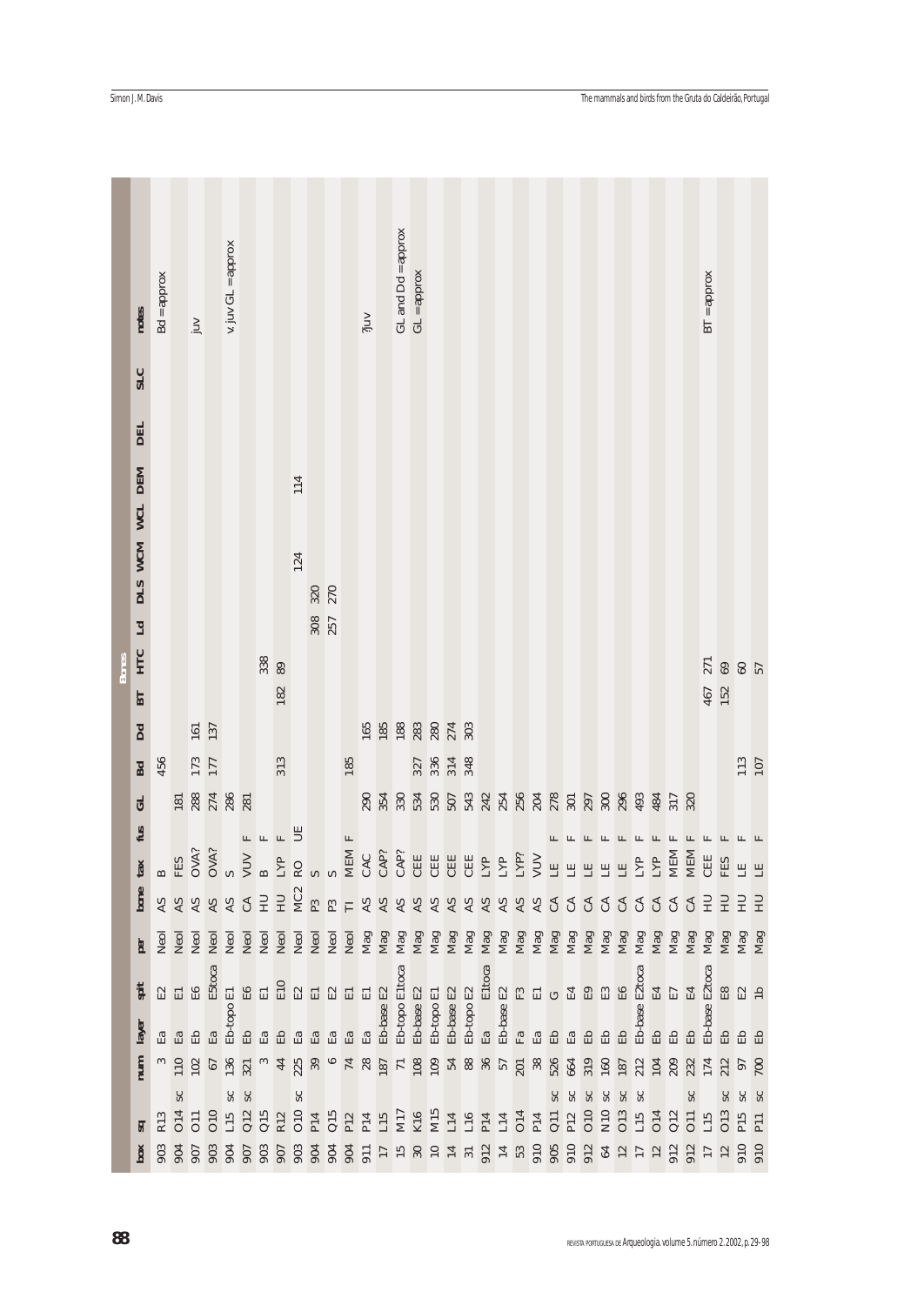| | | | | | | | | | | Bones | | | | | | | | | | | | |
|---|---|---|---|---|---|---|---|---|---|---|---|---|---|---|---|---|---|---|---|---|---|---|
| **box** | **sq** | | **num** | **layer** | **spit** | **per** | **bone** | **tax** | **fus** | **GL** | **Bd** | **Dd** | **BT** | **HTC** | **Ld** | **DLS** | **WCM** | **WCL** | **DEM** | **DEL** | **SLC** | **notes** |
| 903 | R13 | | 3 | Ea | E2 | Neol | AS | B | | | 456 | | | | | | | | | | | Bd = approx |
| 904 | O14 | sc | 110 | Ea | E1 | Neol | AS | FES | | 181 | | | | | | | | | | | | |
| 907 | O11 | | 102 | Eb | E6 | Neol | AS | OVA? | | 288 | 173 | 161 | | | | | | | | | | juv |
| 903 | O10 | | 67 | Ea | E5toca | Neol | AS | OVA? | | 274 | 177 | 137 | | | | | | | | | | |
| 904 | L15 | sc | 136 | Eb-topo | E1 | Neol | AS | S | | 286 | | | | | | | | | | | | v. juv GL = approx |
| 907 | Q12 | sc | 321 | Eb | E6 | Neol | CA | VUV | F | 281 | | | | | | | | | | | | |
| 903 | Q15 | | 3 | Ea | E1 | Neol | HU | B | F | | | | | 338 | | | | | | | | |
| 907 | R12 | | 44 | Eb | E10 | Neol | HU | LYP | F | | 313 | | 182 | 89 | | | | | | | | |
| 903 | O10 | sc | 225 | Ea | E2 | Neol | MC2 | RO | UE | | | | | | | | 124 | | 114 | | | |
| 904 | P14 | | 39 | Ea | E1 | Neol | P3 | S | | | | | | | 308 | 320 | | | | | | |
| 904 | Q15 | | 6 | Ea | E2 | Neol | P3 | S | | | | | | | 257 | 270 | | | | | | |
| 904 | P12 | | 74 | Ea | E1 | Neol | TI | MEM | F | | 185 | | | | | | | | | | | |
| 911 | P14 | | 28 | Ea | E1 | Mag | AS | CAC | | 290 | | 165 | | | | | | | | | | ?juv |
| 17 | L15 | | 187 | Eb-base | E2 | Mag | AS | CAP? | | 354 | | 185 | | | | | | | | | | |
| 15 | M17 | | 71 | Eb-topo | E1toca | Mag | AS | CAP? | | 330 | | 188 | | | | | | | | | | GL and Dd = approx |
| 30 | K16 | | 108 | Eb-base | E2 | Mag | AS | CEE | | 534 | 327 | 283 | | | | | | | | | | GL = approx |
| 10 | M15 | | 109 | Eb-topo | E1 | Mag | AS | CEE | | 530 | 336 | 280 | | | | | | | | | | |
| 14 | L14 | | 54 | Eb-base | E2 | Mag | AS | CEE | | 507 | 314 | 274 | | | | | | | | | | |
| 31 | L16 | | 88 | Eb-topo | E2 | Mag | AS | CEE | | 543 | 348 | 303 | | | | | | | | | | |
| 912 | P14 | | 36 | Ea | E1toca | Mag | AS | LYP | | 242 | | | | | | | | | | | | |
| 14 | L14 | | 57 | Eb-base | E2 | Mag | AS | LYP | | 254 | | | | | | | | | | | | |
| 53 | O14 | | 201 | Fa | F3 | Mag | AS | LYP? | | 256 | | | | | | | | | | | | |
| 910 | P14 | | 38 | Ea | E1 | Mag | AS | VUV | | 204 | | | | | | | | | | | | |
| 905 | Q11 | sc | 526 | Eb | G | Mag | CA | LE | F | 278 | | | | | | | | | | | | |
| 910 | P12 | sc | 664 | Ea | E4 | Mag | CA | LE | F | 301 | | | | | | | | | | | | |
| 912 | O10 | sc | 319 | Eb | E9 | Mag | CA | LE | F | 297 | | | | | | | | | | | | |
| 64 | N10 | sc | 160 | Eb | E3 | Mag | CA | LE | F | 300 | | | | | | | | | | | | |
| 12 | O13 | sc | 187 | Eb | E6 | Mag | CA | LE | F | 296 | | | | | | | | | | | | |
| 17 | L15 | sc | 212 | Eb-base | E2toca | Mag | CA | LYP | F | 493 | | | | | | | | | | | | |
| 12 | O14 | | 104 | Eb | E4 | Mag | CA | LYP | F | 484 | | | | | | | | | | | | |
| 912 | Q12 | | 209 | Eb | E7 | Mag | CA | MEM | F | 317 | | | | | | | | | | | | |
| 912 | O11 | sc | 232 | Eb | E4 | Mag | CA | MEM | F | 320 | | | | | | | | | | | | |
| 17 | L15 | | 174 | Eb-base | E2toca | Mag | HU | CEE | F | | | | 467 | 271 | | | | | | | | BT = approx |
| 12 | O13 | sc | 212 | Eb | E8 | Mag | HU | FES | F | | | | 152 | 69 | | | | | | | | |
| 910 | P15 | sc | 97 | Eb | E2 | Mag | HU | LE | F | | 113 | | | 60 | | | | | | | | |
| 910 | P11 | sc | 700 | Eb | 1b | Mag | HU | LE | F | | 107 | | | 57 | | | | | | | | |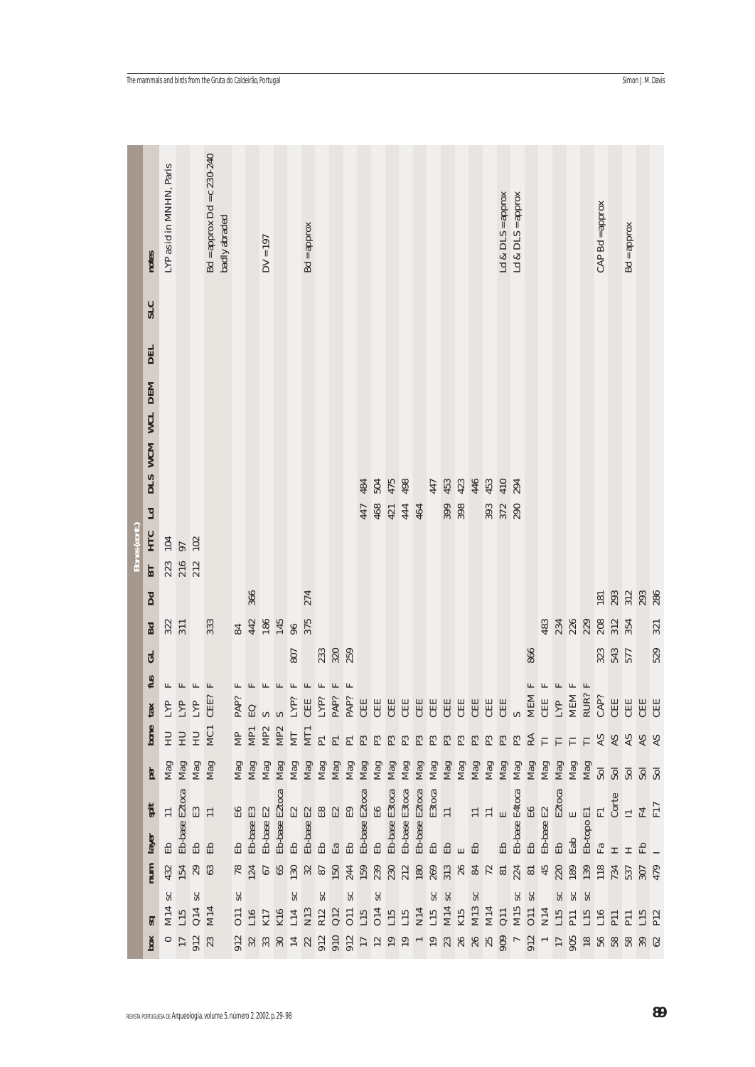| box | sq | | num | layer | spit | per | bone | tax | fus | GL | Bd | Dd | BT | HTC | Ld | DLS | WCM | WCL | DEM | DEL | SLC | notes |
|---|---|---|---|---|---|---|---|---|---|---|---|---|---|---|---|---|---|---|---|---|---|---|
| | | | | | | | | | | | | | Bones (cont.) | | | | | | | | | |
| 0 | M14 | sc | 432 | Eb | 11 | Mag | HU | LYP | F | | 322 | | 223 | 104 | | | | | | | | LYP as id in MNHN, Paris |
| 17 | L15 | | 154 | Eb-base | E2toca | Mag | HU | LYP | F | | 311 | | 216 | 97 | | | | | | | | |
| 912 | Q14 | sc | 29 | Eb | E3 | Mag | HU | LYP | F | | | | 212 | 102 | | | | | | | | |
| 23 | M14 | | 63 | Eb | 11 | Mag | MC1 | CEE? | F | | 333 | | | | | | | | | | | Bd = approx Dd = c 230-240 badly abraded |
| 912 | O11 | sc | 78 | Eb | E6 | Mag | MP | PAP? | F | | 84 | | | | | | | | | | | |
| 32 | L16 | | 124 | Eb-base | E3 | Mag | MP1 | EQ | F | | 442 | 366 | | | | | | | | | | |
| 33 | K17 | | 67 | Eb-base | E2 | Mag | MP2 | S | F | | 186 | | | | | | | | | | | DV = 197 |
| 30 | K16 | | 65 | Eb-base | E2toca | Mag | MP2 | S | F | | 145 | | | | | | | | | | | |
| 14 | L14 | sc | 130 | Eb | E2 | Mag | MT | LYP? | F | 807 | 96 | | | | | | | | | | | |
| 22 | N13 | | 32 | Eb-base | E2 | Mag | MT1 | CEE | F | | 375 | 274 | | | | | | | | | | Bd = approx |
| 912 | R12 | sc | 87 | Eb | E8 | Mag | P1 | LYP? | F | 233 | | | | | | | | | | | | |
| 910 | Q12 | | 150 | Ea | E2 | Mag | P1 | PAP? | F | 320 | | | | | | | | | | | | |
| 912 | O11 | sc | 244 | Eb | E9 | Mag | P1 | PAP? | F | 259 | | | | | | | | | | | | |
| 17 | L15 | | 159 | Eb-base | E2toca | Mag | P3 | CEE | | | | | | | 447 | 484 | | | | | | |
| 12 | O14 | sc | 239 | Eb | E6 | Mag | P3 | CEE | | | | | | | 468 | 504 | | | | | | |
| 19 | L15 | | 230 | Eb-base | E3toca | Mag | P3 | CEE | | | | | | | 421 | 475 | | | | | | |
| 19 | L15 | | 212 | Eb-base | E3toca | Mag | P3 | CEE | | | | | | | 444 | 498 | | | | | | |
| 1 | N14 | | 180 | Eb-base | E2toca | Mag | P3 | CEE | | | | | | | 464 | | | | | | | |
| 19 | L15 | sc | 269 | Eb | E3toca | Mag | P3 | CEE | | | | | | | | 447 | | | | | | |
| 23 | M14 | sc | 313 | Eb | 11 | Mag | P3 | CEE | | | | | | | 399 | 453 | | | | | | |
| 26 | K15 | | 26 | E | | Mag | P3 | CEE | | | | | | | 398 | 423 | | | | | | |
| 26 | M13 | sc | 84 | Eb | 11 | Mag | P3 | CEE | | | | | | | | 446 | | | | | | |
| 25 | M14 | | 72 | | 11 | Mag | P3 | CEE | | | | | | | 393 | 453 | | | | | | |
| 909 | Q11 | | 81 | Eb | E | Mag | P3 | CEE | | | | | | | 372 | 410 | | | | | | Ld & DLS = approx |
| 7 | M15 | sc | 224 | Eb-base | E4toca | Mag | P3 | S | | | | | | | 290 | 294 | | | | | | Ld & DLS = approx |
| 912 | O11 | sc | 81 | Eb | E6 | Mag | RA | MEM | F | 866 | | | | | | | | | | | | |
| 1 | N14 | | 45 | Eb-base | E2 | Mag | TI | CEE | F | | 483 | | | | | | | | | | | |
| 17 | L15 | sc | 220 | Eb | E2toca | Mag | TI | LYP | F | | 234 | | | | | | | | | | | |
| 905 | P11 | sc | 189 | Eab | E | Mag | TI | MEM | F | | 226 | | | | | | | | | | | |
| 18 | L15 | sc | 139 | Eb-topo | E1 | Mag | TI | RUR? | F | | 229 | | | | | | | | | | | |
| 56 | L16 | | 118 | Fa | F1 | Sol | AS | CAP? | | 323 | 208 | 181 | | | | | | | | | | CAP Bd = approx |
| 58 | P11 | | 734 | H | Corte | Sol | AS | CEE | | 543 | 312 | 293 | | | | | | | | | | |
| 58 | P11 | | 537 | H | 11 | Sol | AS | CEE | | 577 | 354 | 312 | | | | | | | | | | Bd = approx |
| 39 | L15 | | 307 | Fb | F4 | Sol | AS | CEE | | | | 293 | | | | | | | | | | |
| 62 | P12 | | 479 | I | F17 | Sol | AS | CEE | | 529 | 321 | 286 | | | | | | | | | | |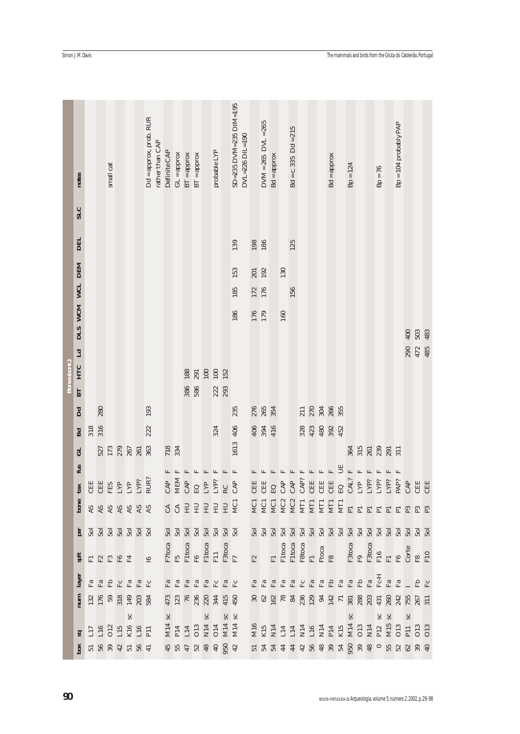**Bones (cont.)**

| box | sq | num | layer | spit | per | bone | tax | fus | GL | Bd | Dd | BT | HTC | Ld | DLS | WCM | WCL | DEM | DEL | SLC | notes |
|---|---|---|---|---|---|---|---|---|---|---|---|---|---|---|---|---|---|---|---|---|---|
| 51 | L17 | 132 | Fa | F1 | Sol | AS | CEE | | | 318 | | | | | | | | | | | |
| 56 | L16 | 176 | Fa | F2 | Sol | AS | CEE | | 527 | 316 | 280 | | | | | | | | | | |
| 39 | O12 | 59 | Fb | F3 | Sol | AS | FES | | 173 | | | | | | | | | | | | small cat |
| 42 | L15 | 318 | Fc | F6 | Sol | AS | LYP | | 279 | | | | | | | | | | | | |
| 51 | K16 sc | 149 | Fa | F4 | Sol | AS | LYP | | 267 | | | | | | | | | | | | |
| 56 | L16 | 203 | Fa | | Sol | AS | LYP? | | 261 | | | | | | | | | | | | |
| 41 | P11 | 584 | Fc | I6 | Sol | AS | RUR? | | 363 | 222 | 193 | | | | | | | | | | Dd = approx, prob. RUR rather than CAP |
| 45 | M14 sc | 473 | Fa | F7toca | Sol | CA | CAP | F | 718 | | | | | | | | | | | | Definite CAP |
| 55 | P14 | 123 | Fa | F5 | Sol | CA | MEM | F | 334 | | | | | | | | | | | | GL = approx |
| 47 | L14 | 76 | Fa | F1toca | Sol | HU | CAP | F | | | | 386 | 188 | | | | | | | | BT = approx |
| 52 | O13 | 236 | Fa | F6 | Sol | HU | EQ | F | | | | 586 | 291 | | | | | | | | BT = approx |
| 48 | N14 sc | 220 | Fa | F1toca | Sol | HU | LYP | F | | | | | 100 | | | | | | | | |
| 40 | O14 | 344 | Fc | F11 | Sol | HU | LYP? | F | | 324 | | 222 | 100 | | | | | | | | probable LYP |
| 950 | M14 sc | 415 | Fa | F3toca | Sol | HU | RC | F | | | | 293 | 152 | | | | | | | | |
| 42 | M14 sc | 450 | Fc | F7 | Sol | MC1 | CAP | F | 1613 | 406 | 235 | | | | | 186 | 185 | 153 | 139 | | SD=235 DVM=235 DIM=195 DVL=226 DIL=190 |
| 51 | M16 | 30 | Fa | F2 | Sol | MC1 | CEE | F | | 406 | 276 | | | | | 176 | 172 | 201 | 198 | | |
| 54 | K15 | 62 | Fa | | Sol | MC1 | CEE | F | | 394 | 265 | | | | | 179 | 176 | 192 | 186 | | DVM = 265 DVL = 265 |
| 54 | N14 | 162 | Fa | F1 | Sol | MC1 | EQ | F | | 416 | 354 | | | | | | | | | | Bd = approx |
| 44 | L14 | 78 | Fa | F1toca | Sol | MC2 | CAP | F | | | | | | | | 160 | | 130 | | | |
| 44 | L14 | 84 | Fa | F1toca | Sol | MC2 | CAP | F | | | | | | | | | 156 | | 125 | | Bd = c. 335 Dd = 215 |
| 42 | N14 | 236 | Fc | F8toca | Sol | MT1 | CAP? | F | | 328 | 211 | | | | | | | | | | |
| 56 | L16 | 129 | Fa | F1 | Sol | MT1 | CEE | F | | 423 | 270 | | | | | | | | | | |
| 48 | N14 | 94 | Fa | Ftoca | Sol | MT1 | CEE | F | | 480 | 304 | | | | | | | | | | |
| 39 | P14 | 142 | Fb | F8 | Sol | MT1 | CEE | F | | 392 | 266 | | | | | | | | | | Bd = approx |
| 54 | K15 | 71 | Fa | | Sol | MT1 | EQ | UE | | 452 | 355 | | | | | | | | | | |
| 950 | M14 sc | 381 | Fa | F3toca | Sol | P1 | CAL? | F | 364 | | | | | | | | | | | | Bp = 124 |
| 39 | O13 | 288 | Fb | F9 | Sol | P1 | LYP | F | 315 | | | | | | | | | | | | |
| 48 | N14 | 203 | Fa | F3toca | Sol | P1 | LYP? | F | 261 | | | | | | | | | | | | |
| 0 | P12 sc | 431 | Fc-H | F16 | Sol | P1 | LYP? | F | 239 | | | | | | | | | | | | Bp = 76 |
| 55 | M15 sc | 260 | Fa | F1 | Sol | P1 | LYP? | F | 291 | | | | | | | | | | | | |
| 52 | O13 | 242 | Fa | F6 | Sol | P1 | PAP? | F | 311 | | | | | | | | | | | | Bp = 104 probably PAP |
| 62 | P11 sc | 755 | I | Corte | Sol | P3 | CAP | | | | | | | 290 | 400 | | | | | | |
| 39 | O13 | 267 | Fb | F8 | Sol | P3 | CEE | | | | | | | 472 | 503 | | | | | | |
| 40 | O13 | 311 | Fc | F10 | Sol | P3 | CEE | | | | | | | 485 | 483 | | | | | | |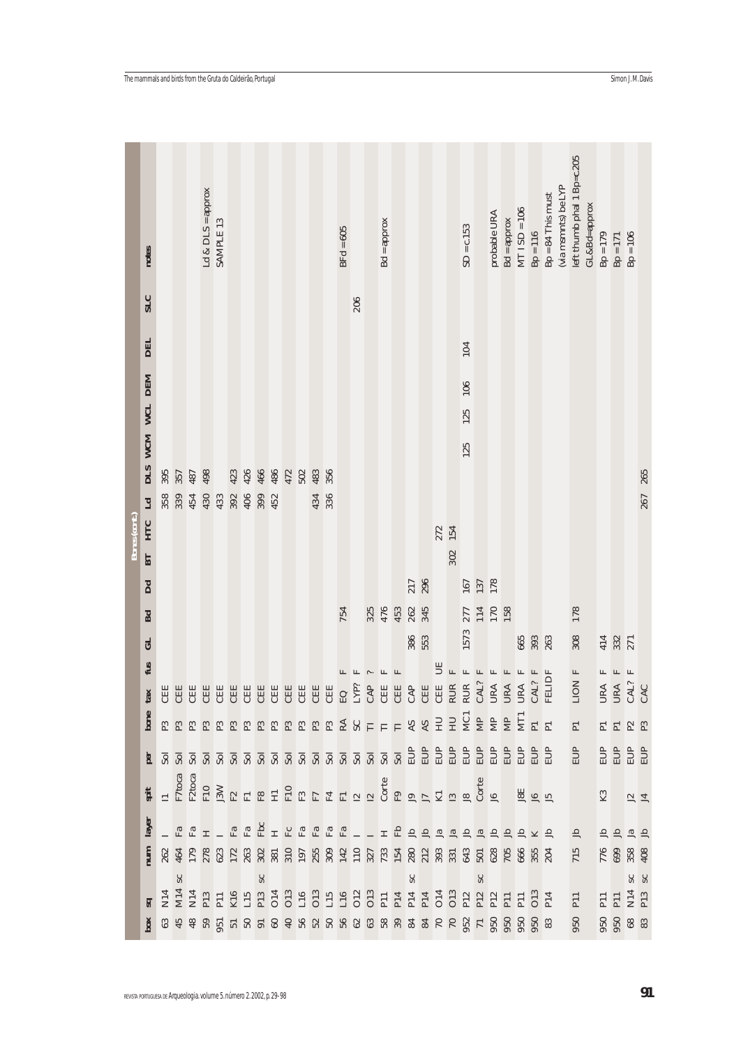| box | sq | | num | layer | spit | per | bone | tax | fus | GL | Bd | Dd | BT | HTC | Ld | DLS | WCM | WCL | DEM | DEL | SLC | notes |
|---|---|---|---|---|---|---|---|---|---|---|---|---|---|---|---|---|---|---|---|---|---|---|
| | | | | | | | | | | | | | Bones (cont.) | | | | | | | | | |
| 63 | N14 | | 262 | I | I1 | Sol | P3 | CEE | | | | | | | 358 | 395 | | | | | | |
| 45 | M14 | sc | 464 | Fa | F7toca | Sol | P3 | CEE | | | | | | | 339 | 357 | | | | | | |
| 48 | N14 | | 179 | Fa | F2toca | Sol | P3 | CEE | | | | | | | 454 | 487 | | | | | | |
| 59 | P13 | | 278 | H | F10 | Sol | P3 | CEE | | | | | | | 430 | 498 | | | | | | Ld & DLS = approx |
| 951 | P11 | | 623 | I | J3W | Sol | P3 | CEE | | | | | | | 433 | | | | | | | SAMPLE 13 |
| 51 | K16 | | 172 | Fa | F2 | Sol | P3 | CEE | | | | | | | 392 | 423 | | | | | | |
| 50 | L15 | | 263 | Fa | F1 | Sol | P3 | CEE | | | | | | | 406 | 426 | | | | | | |
| 91 | P13 | sc | 302 | Fbc | F8 | Sol | P3 | CEE | | | | | | | 399 | 466 | | | | | | |
| 60 | O14 | | 381 | H | H1 | Sol | P3 | CEE | | | | | | | 452 | 486 | | | | | | |
| 40 | O13 | | 310 | Fc | F10 | Sol | P3 | CEE | | | | | | | | 472 | | | | | | |
| 56 | L16 | | 197 | Fa | F3 | Sol | P3 | CEE | | | | | | | | 502 | | | | | | |
| 52 | O13 | | 255 | Fa | F7 | Sol | P3 | CEE | | | | | | | 434 | 483 | | | | | | |
| 50 | L15 | | 309 | Fa | F4 | Sol | P3 | CEE | | | | | | | 336 | 356 | | | | | | |
| 56 | L16 | | 142 | Fa | F1 | Sol | RA | EQ | F | | 754 | | | | | | | | | | | BFd = 605 |
| 62 | O12 | | 110 | I | I2 | Sol | SC | LYP? | F | | | | | | | | | | | | 206 | |
| 63 | O13 | | 327 | I | I2 | Sol | TI | CAP | ? | | 325 | | | | | | | | | | | |
| 58 | P11 | | 733 | H | Corte | Sol | TI | CEE | F | | 476 | | | | | | | | | | | Bd = approx |
| 39 | P14 | | 154 | Fb | F9 | Sol | TI | CEE | F | | 453 | | | | | | | | | | | |
| 84 | P14 | sc | 280 | Jb | J9 | EUP | AS | CAP | | 386 | 262 | 217 | | | | | | | | | | |
| 84 | P14 | | 212 | Jb | J7 | EUP | AS | CEE | | 553 | 345 | 296 | | | | | | | | | | |
| 70 | O14 | | 393 | Ja | K1 | EUP | HU | CEE | UE | | | | | 272 | | | | | | | | |
| 70 | O13 | | 331 | Ja | I3 | EUP | HU | RUR | F | | | | 302 | 154 | | | | | | | | |
| 952 | P12 | | 643 | Jb | J8 | EUP | MC1 | RUR | F | 1573 | 277 | 167 | | | | | 125 | 125 | 106 | 104 | | SD = c.153 |
| 71 | P12 | sc | 501 | Ja | Corte | EUP | MP | CAL? | F | | 114 | 137 | | | | | | | | | | |
| 950 | P12 | | 628 | Jb | J6 | EUP | MP | URA | F | | 170 | 178 | | | | | | | | | | probable URA |
| 950 | P11 | | 705 | Jb | | EUP | MP | URA | F | | 158 | | | | | | | | | | | Bd = approx |
| 950 | P11 | | 666 | Jb | J8E | EUP | MT1 | URA | F | 665 | | | | | | | | | | | | MT1 SD = 106 |
| 950 | O13 | | 355 | K | J6 | EUP | P1 | CAL? | F | 393 | | | | | | | | | | | | Bp = 116 |
| 83 | P14 | | 204 | Jb | J5 | EUP | P1 | FELID | F | 263 | | | | | | | | | | | | Bp = 84 This must (via msmnts) be LYP |
| 950 | P11 | | 715 | Jb | | EUP | P1 | LION | F | 308 | 178 | | | | | | | | | | | left thumb phal 1 Bp=c.205 GL&Bd=approx |
| 950 | P11 | | 776 | Jb | K3 | EUP | P1 | URA | F | 414 | | | | | | | | | | | | Bp = 179 |
| 950 | P11 | | 699 | Jb | | EUP | P1 | URA | F | 332 | | | | | | | | | | | | Bp = 171 |
| 68 | N14 | sc | 358 | Ja | J2 | EUP | P2 | CAL? | F | 271 | | | | | | | | | | | | Bp = 106 |
| 83 | P13 | sc | 408 | Jb | J4 | EUP | P3 | CAC | | | | | | | 267 | 265 | | | | | | |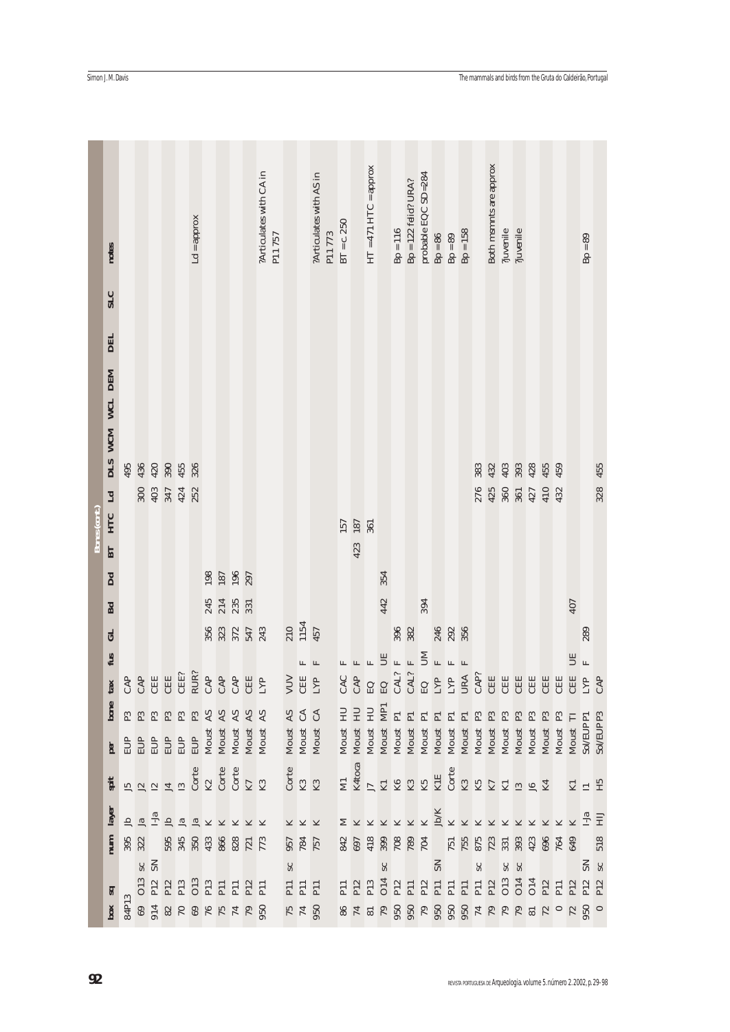| box | sq | | num | layer | spit | per | bone | tax | fus | GL | Bd | Dd | BT | HTC | Ld | DLS | WCM | WCL | DEM | DEL | SLC | notes |
|---|---|---|---|---|---|---|---|---|---|---|---|---|---|---|---|---|---|---|---|---|---|---|
| | | | | | | | | | | | | | Bones (cont.) | | | | | | | | | |
| 84P13 | | | 395 | Jb | J5 | EUP | P3 | CAP | | | | | | | | 495 | | | | | | |
| 69 | O13 | sc | 322 | Ja | J2 | EUP | P3 | CAP | | | | | | | 300 | 436 | | | | | | |
| 914 | P12 | SN | | I-Ja | I2 | EUP | P3 | CEE | | | | | | | 403 | 420 | | | | | | |
| 82 | P12 | | 595 | Jb | J4 | EUP | P3 | CEE | | | | | | | 347 | 390 | | | | | | |
| 70 | P13 | | 345 | Ja | I3 | EUP | P3 | CEE? | | | | | | | 424 | 455 | | | | | | |
| 69 | O13 | | 350 | Ja | Corte | EUP | P3 | RUR? | | | | | | | 252 | 326 | | | | | | Ld = approx |
| 76 | P13 | | 433 | K | K2 | Moust | AS | CAP | | 356 | 245 | 198 | | | | | | | | | | |
| 75 | P11 | | 866 | K | Corte | Moust | AS | CAP | | 323 | 214 | 187 | | | | | | | | | | |
| 74 | P11 | | 828 | K | Corte | Moust | AS | CAP | | 372 | 235 | 196 | | | | | | | | | | |
| 79 | P12 | | 721 | K | K7 | Moust | AS | CEE | | 547 | 331 | 297 | | | | | | | | | | |
| 950 | P11 | | 773 | K | K3 | Moust | AS | LYP | | 243 | | | | | | | | | | | | ?Articulates with CA in P11 757 |
| 75 | P11 | sc | 957 | K | Corte | Moust | AS | VUV | | 210 | | | | | | | | | | | | |
| 74 | P11 | | 784 | K | K3 | Moust | CA | CEE | F | 1154 | | | | | | | | | | | | |
| 950 | P11 | | 757 | K | K3 | Moust | CA | LYP | F | 457 | | | | | | | | | | | | ?Articulates with AS in P11 773 |
| 86 | P11 | | 842 | M | M1 | Moust | HU | CAC | F | | | | | 157 | | | | | | | | BT = c. 250 |
| 74 | P12 | | 697 | K | K4toca | Moust | HU | CAP | F | | | | 423 | 187 | | | | | | | | |
| 81 | P13 | | 418 | K | J7 | Moust | HU | EQ | F | | | | | 361 | | | | | | | | HT = 471 HTC = approx |
| 79 | O14 | sc | 399 | K | K1 | Moust | MP1 | EQ | UE | | 442 | 354 | | | | | | | | | | |
| 950 | P12 | | 708 | K | K6 | Moust | P1 | CAL? | F | 396 | | | | | | | | | | | | Bp = 116 |
| 950 | P11 | | 789 | K | K3 | Moust | P1 | CAL? | F | 382 | | | | | | | | | | | | Bp = 122 felid? URA? |
| 79 | P12 | | 704 | K | K5 | Moust | P1 | EQ | UM | | 394 | | | | | | | | | | | probable EQC SD=284 |
| 950 | P11 | SN | | Jb/K | K1E | Moust | P1 | LYP | F | 246 | | | | | | | | | | | | Bp = 86 |
| 950 | P11 | | 751 | K | Corte | Moust | P1 | LYP | F | 292 | | | | | | | | | | | | Bp = 89 |
| 950 | P11 | | 755 | K | K3 | Moust | P1 | URA | F | 356 | | | | | | | | | | | | Bp = 158 |
| 74 | P11 | sc | 875 | K | K5 | Moust | P3 | CAP? | | | | | | | 276 | 383 | | | | | | |
| 79 | P12 | | 723 | K | K7 | Moust | P3 | CEE | | | | | | | 425 | 432 | | | | | | Both msmnts are approx |
| 79 | O13 | sc | 331 | K | K1 | Moust | P3 | CEE | | | | | | | 360 | 403 | | | | | | ?juvenile |
| 79 | O14 | sc | 393 | K | I3 | Moust | P3 | CEE | | | | | | | 361 | 393 | | | | | | ?juvenile |
| 81 | O14 | | 423 | K | J6 | Moust | P3 | CEE | | | | | | | 427 | 428 | | | | | | |
| 72 | P12 | | 696 | K | K4 | Moust | P3 | CEE | | | | | | | 410 | 455 | | | | | | |
| 0 | P11 | | 764 | K | | Moust | P3 | CEE | | | | | | | 432 | 459 | | | | | | |
| 72 | P12 | | 649 | K | K1 | Moust | TI | CEE | UE | | 407 | | | | | | | | | | | |
| 950 | P12 | SN | | I-Ja | I1 | Sol/EUP | P1 | LYP | F | 289 | | | | | | | | | | | | Bp = 89 |
| 0 | P12 | sc | 518 | HIJ | H5 | Sol/EUP | P3 | CAP | | | | | | | 328 | 455 | | | | | | |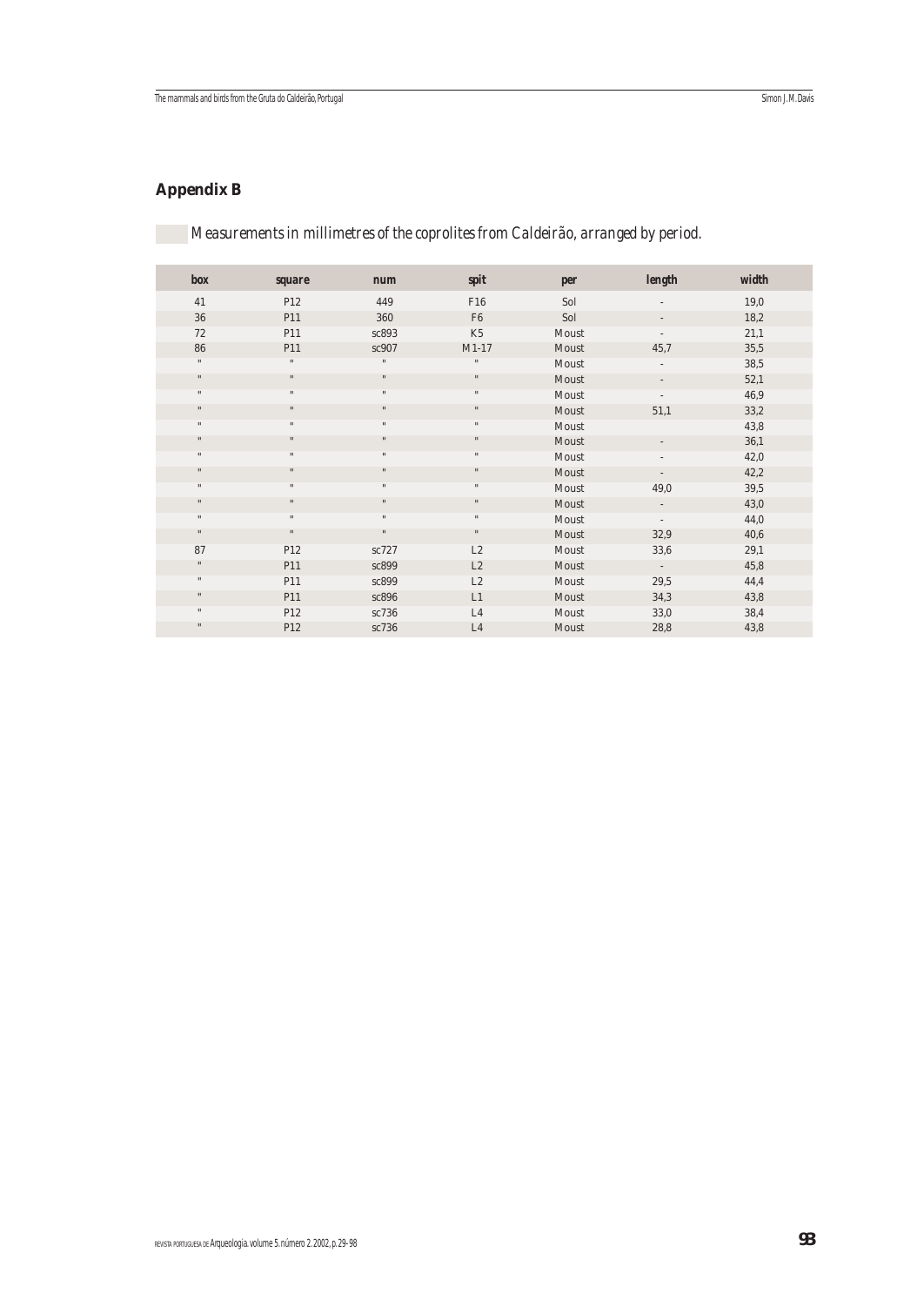## Appendix B

*Measurements in millimetres of the coprolites from Caldeirão, arranged by period.*

| box | square | num | spit | per | length | width |
|---|---|---|---|---|---|---|
| 41 | P12 | 449 | F16 | Sol | - | 19,0 |
| 36 | P11 | 360 | F6 | Sol | - | 18,2 |
| 72 | P11 | sc893 | K5 | Moust | - | 21,1 |
| 86 | P11 | sc907 | M1-17 | Moust | 45,7 | 35,5 |
| " | " | " | " | Moust | - | 38,5 |
| " | " | " | " | Moust | - | 52,1 |
| " | " | " | " | Moust | - | 46,9 |
| " | " | " | " | Moust | 51,1 | 33,2 |
| " | " | " | " | Moust | | 43,8 |
| " | " | " | " | Moust | - | 36,1 |
| " | " | " | " | Moust | - | 42,0 |
| " | " | " | " | Moust | - | 42,2 |
| " | " | " | " | Moust | 49,0 | 39,5 |
| " | " | " | " | Moust | - | 43,0 |
| " | " | " | " | Moust | - | 44,0 |
| " | " | " | " | Moust | 32,9 | 40,6 |
| 87 | P12 | sc727 | L2 | Moust | 33,6 | 29,1 |
| " | P11 | sc899 | L2 | Moust | - | 45,8 |
| " | P11 | sc899 | L2 | Moust | 29,5 | 44,4 |
| " | P11 | sc896 | L1 | Moust | 34,3 | 43,8 |
| " | P12 | sc736 | L4 | Moust | 33,0 | 38,4 |
| " | P12 | sc736 | L4 | Moust | 28,8 | 43,8 |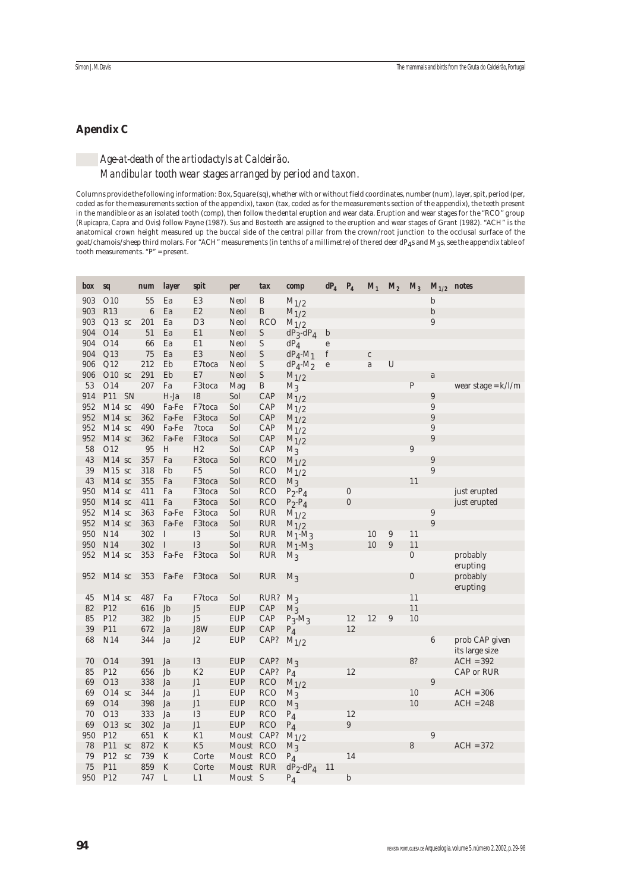## Apendix C

*Age-at-death of the artiodactyls at Caldeirão.*
*Mandibular tooth wear stages arranged by period and taxon.*

Columns provide the following information: Box, Square (sq), whether with or without field coordinates, number (num), layer, spit, period (per, coded as for the measurements section of the appendix), taxon (tax, coded as for the measurements section of the appendix), the teeth present in the mandible or as an isolated tooth (comp), then follow the dental eruption and wear data. Eruption and wear stages for the "RCO" group (*Rupicapra*, *Capra* and *Ovis*) follow Payne (1987). *Sus* and *Bos* teeth are assigned to the eruption and wear stages of Grant (1982). "ACH" is the anatomical crown height measured up the buccal side of the central pillar from the crown/root junction to the occlusal surface of the goat/chamois/sheep third molars. For "ACH" measurements (in tenths of a millimetre) of the red deer $dP_4$s and $M_3$s, see the appendix table of tooth measurements. "P" = present.

| box | sq | | num | layer | spit | per | tax | comp | $dP_4$ | $P_4$ | $M_1$ | $M_2$ | $M_3$ | $M_{1/2}$ | notes |
|---|---|---|---|---|---|---|---|---|---|---|---|---|---|---|---|
| 903 | O10 | | 55 | Ea | E3 | Neol | B | $M_{1/2}$ | | | | | | b | |
| 903 | R13 | | 6 | Ea | E2 | Neol | B | $M_{1/2}$ | | | | | | b | |
| 903 | Q13 | sc | 201 | Ea | D3 | Neol | RCO | $M_{1/2}$ | | | | | | 9 | |
| 904 | O14 | | 51 | Ea | E1 | Neol | S | $dP_3$-$dP_4$ | b | | | | | | |
| 904 | O14 | | 66 | Ea | E1 | Neol | S | $dP_4$ | e | | | | | | |
| 904 | Q13 | | 75 | Ea | E3 | Neol | S | $dP_4$-$M_1$ | f | | c | | | | |
| 906 | Q12 | | 212 | Eb | E7toca | Neol | S | $dP_4$-$M_2$ | e | | a | U | | | |
| 906 | O10 | sc | 291 | Eb | E7 | Neol | S | $M_{1/2}$ | | | | | | a | |
| 53 | O14 | | 207 | Fa | F3toca | Mag | B | $M_3$ | | | | | P | | wear stage = k/l/m |
| 914 | P11 | SN | | H-Ja | I8 | Sol | CAP | $M_{1/2}$ | | | | | | 9 | |
| 952 | M14 | sc | 490 | Fa-Fe | F7toca | Sol | CAP | $M_{1/2}$ | | | | | | 9 | |
| 952 | M14 | sc | 362 | Fa-Fe | F3toca | Sol | CAP | $M_{1/2}$ | | | | | | 9 | |
| 952 | M14 | sc | 490 | Fa-Fe | 7toca | Sol | CAP | $M_{1/2}$ | | | | | | 9 | |
| 952 | M14 | sc | 362 | Fa-Fe | F3toca | Sol | CAP | $M_{1/2}$ | | | | | | 9 | |
| 58 | O12 | | 95 | H | H2 | Sol | CAP | $M_3$ | | | | | 9 | | |
| 43 | M14 | sc | 357 | Fa | F3toca | Sol | RCO | $M_{1/2}$ | | | | | | 9 | |
| 39 | M15 | sc | 318 | Fb | F5 | Sol | RCO | $M_{1/2}$ | | | | | | 9 | |
| 43 | M14 | sc | 355 | Fa | F3toca | Sol | RCO | $M_3$ | | | | | 11 | | |
| 950 | M14 | sc | 411 | Fa | F3toca | Sol | RCO | $P_2$-$P_4$ | | 0 | | | | | just erupted |
| 950 | M14 | sc | 411 | Fa | F3toca | Sol | RCO | $P_2$-$P_4$ | | 0 | | | | | just erupted |
| 952 | M14 | sc | 363 | Fa-Fe | F3toca | Sol | RUR | $M_{1/2}$ | | | | | | 9 | |
| 952 | M14 | sc | 363 | Fa-Fe | F3toca | Sol | RUR | $M_{1/2}$ | | | | | | 9 | |
| 950 | N14 | | 302 | I | I3 | Sol | RUR | $M_1$-$M_3$ | | | 10 | 9 | 11 | | |
| 950 | N14 | | 302 | I | I3 | Sol | RUR | $M_1$-$M_3$ | | | 10 | 9 | 11 | | |
| 952 | M14 | sc | 353 | Fa-Fe | F3toca | Sol | RUR | $M_3$ | | | | | 0 | | probably erupting |
| 952 | M14 | sc | 353 | Fa-Fe | F3toca | Sol | RUR | $M_3$ | | | | | 0 | | probably erupting |
| 45 | M14 | sc | 487 | Fa | F7toca | Sol | RUR? | $M_3$ | | | | | 11 | | |
| 82 | P12 | | 616 | Jb | J5 | EUP | CAP | $M_3$ | | | | | 11 | | |
| 85 | P12 | | 382 | Jb | J5 | EUP | CAP | $P_3$-$M_3$ | | 12 | 12 | 9 | 10 | | |
| 39 | P11 | | 672 | Ja | J8W | EUP | CAP | $P_4$ | | 12 | | | | | |
| 68 | N14 | | 344 | Ja | J2 | EUP | CAP? | $M_{1/2}$ | | | | | | 6 | prob CAP given its large size |
| 70 | O14 | | 391 | Ja | I3 | EUP | CAP? | $M_3$ | | | | | 8? | | ACH = 392 |
| 85 | P12 | | 656 | Jb | K2 | EUP | CAP? | $P_4$ | | 12 | | | | | CAP or RUR |
| 69 | O13 | | 338 | Ja | J1 | EUP | RCO | $M_{1/2}$ | | | | | | 9 | |
| 69 | O14 | sc | 344 | Ja | J1 | EUP | RCO | $M_3$ | | | | | 10 | | ACH = 306 |
| 69 | O14 | | 398 | Ja | J1 | EUP | RCO | $M_3$ | | | | | 10 | | ACH = 248 |
| 70 | O13 | | 333 | Ja | I3 | EUP | RCO | $P_4$ | | 12 | | | | | |
| 69 | O13 | sc | 302 | Ja | J1 | EUP | RCO | $P_4$ | | 9 | | | | | |
| 950 | P12 | | 651 | K | K1 | Moust | CAP? | $M_{1/2}$ | | | | | | 9 | |
| 78 | P11 | sc | 872 | K | K5 | Moust | RCO | $M_3$ | | | | | 8 | | ACH = 372 |
| 79 | P12 | sc | 739 | K | Corte | Moust | RCO | $P_4$ | | 14 | | | | | |
| 75 | P11 | | 859 | K | Corte | Moust | RUR | $dP_2$-$dP_4$ | 11 | | | | | | |
| 950 | P12 | | 747 | L | L1 | Moust | S | $P_4$ | | b | | | | | |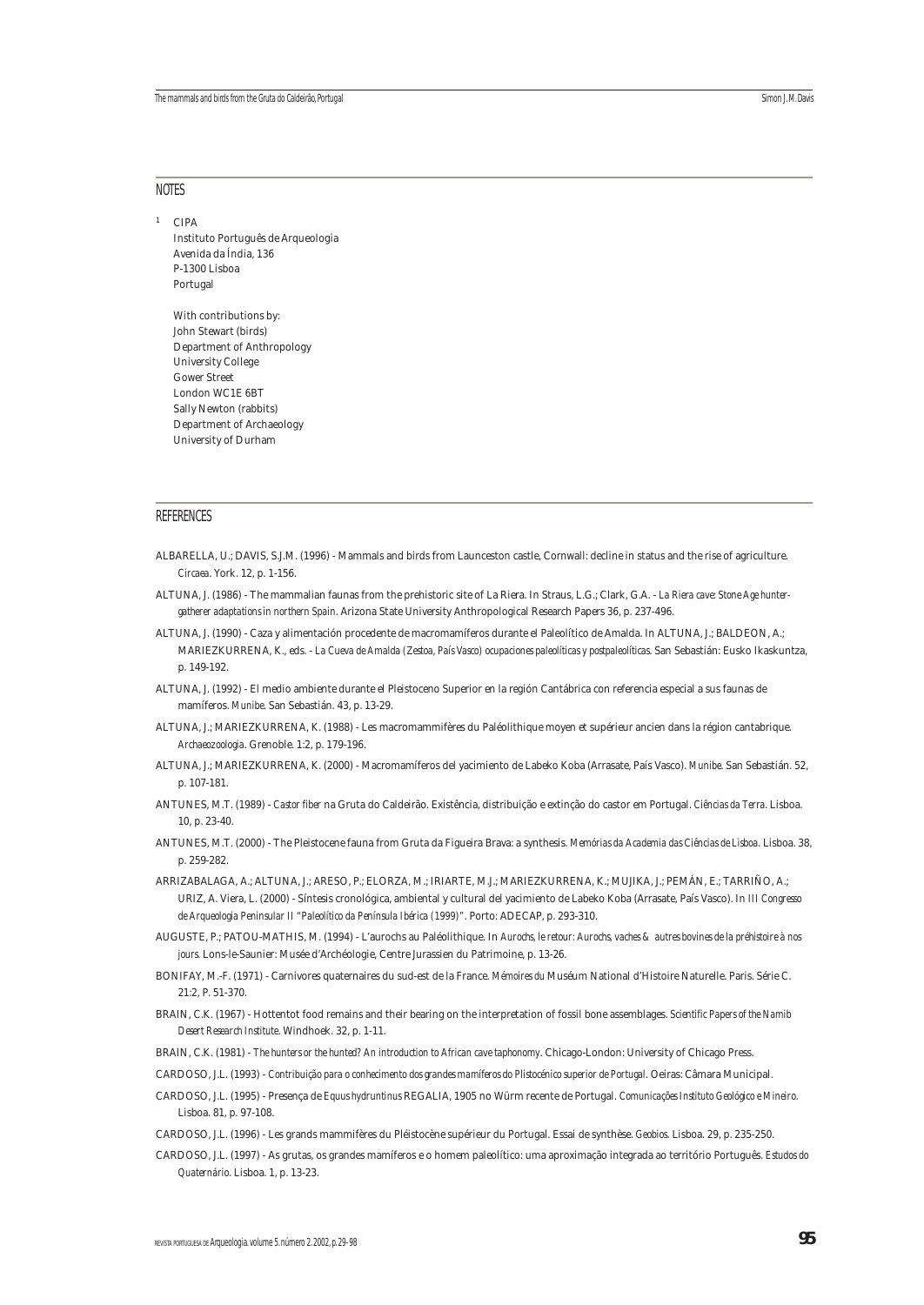## NOTES

[1] CIPA
Instituto Português de Arqueologia
Avenida da Índia, 136
P-1300 Lisboa
Portugal

With contributions by:
John Stewart (birds)
Department of Anthropology
University College
Gower Street
London WC1E 6BT
Sally Newton (rabbits)
Department of Archaeology
University of Durham

## REFERENCES

ALBARELLA, U.; DAVIS, S.J.M. (1996) - Mammals and birds from Launceston castle, Cornwall: decline in status and the rise of agriculture. *Circaea*. York. 12, p. 1-156.

ALTUNA, J. (1986) - The mammalian faunas from the prehistoric site of La Riera. In Straus, L.G.; Clark, G.A. - *La Riera cave: Stone Age hunter-gatherer adaptations in northern Spain*. Arizona State University Anthropological Research Papers 36, p. 237-496.

ALTUNA, J. (1990) - Caza y alimentación procedente de macromamíferos durante el Paleolítico de Amalda. In ALTUNA, J.; BALDEON, A.; MARIEZKURRENA, K., eds. - *La Cueva de Amalda (Zestoa, País Vasco) ocupaciones paleolíticas y postpaleolíticas*. San Sebastián: Eusko Ikaskuntza, p. 149-192.

ALTUNA, J. (1992) - El medio ambiente durante el Pleistoceno Superior en la región Cantábrica con referencia especial a sus faunas de mamíferos. *Munibe*. San Sebastián. 43, p. 13-29.

ALTUNA, J.; MARIEZKURRENA, K. (1988) - Les macromammifères du Paléolithique moyen et supérieur ancien dans la région cantabrique. *Archaeozoologia*. Grenoble. 1:2, p. 179-196.

ALTUNA, J.; MARIEZKURRENA, K. (2000) - Macromamíferos del yacimiento de Labeko Koba (Arrasate, País Vasco). *Munibe*. San Sebastián. 52, p. 107-181.

ANTUNES, M.T. (1989) - *Castor fiber* na Gruta do Caldeirão. Existência, distribuição e extinção do castor em Portugal. *Ciências da Terra*. Lisboa. 10, p. 23-40.

ANTUNES, M.T. (2000) - The Pleistocene fauna from Gruta da Figueira Brava: a synthesis. *Memórias da Academia das Ciências de Lisboa*. Lisboa. 38, p. 259-282.

ARRIZABALAGA, A.; ALTUNA, J.; ARESO, P.; ELORZA, M.; IRIARTE, M.J.; MARIEZKURRENA, K.; MUJIKA, J.; PEMÁN, E.; TARRIÑO, A.; URIZ, A. Viera, L. (2000) - Síntesis cronológica, ambiental y cultural del yacimiento de Labeko Koba (Arrasate, País Vasco). In *III Congresso de Arqueologia Peninsular II "Paleolítico da Península Ibérica (1999)"*. Porto: ADECAP, p. 293-310.

AUGUSTE, P.; PATOU-MATHIS, M. (1994) - L'aurochs au Paléolithique. In *Aurochs, le retour: Aurochs, vaches & autres bovines de la préhistoire à nos jours*. Lons-le-Saunier: Musée d'Archéologie, Centre Jurassien du Patrimoine, p. 13-26.

BONIFAY, M.-F. (1971) - Carnivores quaternaires du sud-est de la France. *Mémoires du* Muséum National d'Histoire Naturelle. Paris. Série C. 21:2, P. 51-370.

BRAIN, C.K. (1967) - Hottentot food remains and their bearing on the interpretation of fossil bone assemblages. *Scientific Papers of the Namib Desert Research Institute*. Windhoek. 32, p. 1-11.

BRAIN, C.K. (1981) - *The hunters or the hunted? An introduction to African cave taphonomy*. Chicago-London: University of Chicago Press.

CARDOSO, J.L. (1993) - *Contribuição para o conhecimento dos grandes mamíferos do Plistocénico superior de Portugal*. Oeiras: Câmara Municipal.

CARDOSO, J.L. (1995) - Presença de *Equus hydruntinus* REGALIA, 1905 no Würm recente de Portugal. *Comunicações Instituto Geológico e Mineiro*. Lisboa. 81, p. 97-108.

CARDOSO, J.L. (1996) - Les grands mammifères du Pléistocène supérieur du Portugal. Essai de synthèse. *Geobios*. Lisboa. 29, p. 235-250.

CARDOSO, J.L. (1997) - As grutas, os grandes mamíferos e o homem paleolítico: uma aproximação integrada ao território Português. *Estudos do Quaternário*. Lisboa. 1, p. 13-23.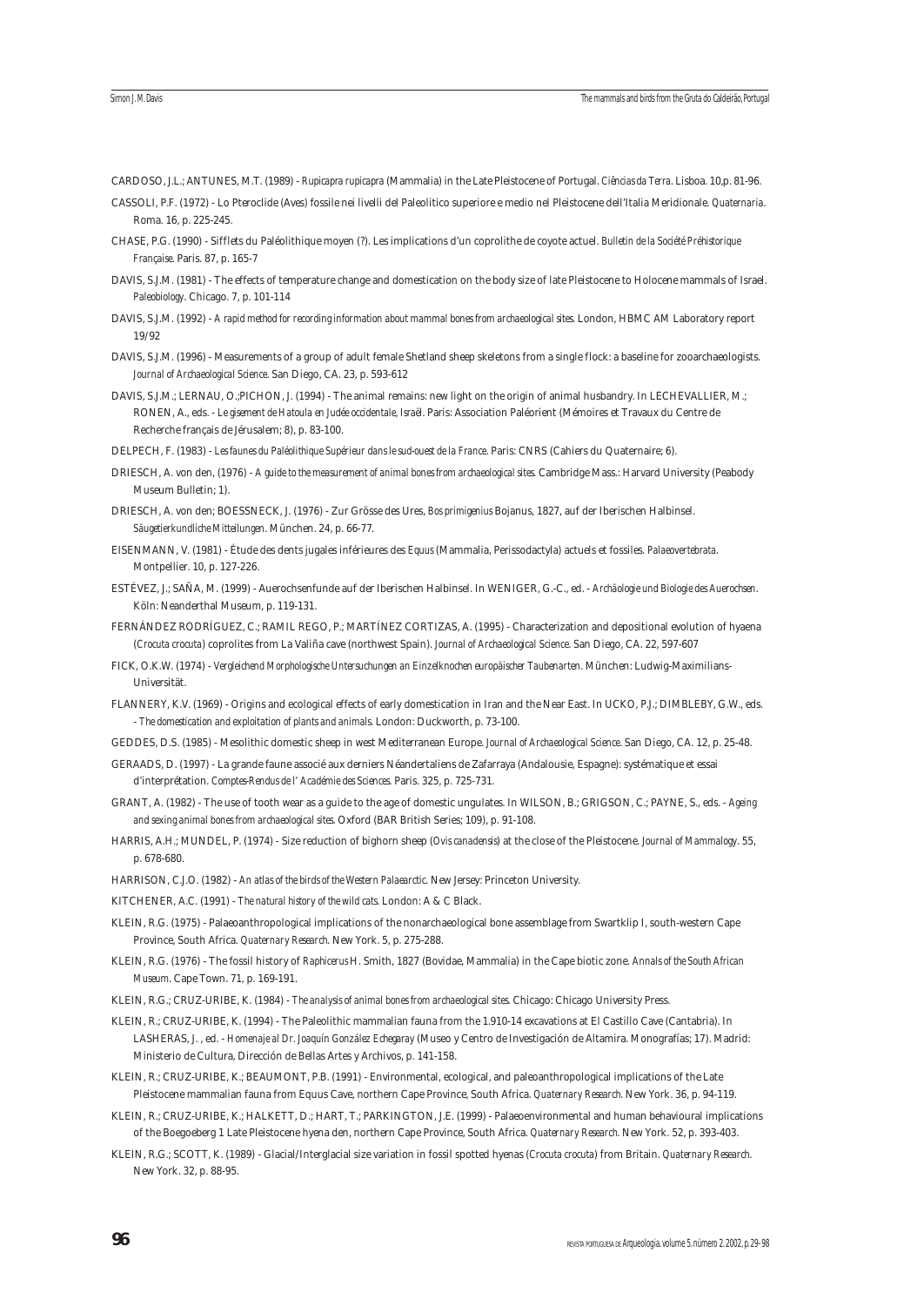CARDOSO, J.L.; ANTUNES, M.T. (1989) - *Rupicapra rupicapra* (Mammalia) in the Late Pleistocene of Portugal. *Ciências da Terra*. Lisboa. 10,p. 81-96.

CASSOLI, P.F. (1972) - Lo Pteroclide (Aves) fossile nei livelli del Paleolitico superiore e medio nel Pleistocene dell'Italia Meridionale. *Quaternaria*. Roma. 16, p. 225-245.

CHASE, P.G. (1990) - Sifflets du Paléolithique moyen (?). Les implications d'un coprolithe de coyote actuel. *Bulletin de la Société Préhistorique Française*. Paris. 87, p. 165-7

DAVIS, S.J.M. (1981) - The effects of temperature change and domestication on the body size of late Pleistocene to Holocene mammals of Israel. *Paleobiology*. Chicago. 7, p. 101-114

DAVIS, S.J.M. (1992) - *A rapid method for recording information about mammal bones from archaeological sites*. London, HBMC AM Laboratory report 19/92

DAVIS, S.J.M. (1996) - Measurements of a group of adult female Shetland sheep skeletons from a single flock: a baseline for zooarchaeologists. *Journal of Archaeological Science*. San Diego, CA. 23, p. 593-612

DAVIS, S.J.M.; LERNAU, O.;PICHON, J. (1994) - The animal remains: new light on the origin of animal husbandry. In LECHEVALLIER, M.; RONEN, A., eds. - *Le gisement de Hatoula en Judée occidentale, Israël*. Paris: Association Paléorient (Mémoires et Travaux du Centre de Recherche français de Jérusalem; 8), p. 83-100.

DELPECH, F. (1983) - *Les faunes du Paléolithique Supérieur dans le sud-ouest de la France*. Paris: CNRS (Cahiers du Quaternaire; 6).

DRIESCH, A. von den, (1976) - *A guide to the measurement of animal bones from archaeological sites*. Cambridge Mass.: Harvard University (Peabody Museum Bulletin; 1).

DRIESCH, A. von den; BOESSNECK, J. (1976) - Zur Grösse des Ures, *Bos primigenius* Bojanus, 1827, auf der Iberischen Halbinsel. *Säugetierkundliche Mitteilungen*. München. 24, p. 66-77.

EISENMANN, V. (1981) - Étude des dents jugales inférieures des *Equus* (Mammalia, Perissodactyla) actuels et fossiles. *Palaeovertebrata*. Montpellier. 10, p. 127-226.

ESTÉVEZ, J.; SAÑA, M. (1999) - Auerochsenfunde auf der Iberischen Halbinsel. In WENIGER, G.-C., ed. - *Archäologie und Biologie des Auerochsen*. Köln: Neanderthal Museum, p. 119-131.

FERNÁNDEZ RODRÍGUEZ, C.; RAMIL REGO, P.; MARTÍNEZ CORTIZAS, A. (1995) - Characterization and depositional evolution of hyaena (*Crocuta crocuta*) coprolites from La Valiña cave (northwest Spain). *Journal of Archaeological Science*. San Diego, CA. 22, 597-607

FICK, O.K.W. (1974) - *Vergleichend Morphologische Untersuchungen an Einzelknochen europäischer Taubenarten*. München: Ludwig-Maximilians-Universität.

FLANNERY, K.V. (1969) - Origins and ecological effects of early domestication in Iran and the Near East. In UCKO, P.J.; DIMBLEBY, G.W., eds. - *The domestication and exploitation of plants and animals*. London: Duckworth, p. 73-100.

GEDDES, D.S. (1985) - Mesolithic domestic sheep in west Mediterranean Europe. *Journal of Archaeological Science*. San Diego, CA. 12, p. 25-48.

GERAADS, D. (1997) - La grande faune associé aux derniers Néandertaliens de Zafarraya (Andalousie, Espagne): systématique et essai d'interprétation. *Comptes-Rendus de l' Académie des Sciences*. Paris. 325, p. 725-731.

GRANT, A. (1982) - The use of tooth wear as a guide to the age of domestic ungulates. In WILSON, B.; GRIGSON, C.; PAYNE, S., eds. - *Ageing and sexing animal bones from archaeological sites*. Oxford (BAR British Series; 109), p. 91-108.

HARRIS, A.H.; MUNDEL, P. (1974) - Size reduction of bighorn sheep (*Ovis canadensis*) at the close of the Pleistocene. *Journal of Mammalogy*. 55, p. 678-680.

HARRISON, C.J.O. (1982) - *An atlas of the birds of the Western Palaearctic*. New Jersey: Princeton University.

KITCHENER, A.C. (1991) - *The natural history of the wild cats*. London: A & C Black.

KLEIN, R.G. (1975) - Palaeoanthropological implications of the nonarchaeological bone assemblage from Swartklip I, south-western Cape Province, South Africa. *Quaternary Research*. New York. 5, p. 275-288.

KLEIN, R.G. (1976) - The fossil history of *Raphicerus* H. Smith, 1827 (Bovidae, Mammalia) in the Cape biotic zone. *Annals of the South African Museum*. Cape Town. 71, p. 169-191.

KLEIN, R.G.; CRUZ-URIBE, K. (1984) - *The analysis of animal bones from archaeological sites*. Chicago: Chicago University Press.

KLEIN, R.; CRUZ-URIBE, K. (1994) - The Paleolithic mammalian fauna from the 1.910-14 excavations at El Castillo Cave (Cantabria). In LASHERAS, J. , ed. - *Homenaje al Dr. Joaquín González Echegaray* (Museo y Centro de Investigación de Altamira. Monografías; 17). Madrid: Ministerio de Cultura, Dirección de Bellas Artes y Archivos, p. 141-158.

KLEIN, R.; CRUZ-URIBE, K.; BEAUMONT, P.B. (1991) - Environmental, ecological, and paleoanthropological implications of the Late Pleistocene mammalian fauna from Equus Cave, northern Cape Province, South Africa. *Quaternary Research*. New York. 36, p. 94-119.

KLEIN, R.; CRUZ-URIBE, K.; HALKETT, D.; HART, T.; PARKINGTON, J.E. (1999) - Palaeoenvironmental and human behavioural implications of the Boegoeberg 1 Late Pleistocene hyena den, northern Cape Province, South Africa. *Quaternary Research*. New York. 52, p. 393-403.

KLEIN, R.G.; SCOTT, K. (1989) - Glacial/Interglacial size variation in fossil spotted hyenas (*Crocuta crocuta*) from Britain. *Quaternary Research*. New York. 32, p. 88-95.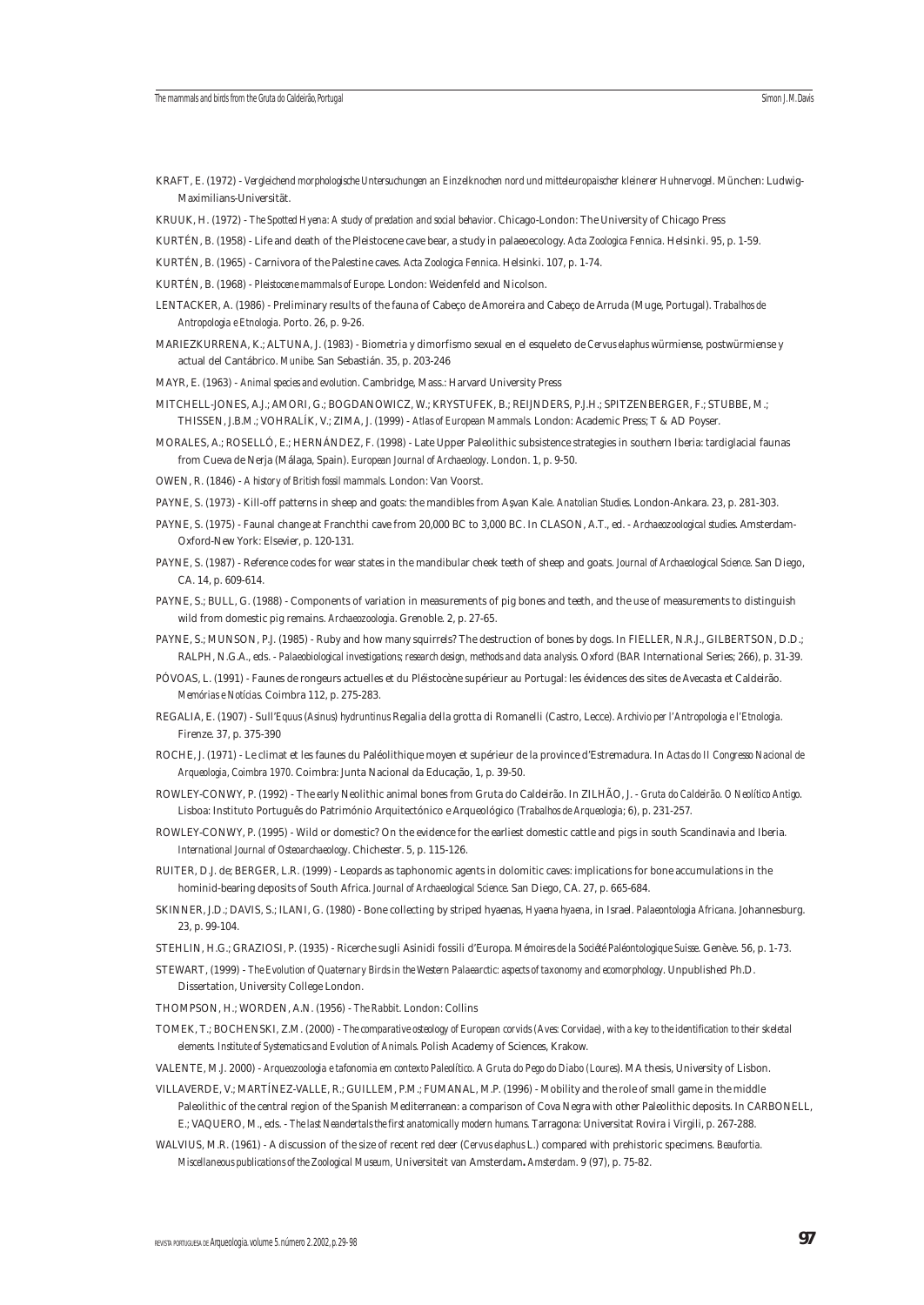KRAFT, E. (1972) - *Vergleichend morphologische Untersuchungen an Einzelknochen nord und mitteleuropaischer kleinerer Huhnervogel.* München: Ludwig-Maximilians-Universität.

KRUUK, H. (1972) - *The Spotted Hyena: A study of predation and social behavior.* Chicago-London: The University of Chicago Press

KURTÉN, B. (1958) - Life and death of the Pleistocene cave bear, a study in palaeoecology. *Acta Zoologica Fennica.* Helsinki. 95, p. 1-59.

KURTÉN, B. (1965) - Carnivora of the Palestine caves. *Acta Zoologica Fennica.* Helsinki. 107, p. 1-74.

KURTÉN, B. (1968) - *Pleistocene mammals of Europe.* London: Weidenfeld and Nicolson.

LENTACKER, A. (1986) - Preliminary results of the fauna of Cabeço de Amoreira and Cabeço de Arruda (Muge, Portugal). *Trabalhos de Antropologia e Etnologia.* Porto. 26, p. 9-26.

MARIEZKURRENA, K.; ALTUNA, J. (1983) - Biometria y dimorfismo sexual en el esqueleto de *Cervus elaphus* würmiense, postwürmiense y actual del Cantábrico. *Munibe.* San Sebastián. 35, p. 203-246

MAYR, E. (1963) - *Animal species and evolution.* Cambridge, Mass.: Harvard University Press

MITCHELL-JONES, A.J.; AMORI, G.; BOGDANOWICZ, W.; KRYSTUFEK, B.; REIJNDERS, P.J.H.; SPITZENBERGER, F.; STUBBE, M.; THISSEN, J.B.M.; VOHRALÍK, V.; ZIMA, J. (1999) - *Atlas of European Mammals.* London: Academic Press; T & AD Poyser.

MORALES, A.; ROSELLÓ, E.; HERNÁNDEZ, F. (1998) - Late Upper Paleolithic subsistence strategies in southern Iberia: tardiglacial faunas from Cueva de Nerja (Málaga, Spain). *European Journal of Archaeology.* London. 1, p. 9-50.

OWEN, R. (1846) - *A history of British fossil mammals.* London: Van Voorst.

PAYNE, S. (1973) - Kill-off patterns in sheep and goats: the mandibles from Aşvan Kale. *Anatolian Studies.* London-Ankara. 23, p. 281-303.

PAYNE, S. (1975) - Faunal change at Franchthi cave from 20,000 BC to 3,000 BC. In CLASON, A.T., ed. - *Archaeozoological studies.* Amsterdam-Oxford-New York: Elsevier, p. 120-131.

PAYNE, S. (1987) - Reference codes for wear states in the mandibular cheek teeth of sheep and goats. *Journal of Archaeological Science.* San Diego, CA. 14, p. 609-614.

PAYNE, S.; BULL, G. (1988) - Components of variation in measurements of pig bones and teeth, and the use of measurements to distinguish wild from domestic pig remains. *Archaeozoologia.* Grenoble. 2, p. 27-65.

PAYNE, S.; MUNSON, P.J. (1985) - Ruby and how many squirrels? The destruction of bones by dogs. In FIELLER, N.R.J., GILBERTSON, D.D.; RALPH, N.G.A., eds. - *Palaeobiological investigations; research design, methods and data analysis.* Oxford (BAR International Series; 266), p. 31-39.

PÓVOAS, L. (1991) - Faunes de rongeurs actuelles et du Pléistocène supérieur au Portugal: les évidences des sites de Avecasta et Caldeirão. *Memórias e Notícias.* Coimbra 112, p. 275-283.

REGALIA, E. (1907) - Sull'*Equus (Asinus) hydruntinus* Regalia della grotta di Romanelli (Castro, Lecce). *Archivio per l'Antropologia e l'Etnologia.* Firenze. 37, p. 375-390

ROCHE, J. (1971) - Le climat et les faunes du Paléolithique moyen et supérieur de la province d'Estremadura. In *Actas do II Congresso Nacional de Arqueologia, Coimbra 1970.* Coimbra: Junta Nacional da Educação, 1, p. 39-50.

ROWLEY-CONWY, P. (1992) - The early Neolithic animal bones from Gruta do Caldeirão. In ZILHÃO, J. - *Gruta do Caldeirão. O Neolítico Antigo.* Lisboa: Instituto Português do Património Arquitectónico e Arqueológico (*Trabalhos de Arqueologia*; 6), p. 231-257.

ROWLEY-CONWY, P. (1995) - Wild or domestic? On the evidence for the earliest domestic cattle and pigs in south Scandinavia and Iberia. *International Journal of Osteoarchaeology.* Chichester. 5, p. 115-126.

RUITER, D.J. de; BERGER, L.R. (1999) - Leopards as taphonomic agents in dolomitic caves: implications for bone accumulations in the hominid-bearing deposits of South Africa. *Journal of Archaeological Science.* San Diego, CA. 27, p. 665-684.

SKINNER, J.D.; DAVIS, S.; ILANI, G. (1980) - Bone collecting by striped hyaenas, *Hyaena hyaena*, in Israel. *Palaeontologia Africana.* Johannesburg. 23, p. 99-104.

STEHLIN, H.G.; GRAZIOSI, P. (1935) - Ricerche sugli Asinidi fossili d'Europa. *Mémoires de la Société Paléontologique Suisse.* Genève. 56, p. 1-73.

STEWART, (1999) - *The Evolution of Quaternary Birds in the Western Palaearctic: aspects of taxonomy and ecomorphology.* Unpublished Ph.D. Dissertation, University College London.

THOMPSON, H.; WORDEN, A.N. (1956) - *The Rabbit.* London: Collins

TOMEK, T.; BOCHENSKI, Z.M. (2000) - *The comparative osteology of European corvids (Aves: Corvidae), with a key to the identification to their skeletal elements. Institute of Systematics and Evolution of Animals.* Polish Academy of Sciences, Krakow.

VALENTE, M.J. 2000) - *Arqueozoologia e tafonomia em contexto Paleolítico. A Gruta do Pego do Diabo (Loures).* MA thesis, University of Lisbon.

VILLAVERDE, V.; MARTÍNEZ-VALLE, R.; GUILLEM, P.M.; FUMANAL, M.P. (1996) - Mobility and the role of small game in the middle Paleolithic of the central region of the Spanish Mediterranean: a comparison of Cova Negra with other Paleolithic deposits. In CARBONELL, E.; VAQUERO, M., eds. - *The last Neandertals the first anatomically modern humans.* Tarragona: Universitat Rovira i Virgili, p. 267-288.

WALVIUS, M.R. (1961) - A discussion of the size of recent red deer (*Cervus elaphus* L.) compared with prehistoric specimens. *Beaufortia. Miscellaneous publications of the Zoological Museum,* Universiteit van Amsterdam**.** *Amsterdam.* 9 (97), p. 75-82.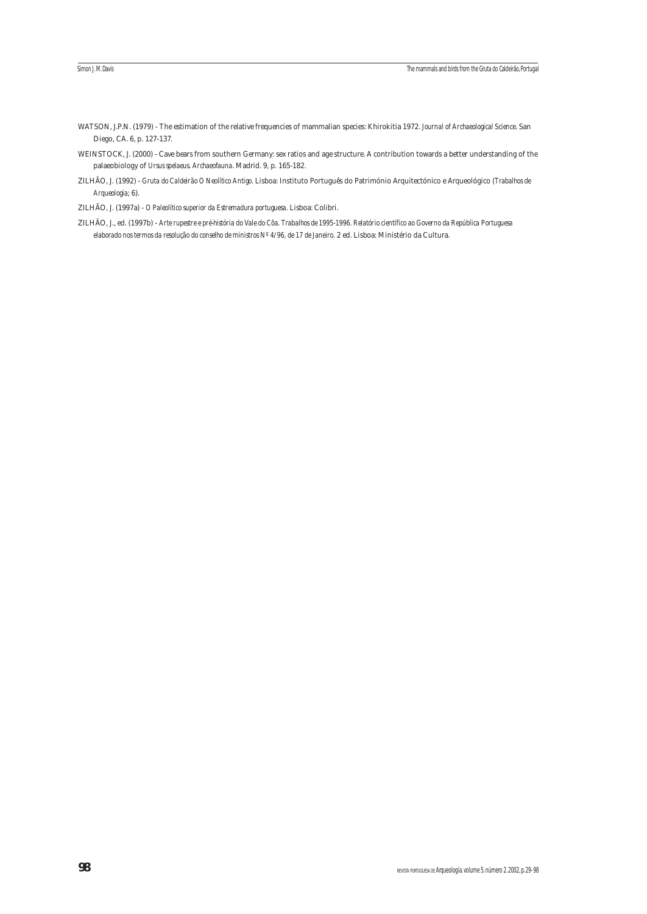WATSON, J.P.N. (1979) - The estimation of the relative frequencies of mammalian species: Khirokitia 1972. *Journal of Archaeological Science*. San Diego, CA. 6, p. 127-137.

WEINSTOCK, J. (2000) - Cave bears from southern Germany: sex ratios and age structure. A contribution towards a better understanding of the palaeobiology of *Ursus spelaeus*. *Archaeofauna*. Madrid. 9, p. 165-182.

ZILHÃO, J. (1992) - *Gruta do Caldeirão O Neolítico Antigo*. Lisboa: Instituto Português do Património Arquitectónico e Arqueológico (*Trabalhos de Arqueologia*; 6).

ZILHÃO, J. (1997a) - *O Paleolítico superior da Estremadura portuguesa*. Lisboa: Colibri.

ZILHÃO, J., ed. (1997b) - *Arte rupestre e pré-história do Vale do Côa. Trabalhos de 1995-1996. Relatório científico ao Governo da República Portuguesa elaborado nos termos da resolução do conselho de ministros Nº 4/96, de 17 de Janeiro*. 2 ed. Lisboa: Ministério da Cultura.